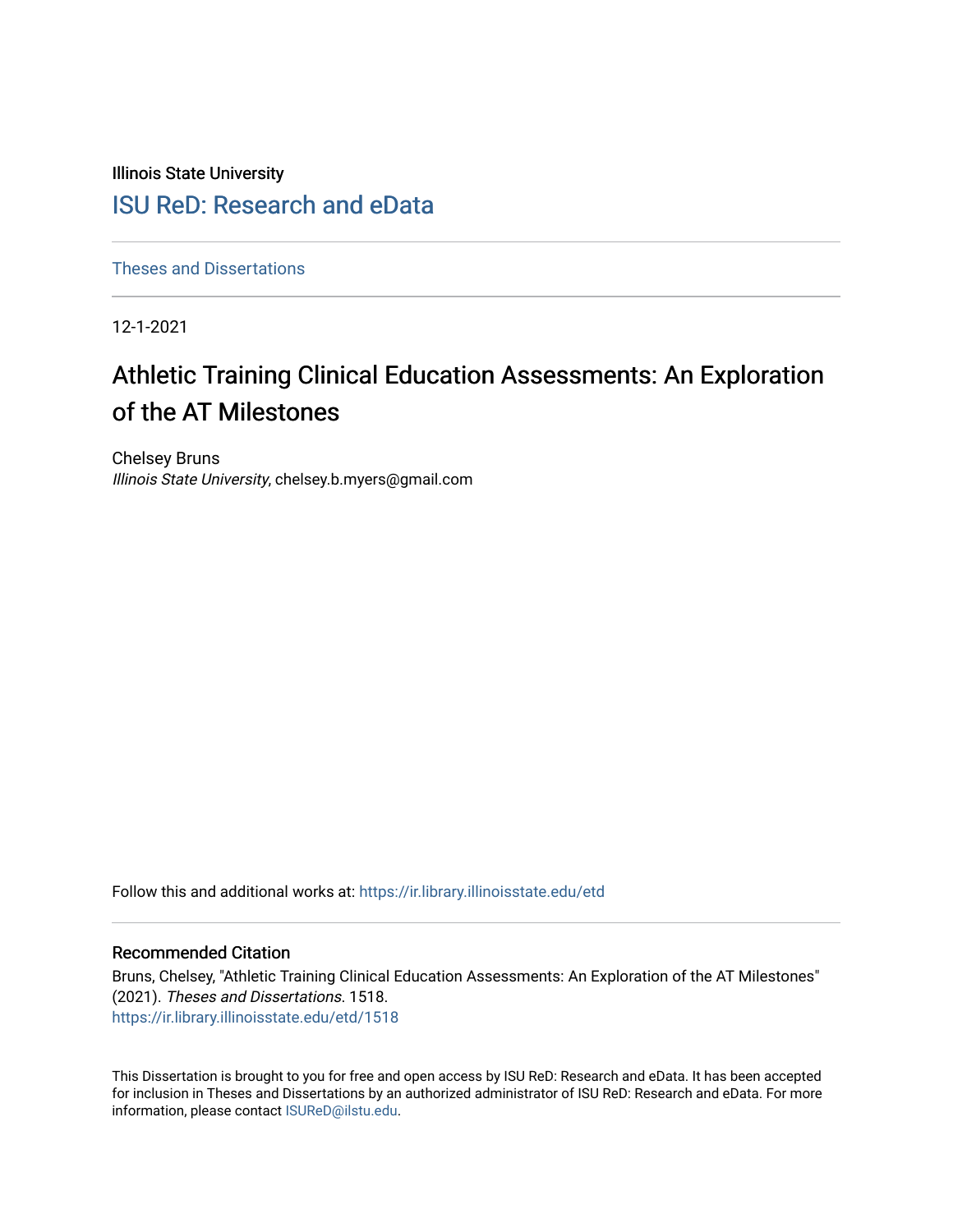Illinois State University

## ISU ReD: Research and eData

Theses and Dissertations

12-1-2021

# Athletic Training Clinical Education Assessments: An Exploration of the AT Milestones

Chelsey Bruns
*Illinois State University*, chelsey.b.myers@gmail.com

Follow this and additional works at: https://ir.library.illinoisstate.edu/etd

### Recommended Citation

Bruns, Chelsey, "Athletic Training Clinical Education Assessments: An Exploration of the AT Milestones" (2021). *Theses and Dissertations*. 1518.
https://ir.library.illinoisstate.edu/etd/1518

This Dissertation is brought to you for free and open access by ISU ReD: Research and eData. It has been accepted for inclusion in Theses and Dissertations by an authorized administrator of ISU ReD: Research and eData. For more information, please contact ISUReD@ilstu.edu.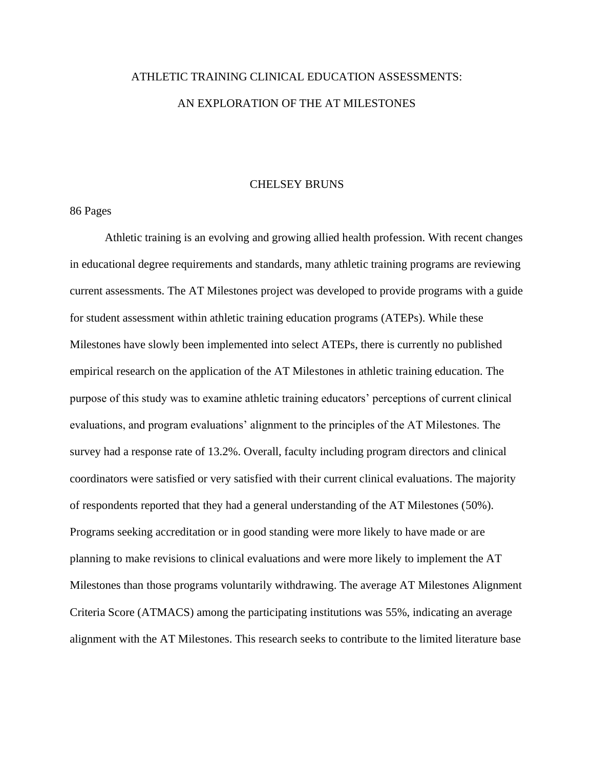# ATHLETIC TRAINING CLINICAL EDUCATION ASSESSMENTS: AN EXPLORATION OF THE AT MILESTONES

CHELSEY BRUNS

86 Pages

Athletic training is an evolving and growing allied health profession. With recent changes in educational degree requirements and standards, many athletic training programs are reviewing current assessments. The AT Milestones project was developed to provide programs with a guide for student assessment within athletic training education programs (ATEPs). While these Milestones have slowly been implemented into select ATEPs, there is currently no published empirical research on the application of the AT Milestones in athletic training education. The purpose of this study was to examine athletic training educators' perceptions of current clinical evaluations, and program evaluations' alignment to the principles of the AT Milestones. The survey had a response rate of 13.2%. Overall, faculty including program directors and clinical coordinators were satisfied or very satisfied with their current clinical evaluations. The majority of respondents reported that they had a general understanding of the AT Milestones (50%). Programs seeking accreditation or in good standing were more likely to have made or are planning to make revisions to clinical evaluations and were more likely to implement the AT Milestones than those programs voluntarily withdrawing. The average AT Milestones Alignment Criteria Score (ATMACS) among the participating institutions was 55%, indicating an average alignment with the AT Milestones. This research seeks to contribute to the limited literature base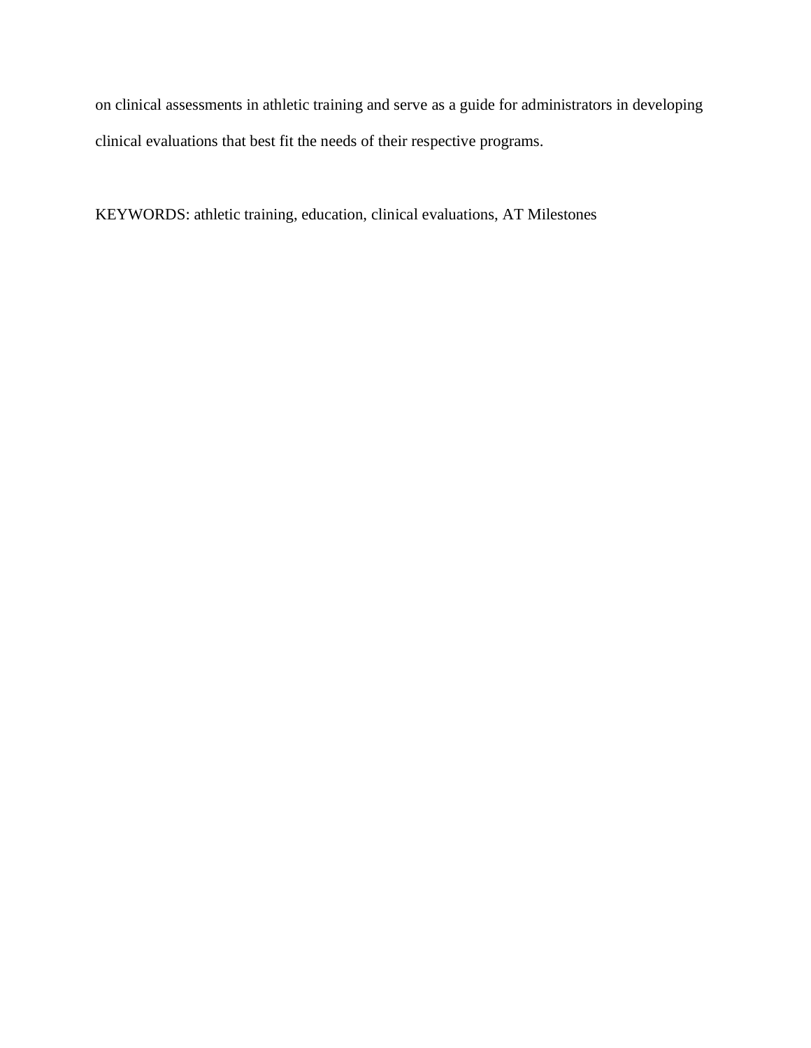on clinical assessments in athletic training and serve as a guide for administrators in developing clinical evaluations that best fit the needs of their respective programs.

KEYWORDS: athletic training, education, clinical evaluations, AT Milestones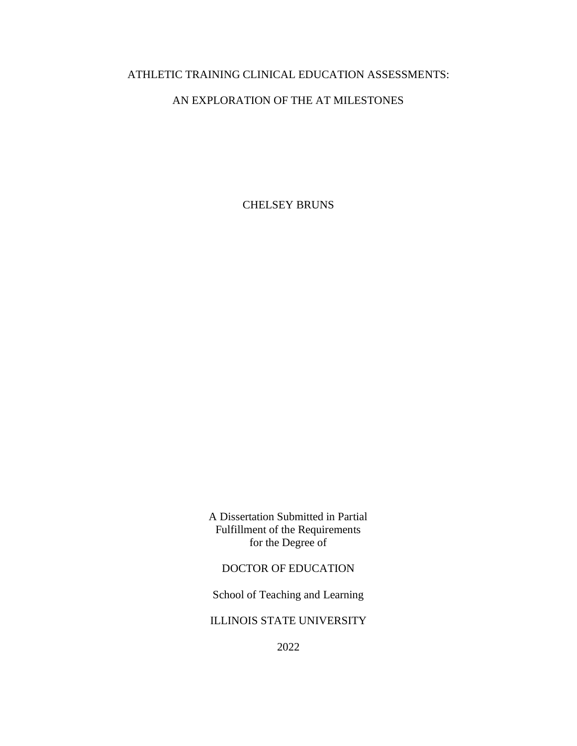# ATHLETIC TRAINING CLINICAL EDUCATION ASSESSMENTS:

# AN EXPLORATION OF THE AT MILESTONES

CHELSEY BRUNS

A Dissertation Submitted in Partial
Fulfillment of the Requirements
for the Degree of

DOCTOR OF EDUCATION

School of Teaching and Learning

ILLINOIS STATE UNIVERSITY

2022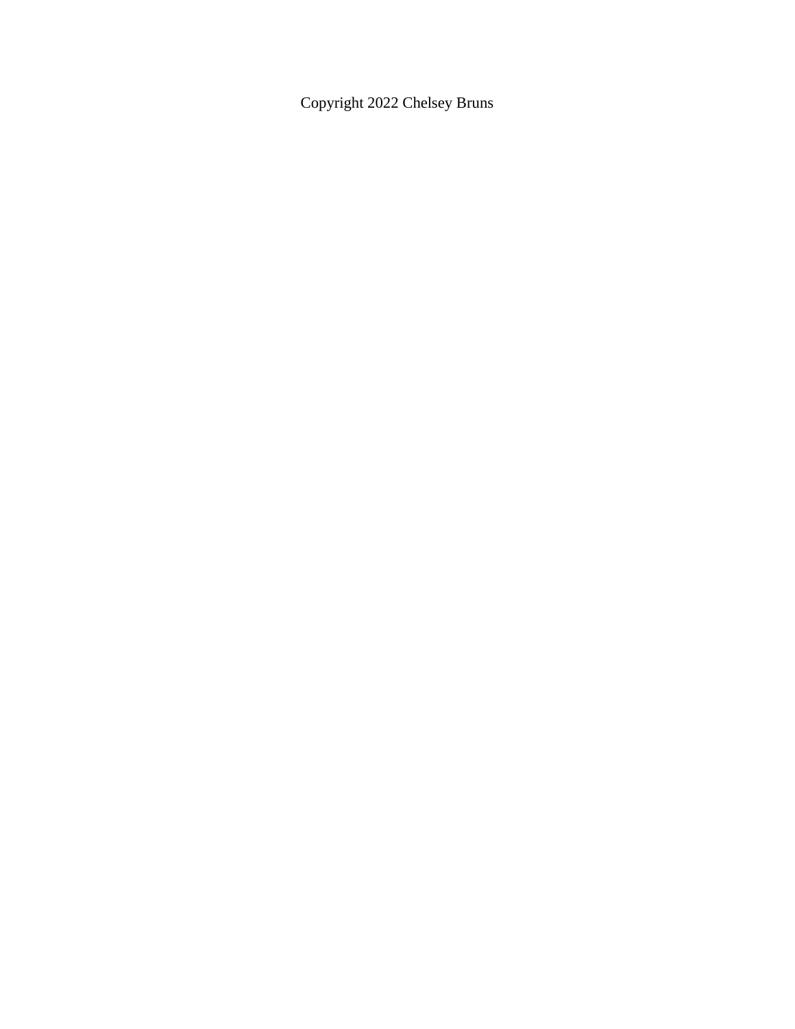Copyright 2022 Chelsey Bruns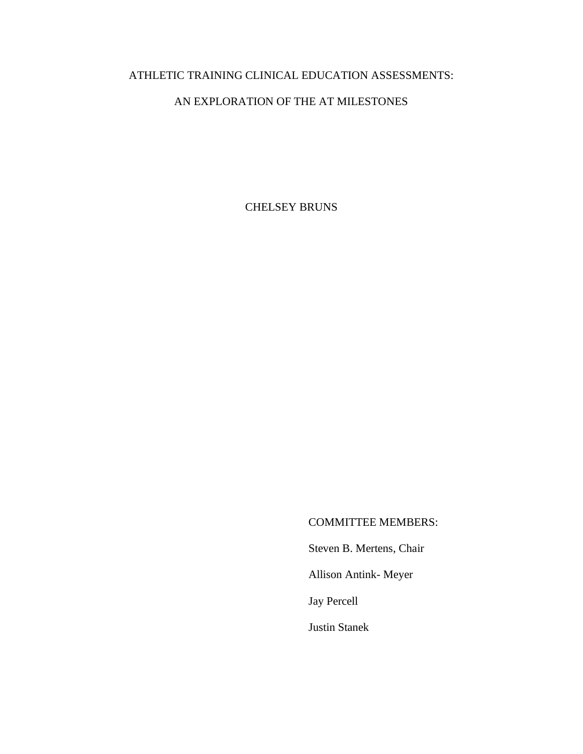# ATHLETIC TRAINING CLINICAL EDUCATION ASSESSMENTS:

# AN EXPLORATION OF THE AT MILESTONES

CHELSEY BRUNS

COMMITTEE MEMBERS:

Steven B. Mertens, Chair

Allison Antink- Meyer

Jay Percell

Justin Stanek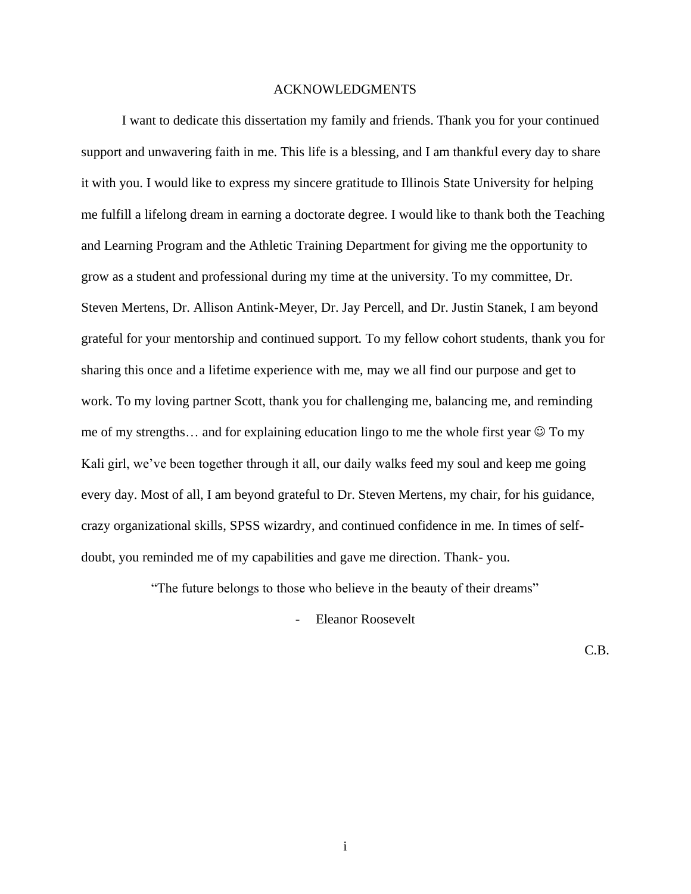# ACKNOWLEDGMENTS

I want to dedicate this dissertation my family and friends. Thank you for your continued support and unwavering faith in me. This life is a blessing, and I am thankful every day to share it with you. I would like to express my sincere gratitude to Illinois State University for helping me fulfill a lifelong dream in earning a doctorate degree. I would like to thank both the Teaching and Learning Program and the Athletic Training Department for giving me the opportunity to grow as a student and professional during my time at the university. To my committee, Dr. Steven Mertens, Dr. Allison Antink-Meyer, Dr. Jay Percell, and Dr. Justin Stanek, I am beyond grateful for your mentorship and continued support. To my fellow cohort students, thank you for sharing this once and a lifetime experience with me, may we all find our purpose and get to work. To my loving partner Scott, thank you for challenging me, balancing me, and reminding me of my strengths… and for explaining education lingo to me the whole first year ☺ To my Kali girl, we've been together through it all, our daily walks feed my soul and keep me going every day. Most of all, I am beyond grateful to Dr. Steven Mertens, my chair, for his guidance, crazy organizational skills, SPSS wizardry, and continued confidence in me. In times of self-doubt, you reminded me of my capabilities and gave me direction. Thank- you.

"The future belongs to those who believe in the beauty of their dreams"

- Eleanor Roosevelt

C.B.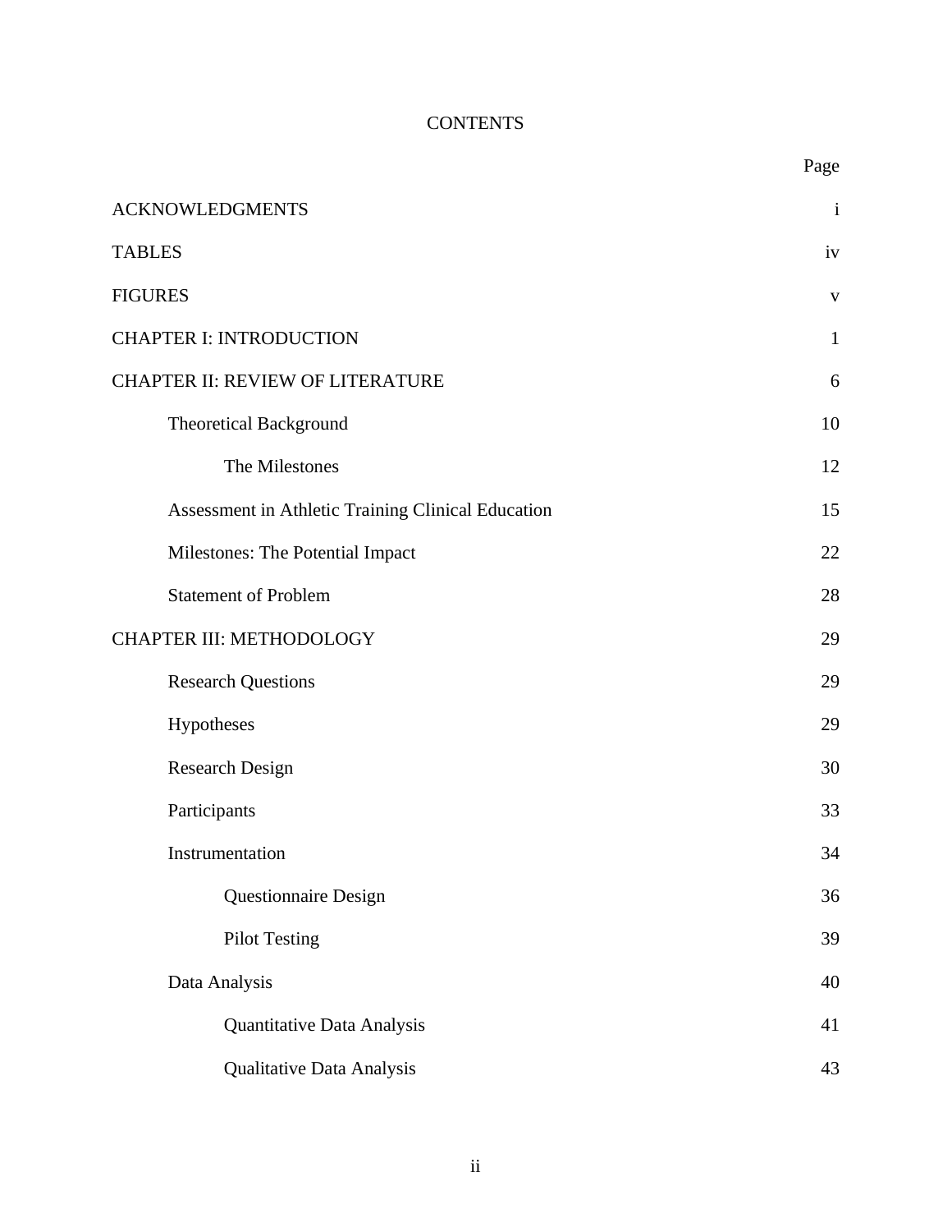# CONTENTS

| | Page |
|---|---|
| ACKNOWLEDGMENTS | i |
| TABLES | iv |
| FIGURES | v |
| CHAPTER I: INTRODUCTION | 1 |
| CHAPTER II: REVIEW OF LITERATURE | 6 |
| Theoretical Background | 10 |
| The Milestones | 12 |
| Assessment in Athletic Training Clinical Education | 15 |
| Milestones: The Potential Impact | 22 |
| Statement of Problem | 28 |
| CHAPTER III: METHODOLOGY | 29 |
| Research Questions | 29 |
| Hypotheses | 29 |
| Research Design | 30 |
| Participants | 33 |
| Instrumentation | 34 |
| Questionnaire Design | 36 |
| Pilot Testing | 39 |
| Data Analysis | 40 |
| Quantitative Data Analysis | 41 |
| Qualitative Data Analysis | 43 |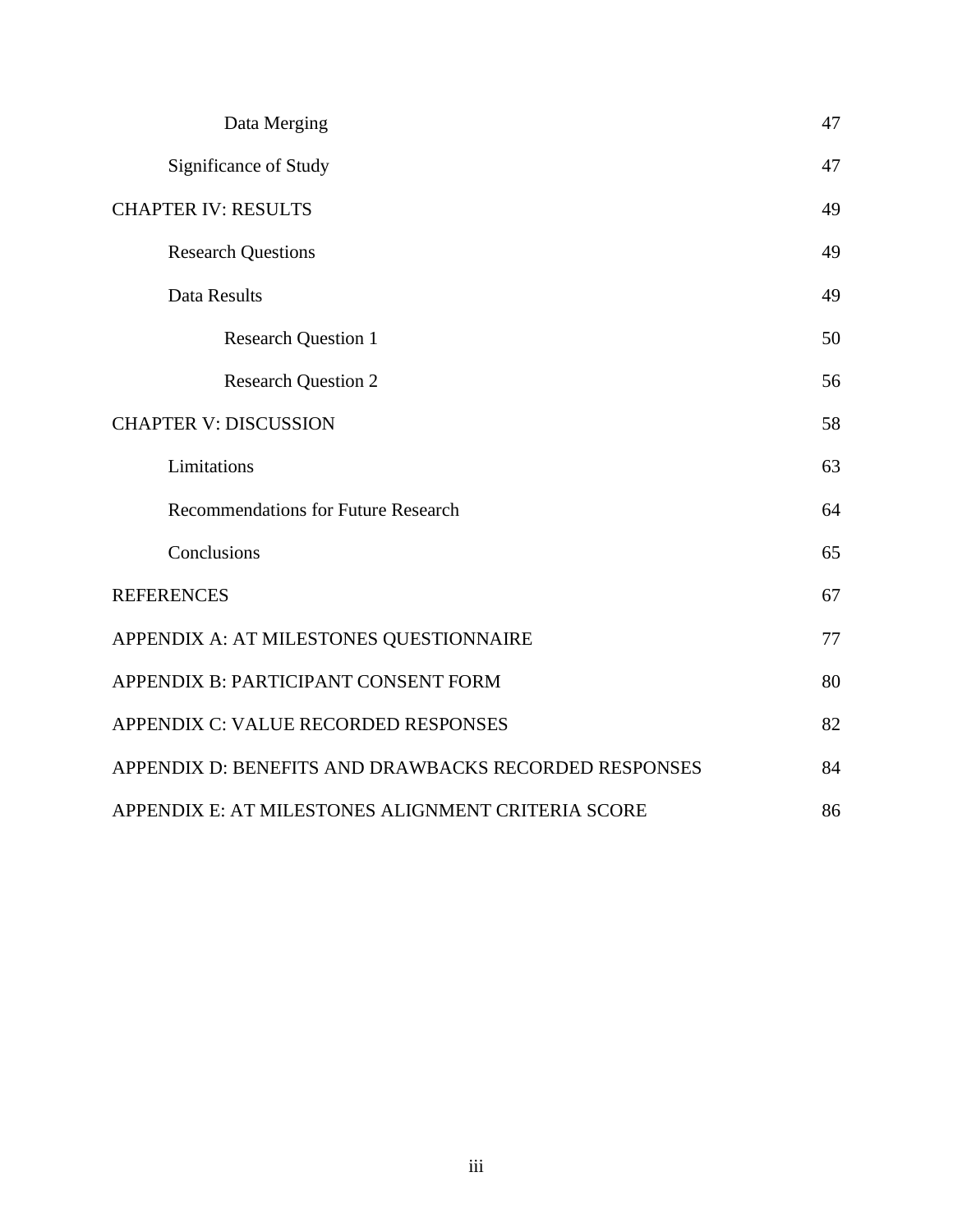| | |
|---|---|
| Data Merging | 47 |
| Significance of Study | 47 |
| CHAPTER IV: RESULTS | 49 |
| Research Questions | 49 |
| Data Results | 49 |
| Research Question 1 | 50 |
| Research Question 2 | 56 |
| CHAPTER V: DISCUSSION | 58 |
| Limitations | 63 |
| Recommendations for Future Research | 64 |
| Conclusions | 65 |
| REFERENCES | 67 |
| APPENDIX A: AT MILESTONES QUESTIONNAIRE | 77 |
| APPENDIX B: PARTICIPANT CONSENT FORM | 80 |
| APPENDIX C: VALUE RECORDED RESPONSES | 82 |
| APPENDIX D: BENEFITS AND DRAWBACKS RECORDED RESPONSES | 84 |
| APPENDIX E: AT MILESTONES ALIGNMENT CRITERIA SCORE | 86 |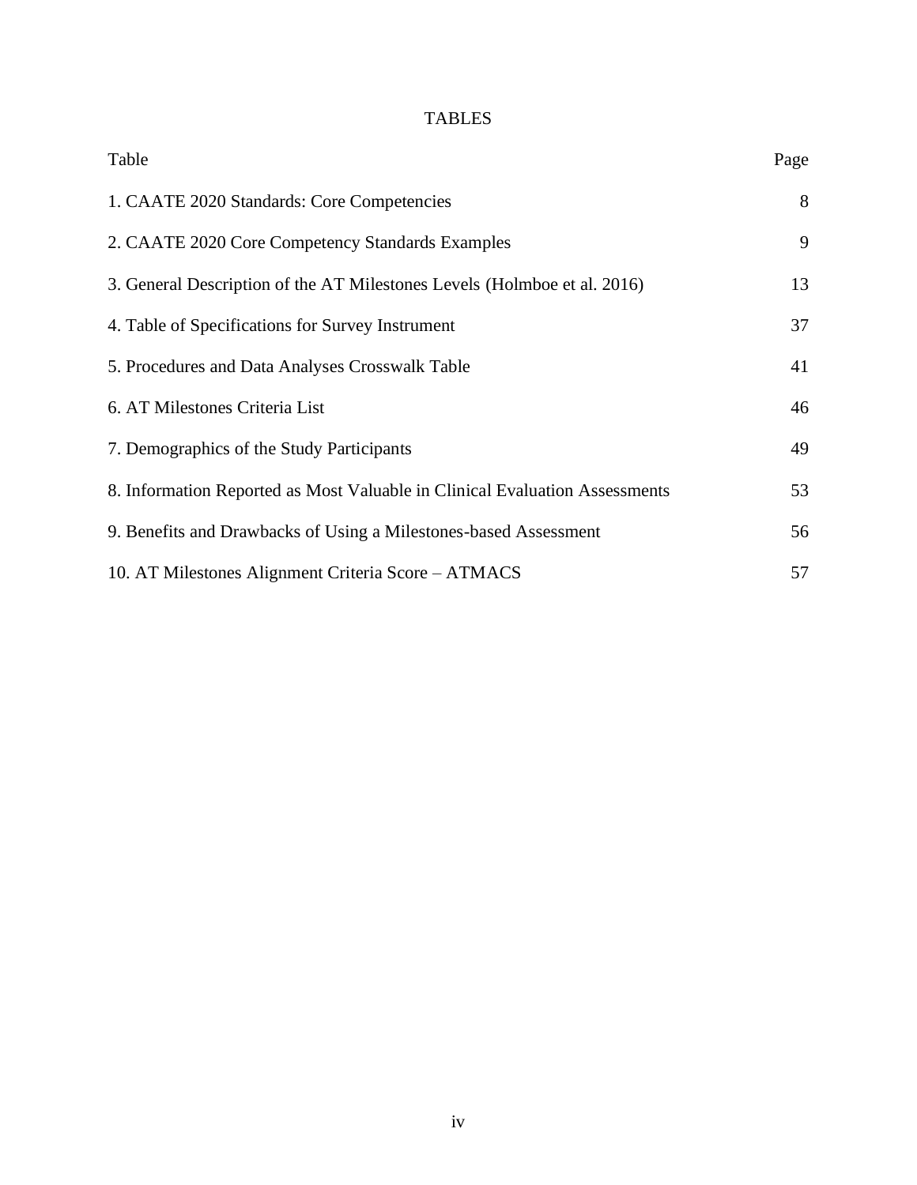# TABLES

| Table | Page |
|---|---|
| 1. CAATE 2020 Standards: Core Competencies | 8 |
| 2. CAATE 2020 Core Competency Standards Examples | 9 |
| 3. General Description of the AT Milestones Levels (Holmboe et al. 2016) | 13 |
| 4. Table of Specifications for Survey Instrument | 37 |
| 5. Procedures and Data Analyses Crosswalk Table | 41 |
| 6. AT Milestones Criteria List | 46 |
| 7. Demographics of the Study Participants | 49 |
| 8. Information Reported as Most Valuable in Clinical Evaluation Assessments | 53 |
| 9. Benefits and Drawbacks of Using a Milestones-based Assessment | 56 |
| 10. AT Milestones Alignment Criteria Score – ATMACS | 57 |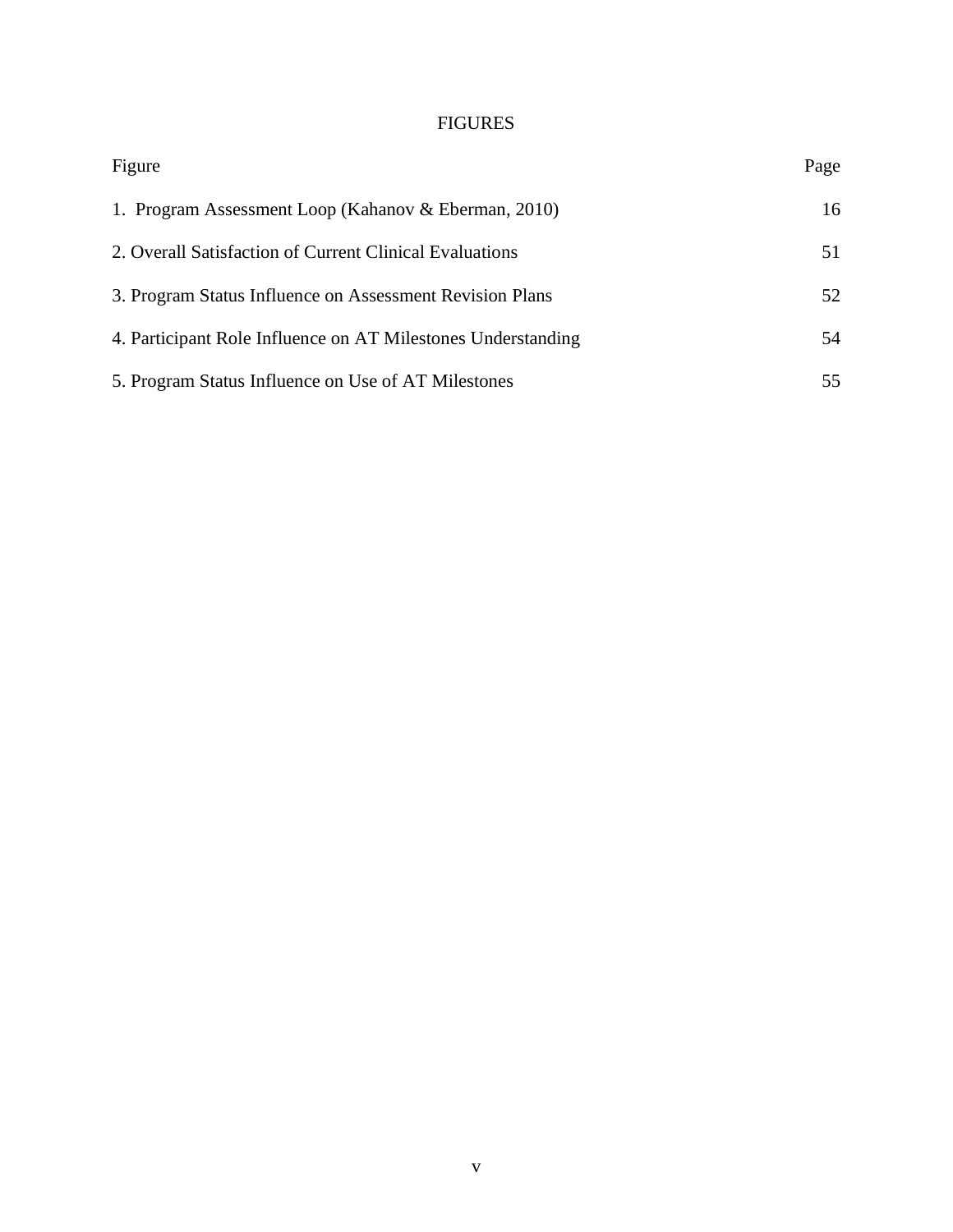# FIGURES

| Figure | Page |
|---|---|
| 1. Program Assessment Loop (Kahanov & Eberman, 2010) | 16 |
| 2. Overall Satisfaction of Current Clinical Evaluations | 51 |
| 3. Program Status Influence on Assessment Revision Plans | 52 |
| 4. Participant Role Influence on AT Milestones Understanding | 54 |
| 5. Program Status Influence on Use of AT Milestones | 55 |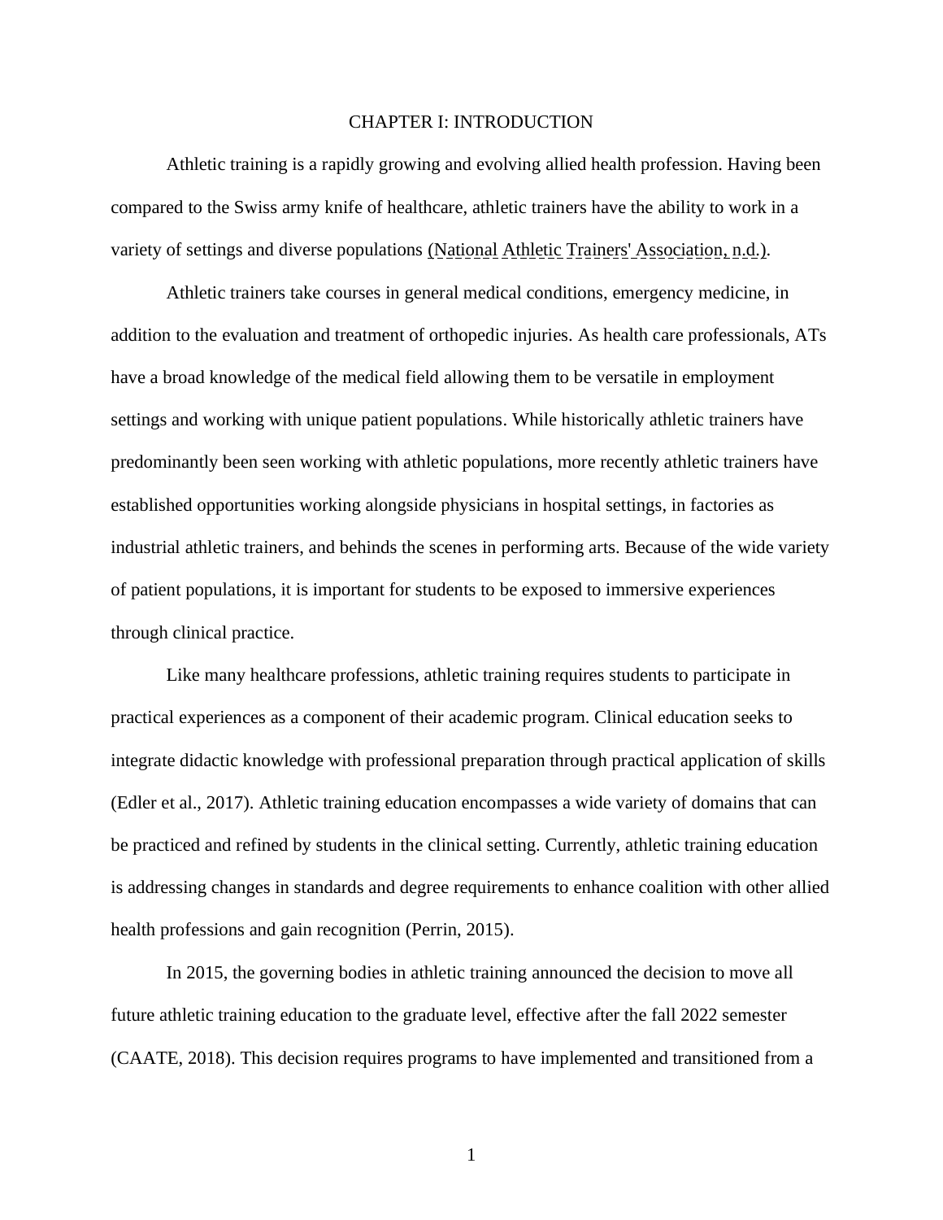# CHAPTER I: INTRODUCTION

Athletic training is a rapidly growing and evolving allied health profession. Having been compared to the Swiss army knife of healthcare, athletic trainers have the ability to work in a variety of settings and diverse populations (National Athletic Trainers' Association, n.d.).

Athletic trainers take courses in general medical conditions, emergency medicine, in addition to the evaluation and treatment of orthopedic injuries. As health care professionals, ATs have a broad knowledge of the medical field allowing them to be versatile in employment settings and working with unique patient populations. While historically athletic trainers have predominantly been seen working with athletic populations, more recently athletic trainers have established opportunities working alongside physicians in hospital settings, in factories as industrial athletic trainers, and behinds the scenes in performing arts. Because of the wide variety of patient populations, it is important for students to be exposed to immersive experiences through clinical practice.

Like many healthcare professions, athletic training requires students to participate in practical experiences as a component of their academic program. Clinical education seeks to integrate didactic knowledge with professional preparation through practical application of skills (Edler et al., 2017). Athletic training education encompasses a wide variety of domains that can be practiced and refined by students in the clinical setting. Currently, athletic training education is addressing changes in standards and degree requirements to enhance coalition with other allied health professions and gain recognition (Perrin, 2015).

In 2015, the governing bodies in athletic training announced the decision to move all future athletic training education to the graduate level, effective after the fall 2022 semester (CAATE, 2018). This decision requires programs to have implemented and transitioned from a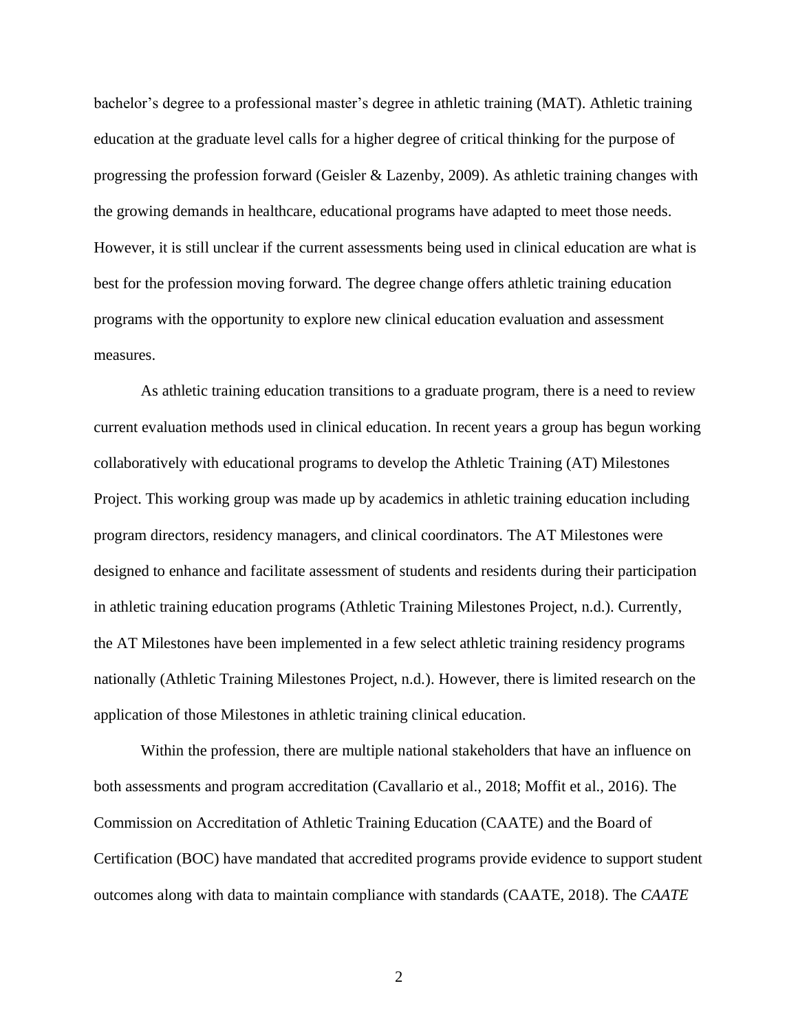bachelor's degree to a professional master's degree in athletic training (MAT). Athletic training education at the graduate level calls for a higher degree of critical thinking for the purpose of progressing the profession forward (Geisler & Lazenby, 2009). As athletic training changes with the growing demands in healthcare, educational programs have adapted to meet those needs. However, it is still unclear if the current assessments being used in clinical education are what is best for the profession moving forward. The degree change offers athletic training education programs with the opportunity to explore new clinical education evaluation and assessment measures.

As athletic training education transitions to a graduate program, there is a need to review current evaluation methods used in clinical education. In recent years a group has begun working collaboratively with educational programs to develop the Athletic Training (AT) Milestones Project. This working group was made up by academics in athletic training education including program directors, residency managers, and clinical coordinators. The AT Milestones were designed to enhance and facilitate assessment of students and residents during their participation in athletic training education programs (Athletic Training Milestones Project, n.d.). Currently, the AT Milestones have been implemented in a few select athletic training residency programs nationally (Athletic Training Milestones Project, n.d.). However, there is limited research on the application of those Milestones in athletic training clinical education.

Within the profession, there are multiple national stakeholders that have an influence on both assessments and program accreditation (Cavallario et al., 2018; Moffit et al., 2016). The Commission on Accreditation of Athletic Training Education (CAATE) and the Board of Certification (BOC) have mandated that accredited programs provide evidence to support student outcomes along with data to maintain compliance with standards (CAATE, 2018). The *CAATE*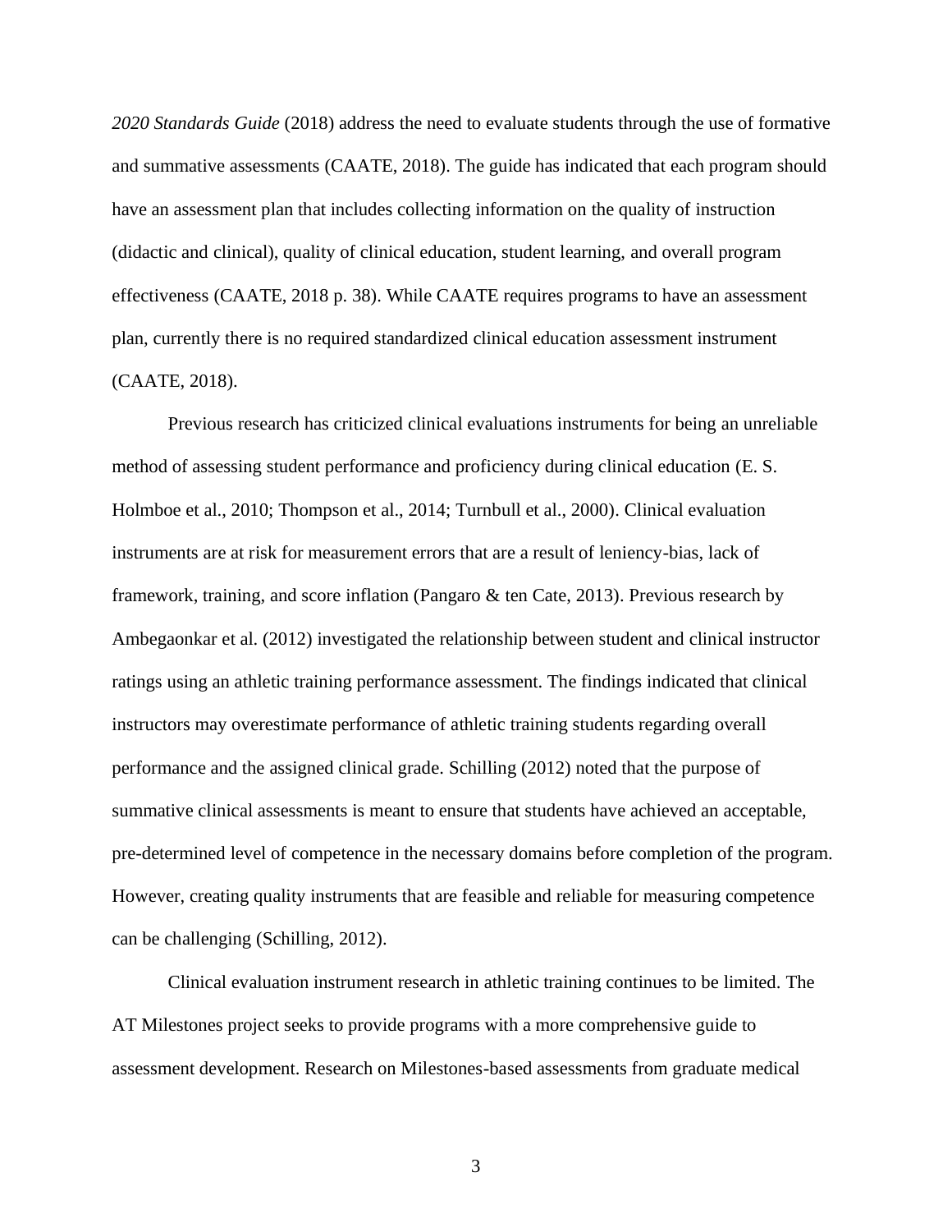*2020 Standards Guide* (2018) address the need to evaluate students through the use of formative and summative assessments (CAATE, 2018). The guide has indicated that each program should have an assessment plan that includes collecting information on the quality of instruction (didactic and clinical), quality of clinical education, student learning, and overall program effectiveness (CAATE, 2018 p. 38). While CAATE requires programs to have an assessment plan, currently there is no required standardized clinical education assessment instrument (CAATE, 2018).

Previous research has criticized clinical evaluations instruments for being an unreliable method of assessing student performance and proficiency during clinical education (E. S. Holmboe et al., 2010; Thompson et al., 2014; Turnbull et al., 2000). Clinical evaluation instruments are at risk for measurement errors that are a result of leniency-bias, lack of framework, training, and score inflation (Pangaro & ten Cate, 2013). Previous research by Ambegaonkar et al. (2012) investigated the relationship between student and clinical instructor ratings using an athletic training performance assessment. The findings indicated that clinical instructors may overestimate performance of athletic training students regarding overall performance and the assigned clinical grade. Schilling (2012) noted that the purpose of summative clinical assessments is meant to ensure that students have achieved an acceptable, pre-determined level of competence in the necessary domains before completion of the program. However, creating quality instruments that are feasible and reliable for measuring competence can be challenging (Schilling, 2012).

Clinical evaluation instrument research in athletic training continues to be limited. The AT Milestones project seeks to provide programs with a more comprehensive guide to assessment development. Research on Milestones-based assessments from graduate medical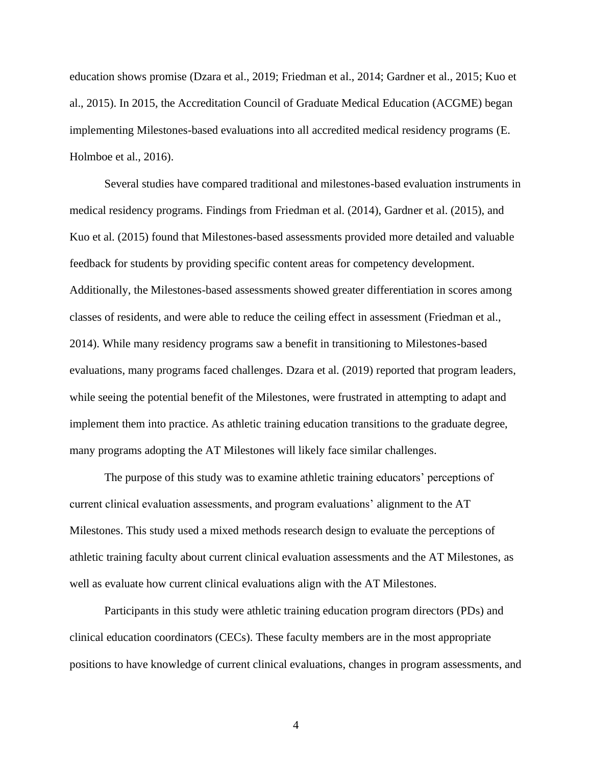education shows promise (Dzara et al., 2019; Friedman et al., 2014; Gardner et al., 2015; Kuo et al., 2015). In 2015, the Accreditation Council of Graduate Medical Education (ACGME) began implementing Milestones-based evaluations into all accredited medical residency programs (E. Holmboe et al., 2016).

Several studies have compared traditional and milestones-based evaluation instruments in medical residency programs. Findings from Friedman et al. (2014), Gardner et al. (2015), and Kuo et al. (2015) found that Milestones-based assessments provided more detailed and valuable feedback for students by providing specific content areas for competency development. Additionally, the Milestones-based assessments showed greater differentiation in scores among classes of residents, and were able to reduce the ceiling effect in assessment (Friedman et al., 2014). While many residency programs saw a benefit in transitioning to Milestones-based evaluations, many programs faced challenges. Dzara et al. (2019) reported that program leaders, while seeing the potential benefit of the Milestones, were frustrated in attempting to adapt and implement them into practice. As athletic training education transitions to the graduate degree, many programs adopting the AT Milestones will likely face similar challenges.

The purpose of this study was to examine athletic training educators' perceptions of current clinical evaluation assessments, and program evaluations' alignment to the AT Milestones. This study used a mixed methods research design to evaluate the perceptions of athletic training faculty about current clinical evaluation assessments and the AT Milestones, as well as evaluate how current clinical evaluations align with the AT Milestones.

Participants in this study were athletic training education program directors (PDs) and clinical education coordinators (CECs). These faculty members are in the most appropriate positions to have knowledge of current clinical evaluations, changes in program assessments, and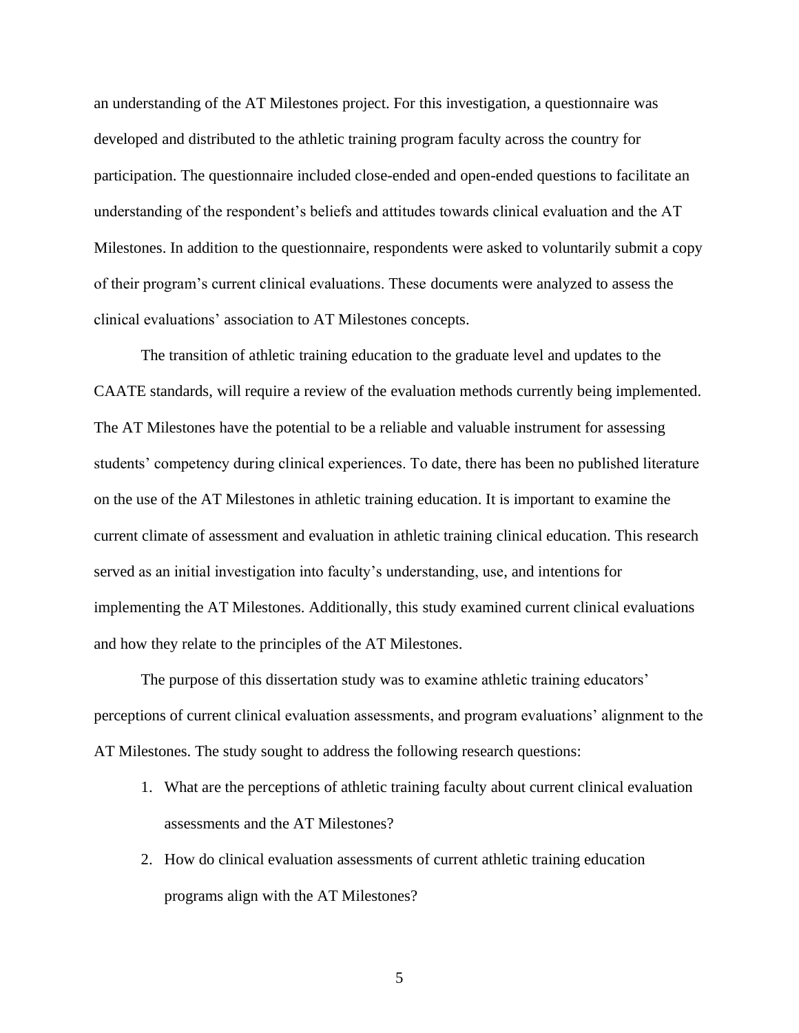an understanding of the AT Milestones project. For this investigation, a questionnaire was developed and distributed to the athletic training program faculty across the country for participation. The questionnaire included close-ended and open-ended questions to facilitate an understanding of the respondent's beliefs and attitudes towards clinical evaluation and the AT Milestones. In addition to the questionnaire, respondents were asked to voluntarily submit a copy of their program's current clinical evaluations. These documents were analyzed to assess the clinical evaluations' association to AT Milestones concepts.

The transition of athletic training education to the graduate level and updates to the CAATE standards, will require a review of the evaluation methods currently being implemented. The AT Milestones have the potential to be a reliable and valuable instrument for assessing students' competency during clinical experiences. To date, there has been no published literature on the use of the AT Milestones in athletic training education. It is important to examine the current climate of assessment and evaluation in athletic training clinical education. This research served as an initial investigation into faculty's understanding, use, and intentions for implementing the AT Milestones. Additionally, this study examined current clinical evaluations and how they relate to the principles of the AT Milestones.

The purpose of this dissertation study was to examine athletic training educators' perceptions of current clinical evaluation assessments, and program evaluations' alignment to the AT Milestones. The study sought to address the following research questions:

1. What are the perceptions of athletic training faculty about current clinical evaluation assessments and the AT Milestones?
2. How do clinical evaluation assessments of current athletic training education programs align with the AT Milestones?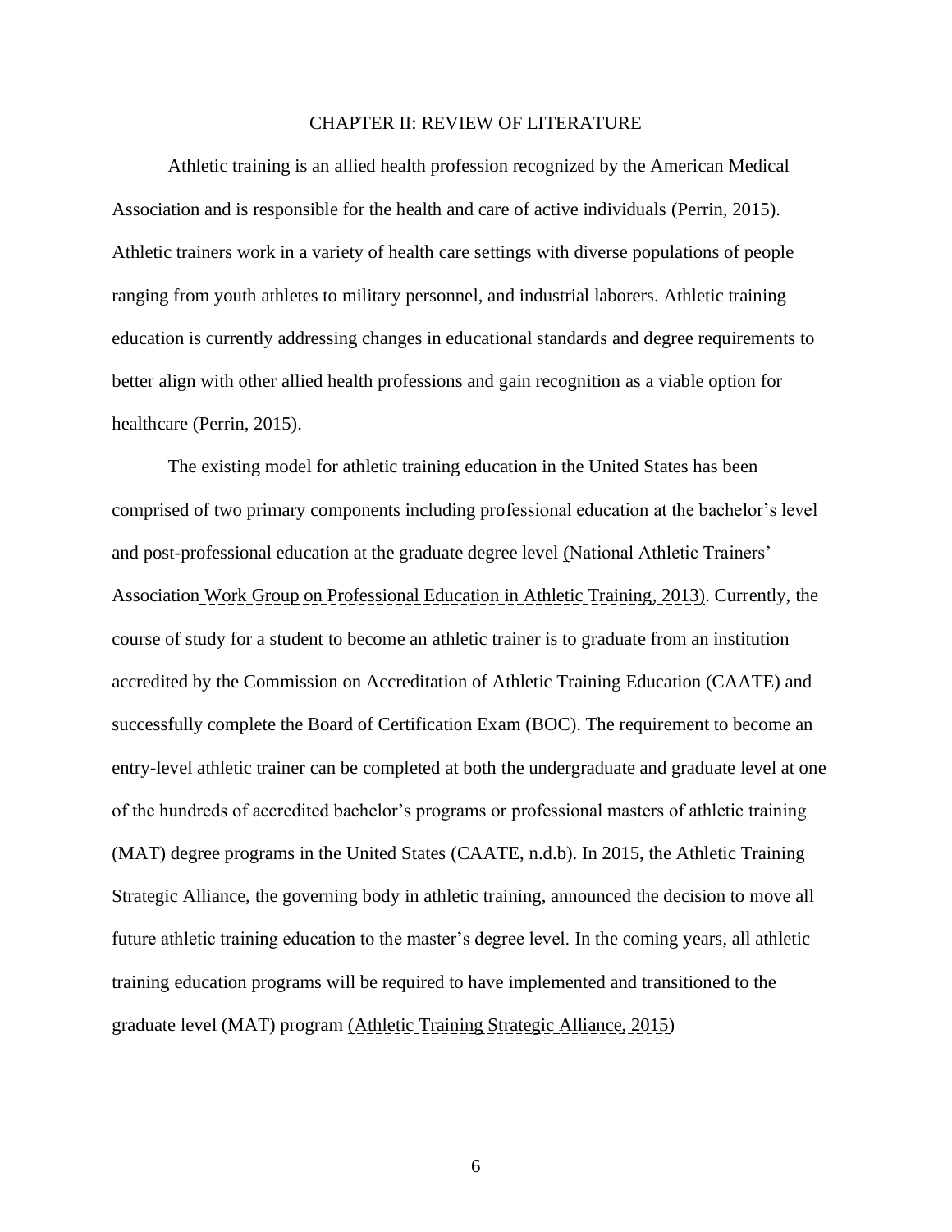# CHAPTER II: REVIEW OF LITERATURE

Athletic training is an allied health profession recognized by the American Medical Association and is responsible for the health and care of active individuals (Perrin, 2015). Athletic trainers work in a variety of health care settings with diverse populations of people ranging from youth athletes to military personnel, and industrial laborers. Athletic training education is currently addressing changes in educational standards and degree requirements to better align with other allied health professions and gain recognition as a viable option for healthcare (Perrin, 2015).

The existing model for athletic training education in the United States has been comprised of two primary components including professional education at the bachelor's level and post-professional education at the graduate degree level (National Athletic Trainers' Association Work Group on Professional Education in Athletic Training, 2013). Currently, the course of study for a student to become an athletic trainer is to graduate from an institution accredited by the Commission on Accreditation of Athletic Training Education (CAATE) and successfully complete the Board of Certification Exam (BOC). The requirement to become an entry-level athletic trainer can be completed at both the undergraduate and graduate level at one of the hundreds of accredited bachelor's programs or professional masters of athletic training (MAT) degree programs in the United States (CAATE, n.d.b). In 2015, the Athletic Training Strategic Alliance, the governing body in athletic training, announced the decision to move all future athletic training education to the master's degree level. In the coming years, all athletic training education programs will be required to have implemented and transitioned to the graduate level (MAT) program (Athletic Training Strategic Alliance, 2015)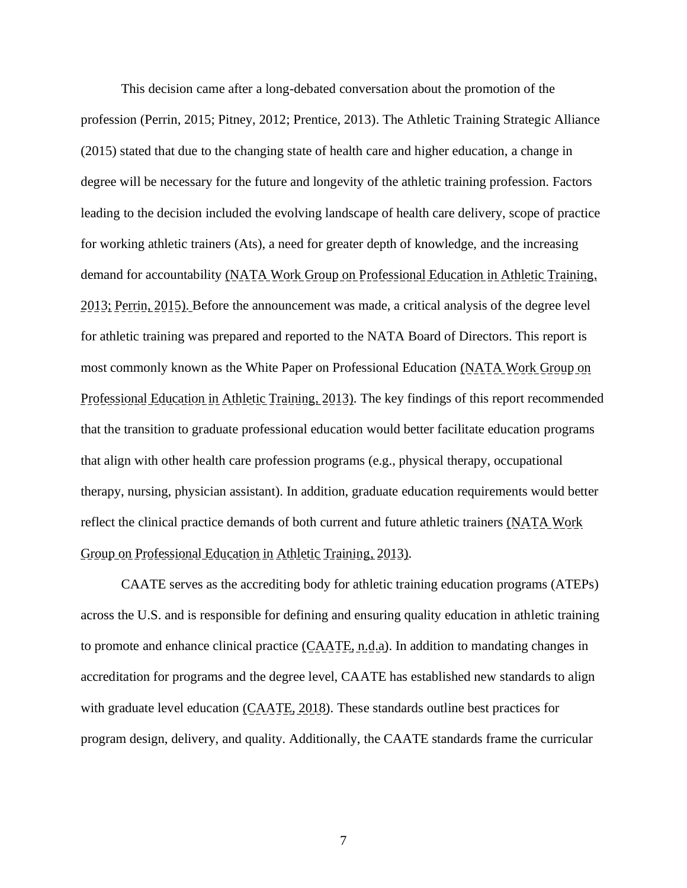This decision came after a long-debated conversation about the promotion of the profession (Perrin, 2015; Pitney, 2012; Prentice, 2013). The Athletic Training Strategic Alliance (2015) stated that due to the changing state of health care and higher education, a change in degree will be necessary for the future and longevity of the athletic training profession. Factors leading to the decision included the evolving landscape of health care delivery, scope of practice for working athletic trainers (Ats), a need for greater depth of knowledge, and the increasing demand for accountability (NATA Work Group on Professional Education in Athletic Training, 2013; Perrin, 2015). Before the announcement was made, a critical analysis of the degree level for athletic training was prepared and reported to the NATA Board of Directors. This report is most commonly known as the White Paper on Professional Education (NATA Work Group on Professional Education in Athletic Training, 2013). The key findings of this report recommended that the transition to graduate professional education would better facilitate education programs that align with other health care profession programs (e.g., physical therapy, occupational therapy, nursing, physician assistant). In addition, graduate education requirements would better reflect the clinical practice demands of both current and future athletic trainers (NATA Work Group on Professional Education in Athletic Training, 2013).

CAATE serves as the accrediting body for athletic training education programs (ATEPs) across the U.S. and is responsible for defining and ensuring quality education in athletic training to promote and enhance clinical practice (CAATE, n.d.a). In addition to mandating changes in accreditation for programs and the degree level, CAATE has established new standards to align with graduate level education (CAATE, 2018). These standards outline best practices for program design, delivery, and quality. Additionally, the CAATE standards frame the curricular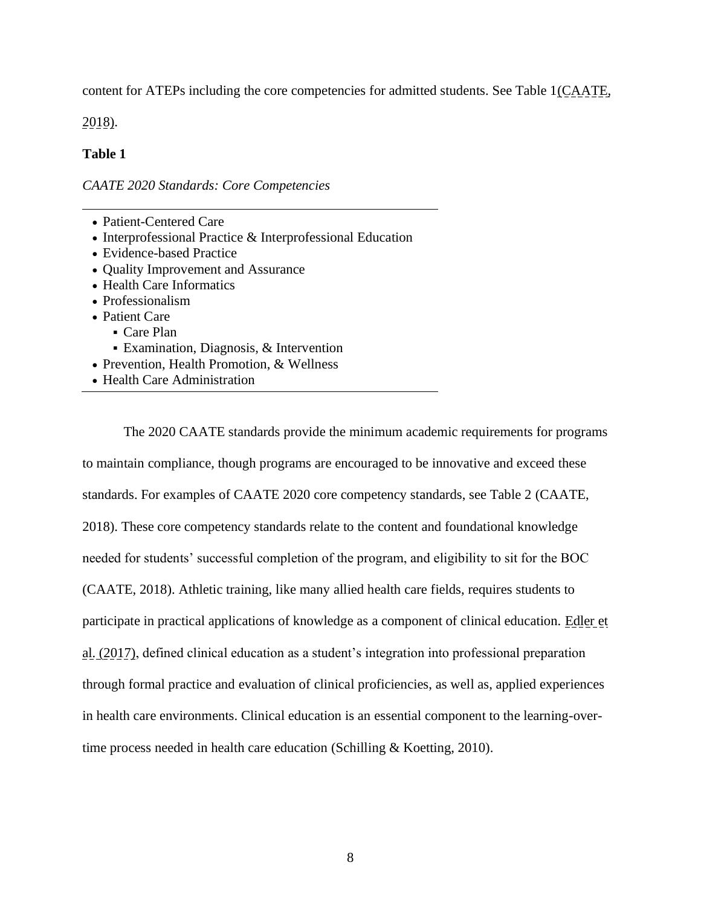content for ATEPs including the core competencies for admitted students. See Table 1(CAATE, 2018).

**Table 1**

*CAATE 2020 Standards: Core Competencies*

- Patient-Centered Care
- Interprofessional Practice & Interprofessional Education
- Evidence-based Practice
- Quality Improvement and Assurance
- Health Care Informatics
- Professionalism
- Patient Care
  - Care Plan
  - Examination, Diagnosis, & Intervention
- Prevention, Health Promotion, & Wellness
- Health Care Administration

The 2020 CAATE standards provide the minimum academic requirements for programs to maintain compliance, though programs are encouraged to be innovative and exceed these standards. For examples of CAATE 2020 core competency standards, see Table 2 (CAATE, 2018). These core competency standards relate to the content and foundational knowledge needed for students' successful completion of the program, and eligibility to sit for the BOC (CAATE, 2018). Athletic training, like many allied health care fields, requires students to participate in practical applications of knowledge as a component of clinical education. Edler et al. (2017), defined clinical education as a student's integration into professional preparation through formal practice and evaluation of clinical proficiencies, as well as, applied experiences in health care environments. Clinical education is an essential component to the learning-over-time process needed in health care education (Schilling & Koetting, 2010).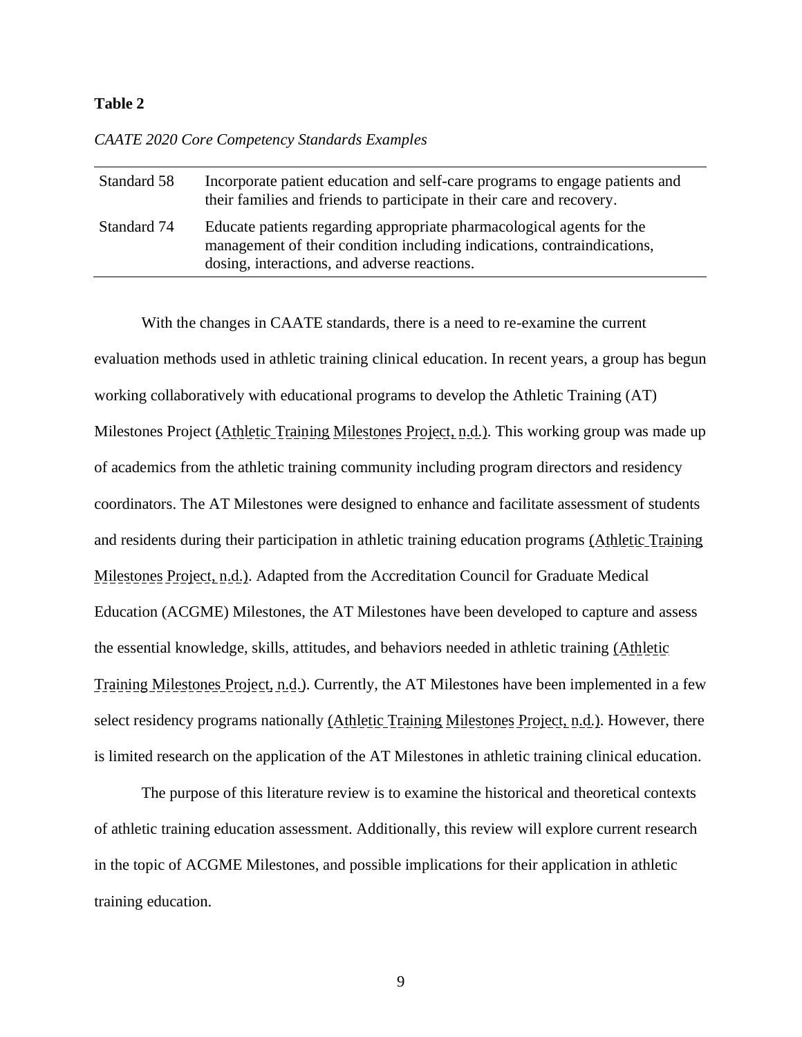**Table 2**

*CAATE 2020 Core Competency Standards Examples*

| | |
|---|---|
| Standard 58 | Incorporate patient education and self-care programs to engage patients and their families and friends to participate in their care and recovery. |
| Standard 74 | Educate patients regarding appropriate pharmacological agents for the management of their condition including indications, contraindications, dosing, interactions, and adverse reactions. |

With the changes in CAATE standards, there is a need to re-examine the current evaluation methods used in athletic training clinical education. In recent years, a group has begun working collaboratively with educational programs to develop the Athletic Training (AT) Milestones Project (Athletic Training Milestones Project, n.d.). This working group was made up of academics from the athletic training community including program directors and residency coordinators. The AT Milestones were designed to enhance and facilitate assessment of students and residents during their participation in athletic training education programs (Athletic Training Milestones Project, n.d.). Adapted from the Accreditation Council for Graduate Medical Education (ACGME) Milestones, the AT Milestones have been developed to capture and assess the essential knowledge, skills, attitudes, and behaviors needed in athletic training (Athletic Training Milestones Project, n.d.). Currently, the AT Milestones have been implemented in a few select residency programs nationally (Athletic Training Milestones Project, n.d.). However, there is limited research on the application of the AT Milestones in athletic training clinical education.

The purpose of this literature review is to examine the historical and theoretical contexts of athletic training education assessment. Additionally, this review will explore current research in the topic of ACGME Milestones, and possible implications for their application in athletic training education.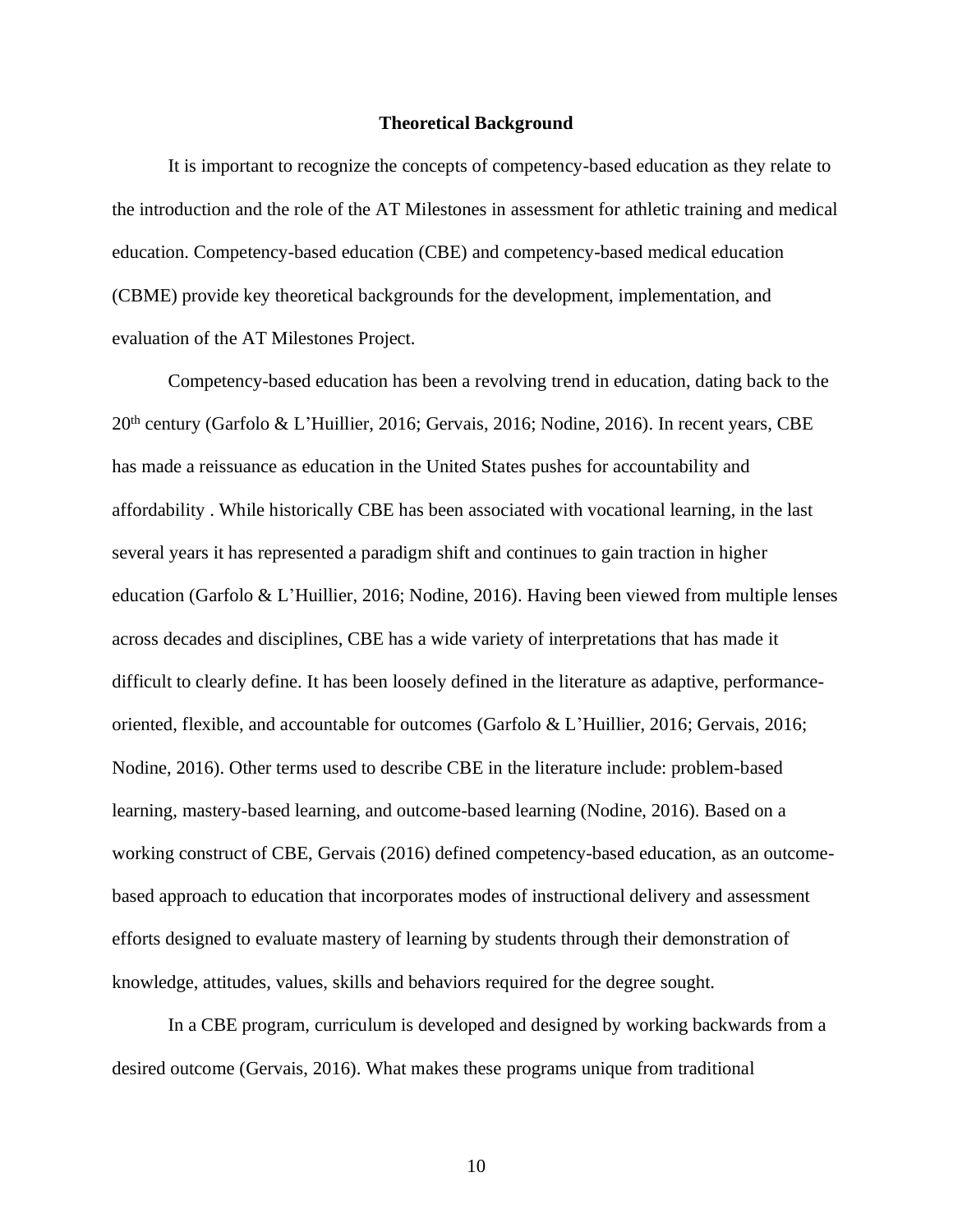## Theoretical Background

It is important to recognize the concepts of competency-based education as they relate to the introduction and the role of the AT Milestones in assessment for athletic training and medical education. Competency-based education (CBE) and competency-based medical education (CBME) provide key theoretical backgrounds for the development, implementation, and evaluation of the AT Milestones Project.

Competency-based education has been a revolving trend in education, dating back to the 20th century (Garfolo & L'Huillier, 2016; Gervais, 2016; Nodine, 2016). In recent years, CBE has made a reissuance as education in the United States pushes for accountability and affordability . While historically CBE has been associated with vocational learning, in the last several years it has represented a paradigm shift and continues to gain traction in higher education (Garfolo & L'Huillier, 2016; Nodine, 2016). Having been viewed from multiple lenses across decades and disciplines, CBE has a wide variety of interpretations that has made it difficult to clearly define. It has been loosely defined in the literature as adaptive, performance-oriented, flexible, and accountable for outcomes (Garfolo & L'Huillier, 2016; Gervais, 2016; Nodine, 2016). Other terms used to describe CBE in the literature include: problem-based learning, mastery-based learning, and outcome-based learning (Nodine, 2016). Based on a working construct of CBE, Gervais (2016) defined competency-based education, as an outcome-based approach to education that incorporates modes of instructional delivery and assessment efforts designed to evaluate mastery of learning by students through their demonstration of knowledge, attitudes, values, skills and behaviors required for the degree sought.

In a CBE program, curriculum is developed and designed by working backwards from a desired outcome (Gervais, 2016). What makes these programs unique from traditional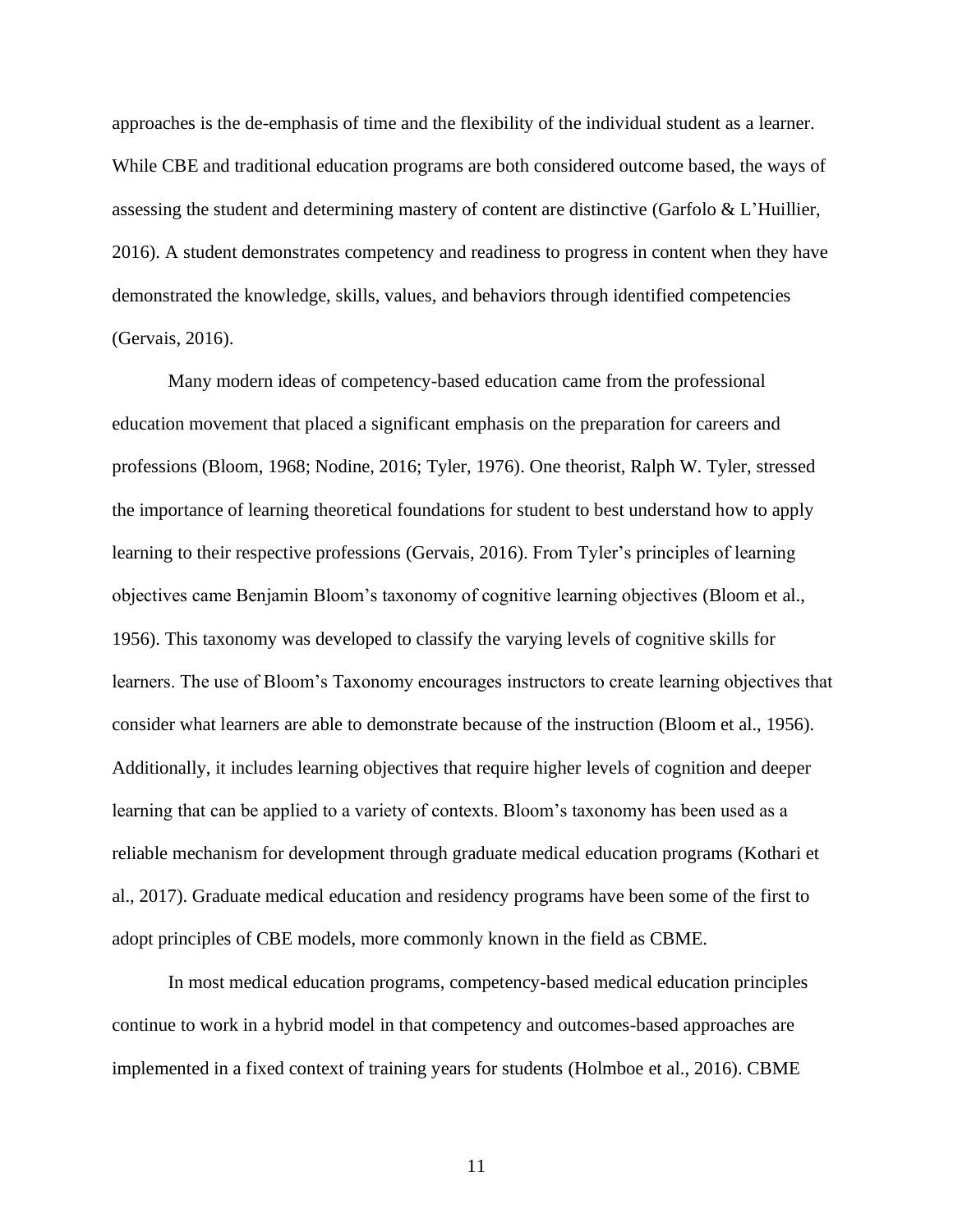approaches is the de-emphasis of time and the flexibility of the individual student as a learner. While CBE and traditional education programs are both considered outcome based, the ways of assessing the student and determining mastery of content are distinctive (Garfolo & L'Huillier, 2016). A student demonstrates competency and readiness to progress in content when they have demonstrated the knowledge, skills, values, and behaviors through identified competencies (Gervais, 2016).

Many modern ideas of competency-based education came from the professional education movement that placed a significant emphasis on the preparation for careers and professions (Bloom, 1968; Nodine, 2016; Tyler, 1976). One theorist, Ralph W. Tyler, stressed the importance of learning theoretical foundations for student to best understand how to apply learning to their respective professions (Gervais, 2016). From Tyler's principles of learning objectives came Benjamin Bloom's taxonomy of cognitive learning objectives (Bloom et al., 1956). This taxonomy was developed to classify the varying levels of cognitive skills for learners. The use of Bloom's Taxonomy encourages instructors to create learning objectives that consider what learners are able to demonstrate because of the instruction (Bloom et al., 1956). Additionally, it includes learning objectives that require higher levels of cognition and deeper learning that can be applied to a variety of contexts. Bloom's taxonomy has been used as a reliable mechanism for development through graduate medical education programs (Kothari et al., 2017). Graduate medical education and residency programs have been some of the first to adopt principles of CBE models, more commonly known in the field as CBME.

In most medical education programs, competency-based medical education principles continue to work in a hybrid model in that competency and outcomes-based approaches are implemented in a fixed context of training years for students (Holmboe et al., 2016). CBME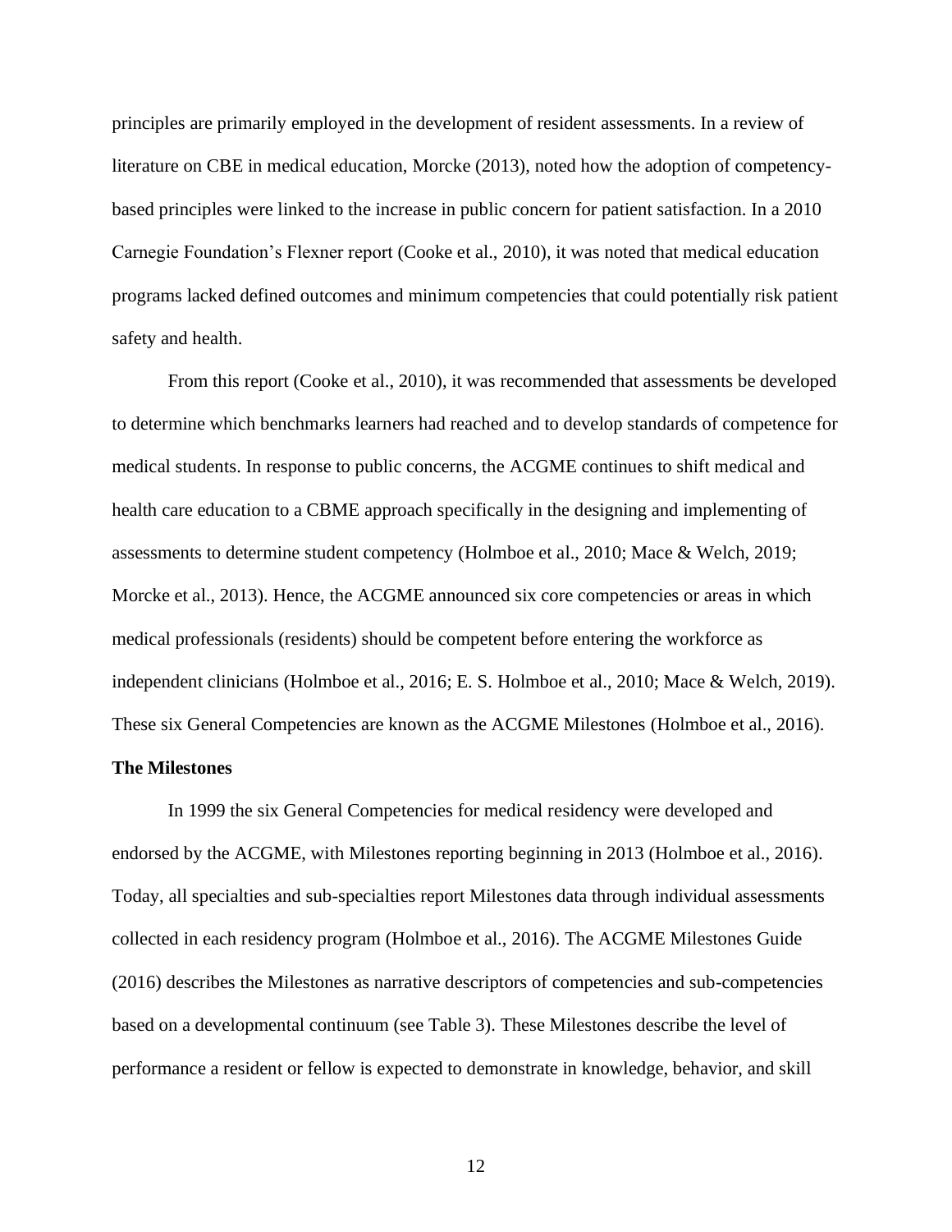principles are primarily employed in the development of resident assessments. In a review of literature on CBE in medical education, Morcke (2013), noted how the adoption of competency-based principles were linked to the increase in public concern for patient satisfaction. In a 2010 Carnegie Foundation's Flexner report (Cooke et al., 2010), it was noted that medical education programs lacked defined outcomes and minimum competencies that could potentially risk patient safety and health.

From this report (Cooke et al., 2010), it was recommended that assessments be developed to determine which benchmarks learners had reached and to develop standards of competence for medical students. In response to public concerns, the ACGME continues to shift medical and health care education to a CBME approach specifically in the designing and implementing of assessments to determine student competency (Holmboe et al., 2010; Mace & Welch, 2019; Morcke et al., 2013). Hence, the ACGME announced six core competencies or areas in which medical professionals (residents) should be competent before entering the workforce as independent clinicians (Holmboe et al., 2016; E. S. Holmboe et al., 2010; Mace & Welch, 2019). These six General Competencies are known as the ACGME Milestones (Holmboe et al., 2016).

**The Milestones**

In 1999 the six General Competencies for medical residency were developed and endorsed by the ACGME, with Milestones reporting beginning in 2013 (Holmboe et al., 2016). Today, all specialties and sub-specialties report Milestones data through individual assessments collected in each residency program (Holmboe et al., 2016). The ACGME Milestones Guide (2016) describes the Milestones as narrative descriptors of competencies and sub-competencies based on a developmental continuum (see Table 3). These Milestones describe the level of performance a resident or fellow is expected to demonstrate in knowledge, behavior, and skill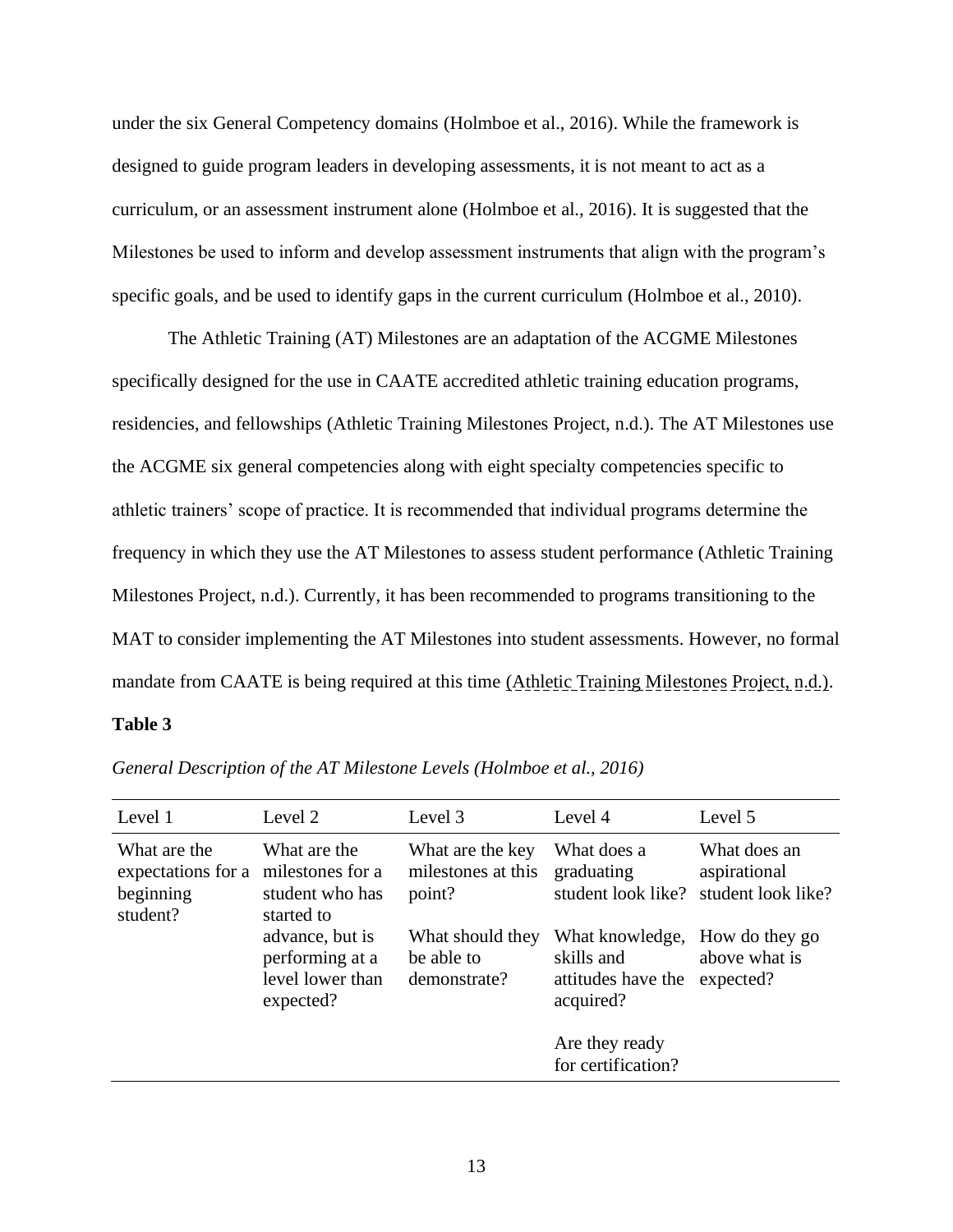under the six General Competency domains (Holmboe et al., 2016). While the framework is designed to guide program leaders in developing assessments, it is not meant to act as a curriculum, or an assessment instrument alone (Holmboe et al., 2016). It is suggested that the Milestones be used to inform and develop assessment instruments that align with the program's specific goals, and be used to identify gaps in the current curriculum (Holmboe et al., 2010).

The Athletic Training (AT) Milestones are an adaptation of the ACGME Milestones specifically designed for the use in CAATE accredited athletic training education programs, residencies, and fellowships (Athletic Training Milestones Project, n.d.). The AT Milestones use the ACGME six general competencies along with eight specialty competencies specific to athletic trainers' scope of practice. It is recommended that individual programs determine the frequency in which they use the AT Milestones to assess student performance (Athletic Training Milestones Project, n.d.). Currently, it has been recommended to programs transitioning to the MAT to consider implementing the AT Milestones into student assessments. However, no formal mandate from CAATE is being required at this time (Athletic Training Milestones Project, n.d.).

**Table 3**

*General Description of the AT Milestone Levels (Holmboe et al., 2016)*

| Level 1 | Level 2 | Level 3 | Level 4 | Level 5 |
|---|---|---|---|---|
| What are the expectations for a beginning student? | What are the milestones for a student who has started to advance, but is performing at a level lower than expected? | What are the key milestones at this point?<br><br>What should they be able to demonstrate? | What does a graduating student look like?<br><br>What knowledge, skills and attitudes have the acquired?<br><br>Are they ready for certification? | What does an aspirational student look like?<br><br>How do they go above what is expected? |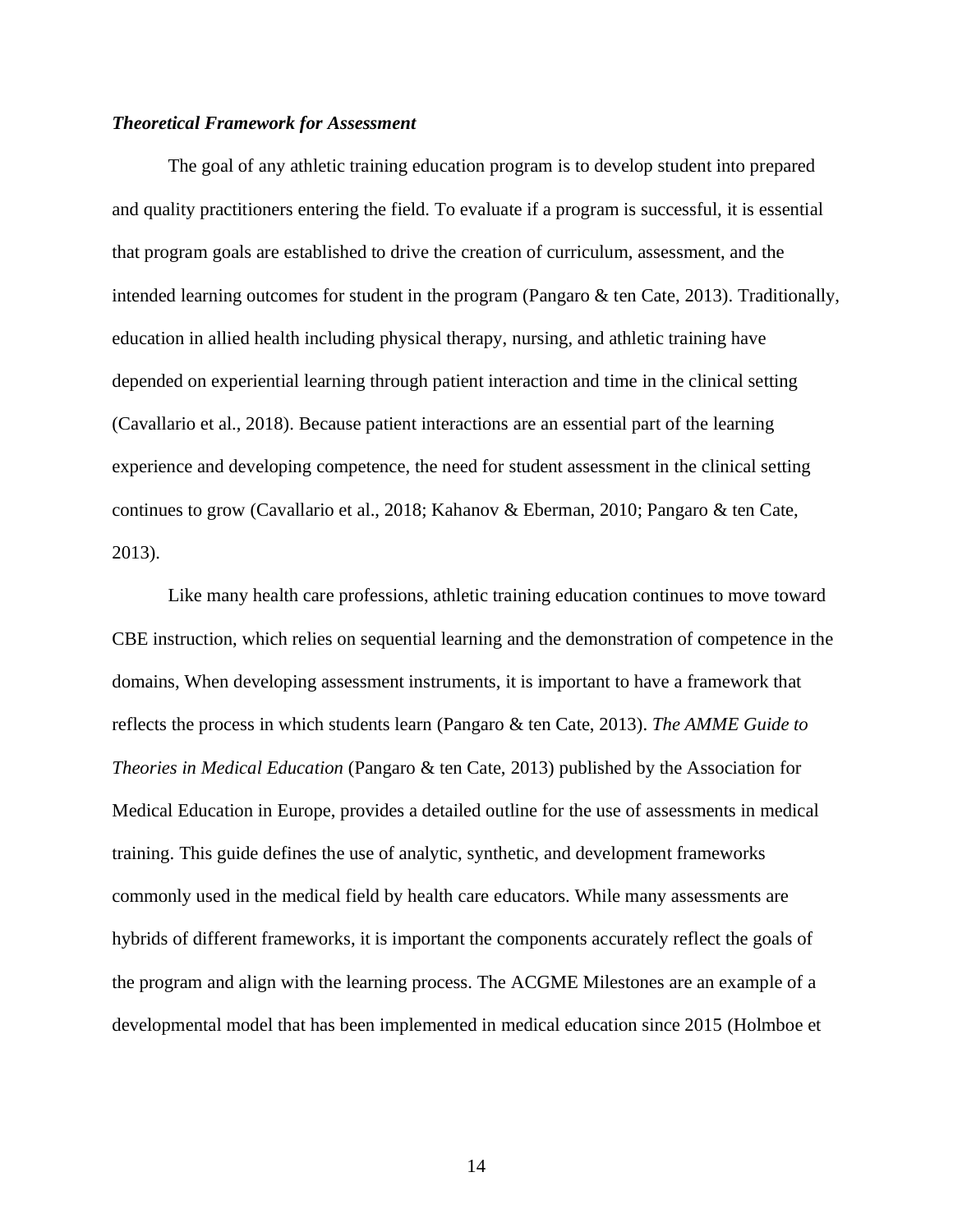### *Theoretical Framework for Assessment*

The goal of any athletic training education program is to develop student into prepared and quality practitioners entering the field. To evaluate if a program is successful, it is essential that program goals are established to drive the creation of curriculum, assessment, and the intended learning outcomes for student in the program (Pangaro & ten Cate, 2013). Traditionally, education in allied health including physical therapy, nursing, and athletic training have depended on experiential learning through patient interaction and time in the clinical setting (Cavallario et al., 2018). Because patient interactions are an essential part of the learning experience and developing competence, the need for student assessment in the clinical setting continues to grow (Cavallario et al., 2018; Kahanov & Eberman, 2010; Pangaro & ten Cate, 2013).

Like many health care professions, athletic training education continues to move toward CBE instruction, which relies on sequential learning and the demonstration of competence in the domains, When developing assessment instruments, it is important to have a framework that reflects the process in which students learn (Pangaro & ten Cate, 2013). *The AMME Guide to Theories in Medical Education* (Pangaro & ten Cate, 2013) published by the Association for Medical Education in Europe, provides a detailed outline for the use of assessments in medical training. This guide defines the use of analytic, synthetic, and development frameworks commonly used in the medical field by health care educators. While many assessments are hybrids of different frameworks, it is important the components accurately reflect the goals of the program and align with the learning process. The ACGME Milestones are an example of a developmental model that has been implemented in medical education since 2015 (Holmboe et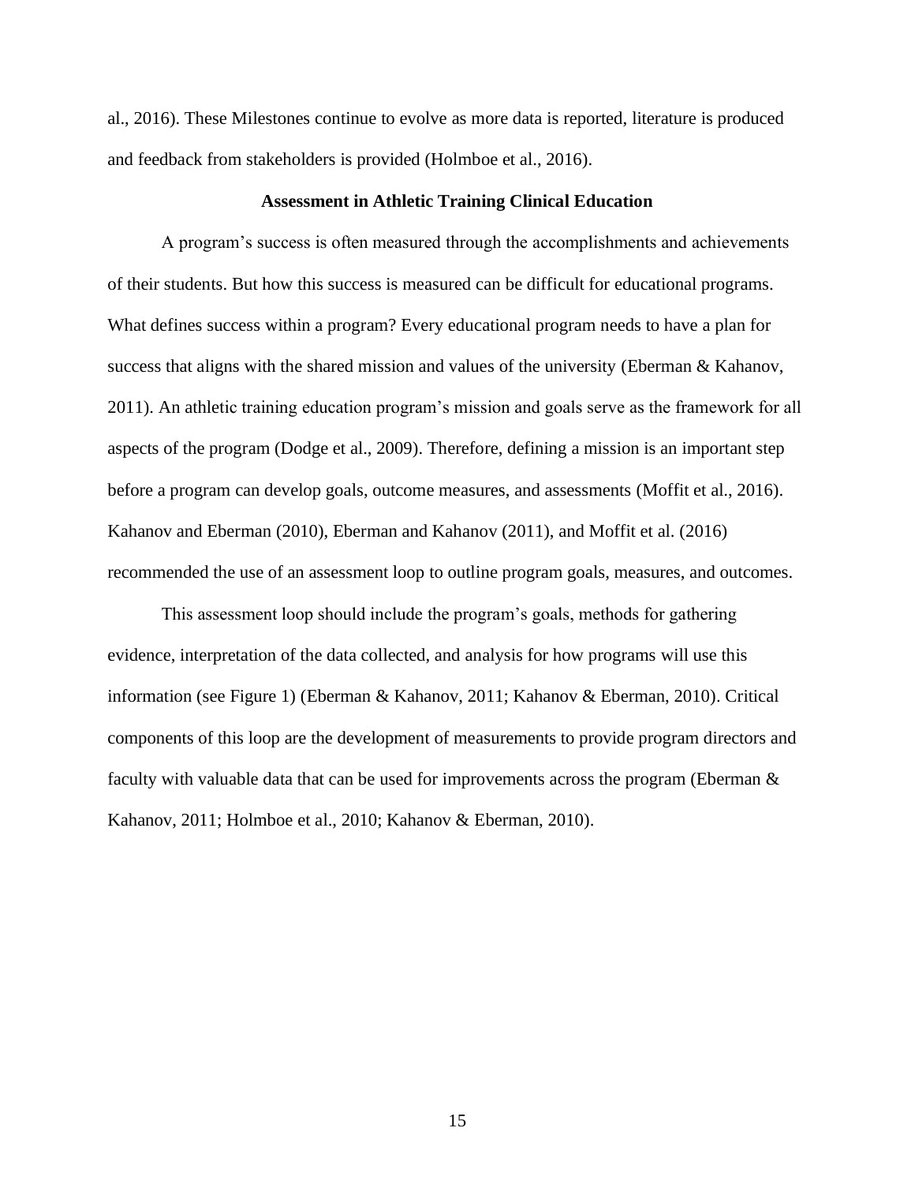al., 2016). These Milestones continue to evolve as more data is reported, literature is produced and feedback from stakeholders is provided (Holmboe et al., 2016).

## Assessment in Athletic Training Clinical Education

A program's success is often measured through the accomplishments and achievements of their students. But how this success is measured can be difficult for educational programs. What defines success within a program? Every educational program needs to have a plan for success that aligns with the shared mission and values of the university (Eberman & Kahanov, 2011). An athletic training education program's mission and goals serve as the framework for all aspects of the program (Dodge et al., 2009). Therefore, defining a mission is an important step before a program can develop goals, outcome measures, and assessments (Moffit et al., 2016). Kahanov and Eberman (2010), Eberman and Kahanov (2011), and Moffit et al. (2016) recommended the use of an assessment loop to outline program goals, measures, and outcomes.

This assessment loop should include the program's goals, methods for gathering evidence, interpretation of the data collected, and analysis for how programs will use this information (see Figure 1) (Eberman & Kahanov, 2011; Kahanov & Eberman, 2010). Critical components of this loop are the development of measurements to provide program directors and faculty with valuable data that can be used for improvements across the program (Eberman & Kahanov, 2011; Holmboe et al., 2010; Kahanov & Eberman, 2010).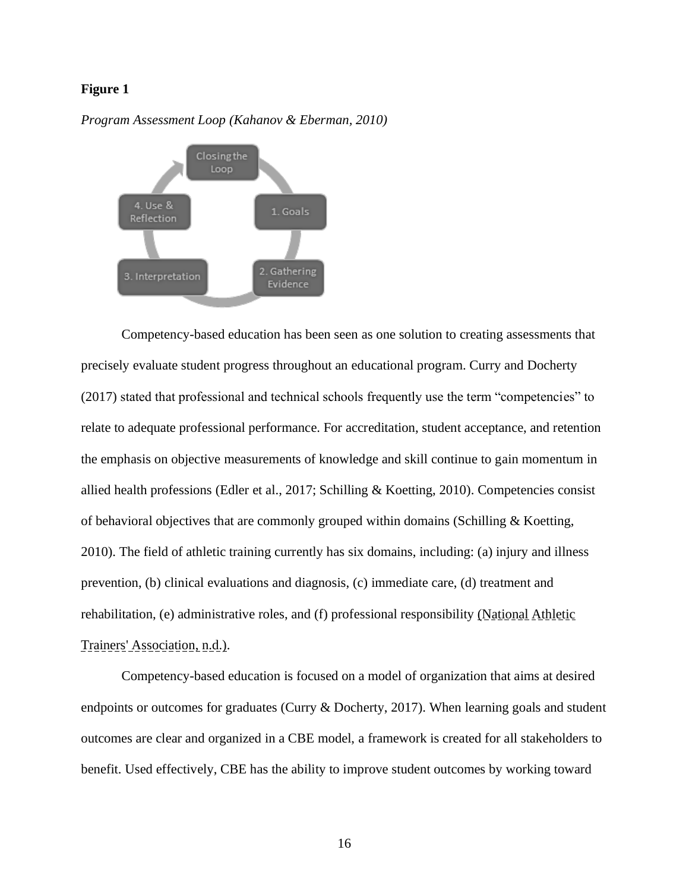**Figure 1**

*Program Assessment Loop (Kahanov & Eberman, 2010)*

Competency-based education has been seen as one solution to creating assessments that precisely evaluate student progress throughout an educational program. Curry and Docherty (2017) stated that professional and technical schools frequently use the term "competencies" to relate to adequate professional performance. For accreditation, student acceptance, and retention the emphasis on objective measurements of knowledge and skill continue to gain momentum in allied health professions (Edler et al., 2017; Schilling & Koetting, 2010). Competencies consist of behavioral objectives that are commonly grouped within domains (Schilling & Koetting, 2010). The field of athletic training currently has six domains, including: (a) injury and illness prevention, (b) clinical evaluations and diagnosis, (c) immediate care, (d) treatment and rehabilitation, (e) administrative roles, and (f) professional responsibility (National Athletic Trainers' Association, n.d.).

Competency-based education is focused on a model of organization that aims at desired endpoints or outcomes for graduates (Curry & Docherty, 2017). When learning goals and student outcomes are clear and organized in a CBE model, a framework is created for all stakeholders to benefit. Used effectively, CBE has the ability to improve student outcomes by working toward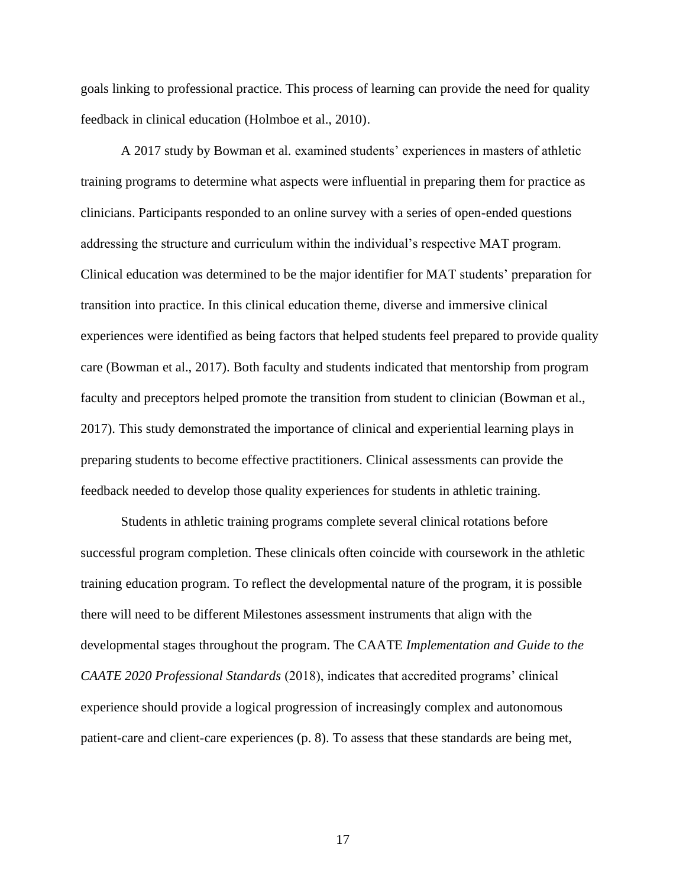goals linking to professional practice. This process of learning can provide the need for quality feedback in clinical education (Holmboe et al., 2010).

A 2017 study by Bowman et al. examined students' experiences in masters of athletic training programs to determine what aspects were influential in preparing them for practice as clinicians. Participants responded to an online survey with a series of open-ended questions addressing the structure and curriculum within the individual's respective MAT program. Clinical education was determined to be the major identifier for MAT students' preparation for transition into practice. In this clinical education theme, diverse and immersive clinical experiences were identified as being factors that helped students feel prepared to provide quality care (Bowman et al., 2017). Both faculty and students indicated that mentorship from program faculty and preceptors helped promote the transition from student to clinician (Bowman et al., 2017). This study demonstrated the importance of clinical and experiential learning plays in preparing students to become effective practitioners. Clinical assessments can provide the feedback needed to develop those quality experiences for students in athletic training.

Students in athletic training programs complete several clinical rotations before successful program completion. These clinicals often coincide with coursework in the athletic training education program. To reflect the developmental nature of the program, it is possible there will need to be different Milestones assessment instruments that align with the developmental stages throughout the program. The CAATE *Implementation and Guide to the CAATE 2020 Professional Standards* (2018), indicates that accredited programs' clinical experience should provide a logical progression of increasingly complex and autonomous patient-care and client-care experiences (p. 8). To assess that these standards are being met,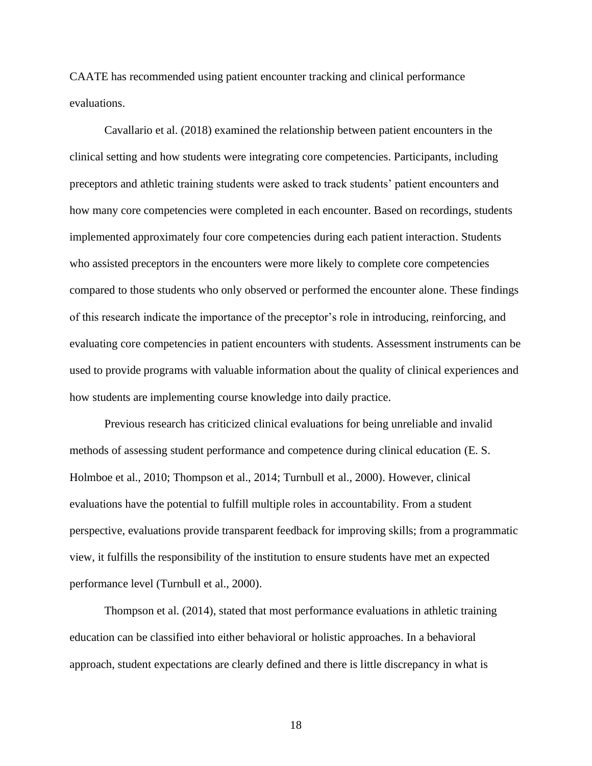CAATE has recommended using patient encounter tracking and clinical performance evaluations.

Cavallario et al. (2018) examined the relationship between patient encounters in the clinical setting and how students were integrating core competencies. Participants, including preceptors and athletic training students were asked to track students' patient encounters and how many core competencies were completed in each encounter. Based on recordings, students implemented approximately four core competencies during each patient interaction. Students who assisted preceptors in the encounters were more likely to complete core competencies compared to those students who only observed or performed the encounter alone. These findings of this research indicate the importance of the preceptor's role in introducing, reinforcing, and evaluating core competencies in patient encounters with students. Assessment instruments can be used to provide programs with valuable information about the quality of clinical experiences and how students are implementing course knowledge into daily practice.

Previous research has criticized clinical evaluations for being unreliable and invalid methods of assessing student performance and competence during clinical education (E. S. Holmboe et al., 2010; Thompson et al., 2014; Turnbull et al., 2000). However, clinical evaluations have the potential to fulfill multiple roles in accountability. From a student perspective, evaluations provide transparent feedback for improving skills; from a programmatic view, it fulfills the responsibility of the institution to ensure students have met an expected performance level (Turnbull et al., 2000).

Thompson et al. (2014), stated that most performance evaluations in athletic training education can be classified into either behavioral or holistic approaches. In a behavioral approach, student expectations are clearly defined and there is little discrepancy in what is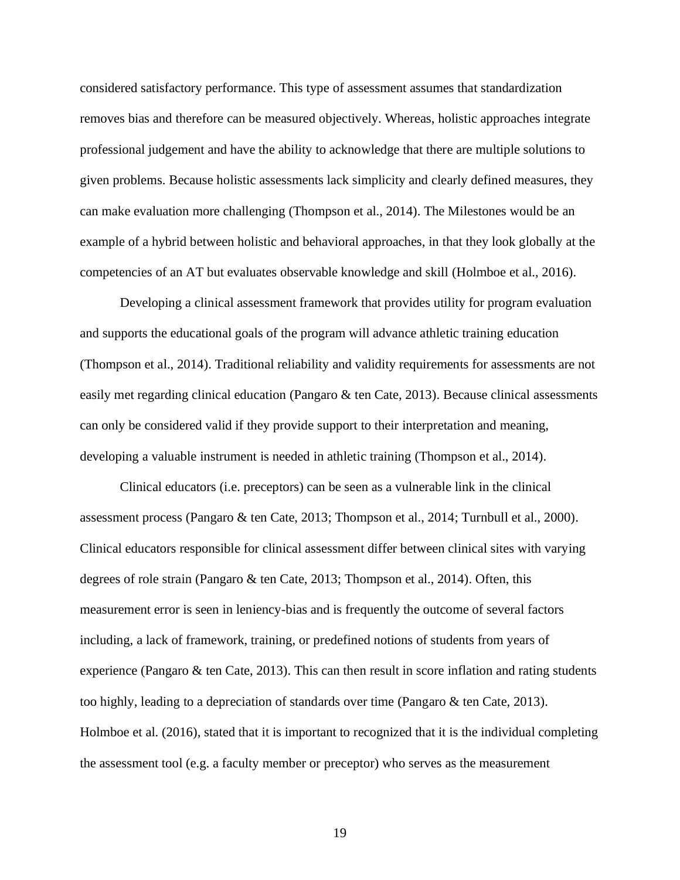considered satisfactory performance. This type of assessment assumes that standardization removes bias and therefore can be measured objectively. Whereas, holistic approaches integrate professional judgement and have the ability to acknowledge that there are multiple solutions to given problems. Because holistic assessments lack simplicity and clearly defined measures, they can make evaluation more challenging (Thompson et al., 2014). The Milestones would be an example of a hybrid between holistic and behavioral approaches, in that they look globally at the competencies of an AT but evaluates observable knowledge and skill (Holmboe et al., 2016).

Developing a clinical assessment framework that provides utility for program evaluation and supports the educational goals of the program will advance athletic training education (Thompson et al., 2014). Traditional reliability and validity requirements for assessments are not easily met regarding clinical education (Pangaro & ten Cate, 2013). Because clinical assessments can only be considered valid if they provide support to their interpretation and meaning, developing a valuable instrument is needed in athletic training (Thompson et al., 2014).

Clinical educators (i.e. preceptors) can be seen as a vulnerable link in the clinical assessment process (Pangaro & ten Cate, 2013; Thompson et al., 2014; Turnbull et al., 2000). Clinical educators responsible for clinical assessment differ between clinical sites with varying degrees of role strain (Pangaro & ten Cate, 2013; Thompson et al., 2014). Often, this measurement error is seen in leniency-bias and is frequently the outcome of several factors including, a lack of framework, training, or predefined notions of students from years of experience (Pangaro & ten Cate, 2013). This can then result in score inflation and rating students too highly, leading to a depreciation of standards over time (Pangaro & ten Cate, 2013). Holmboe et al. (2016), stated that it is important to recognized that it is the individual completing the assessment tool (e.g. a faculty member or preceptor) who serves as the measurement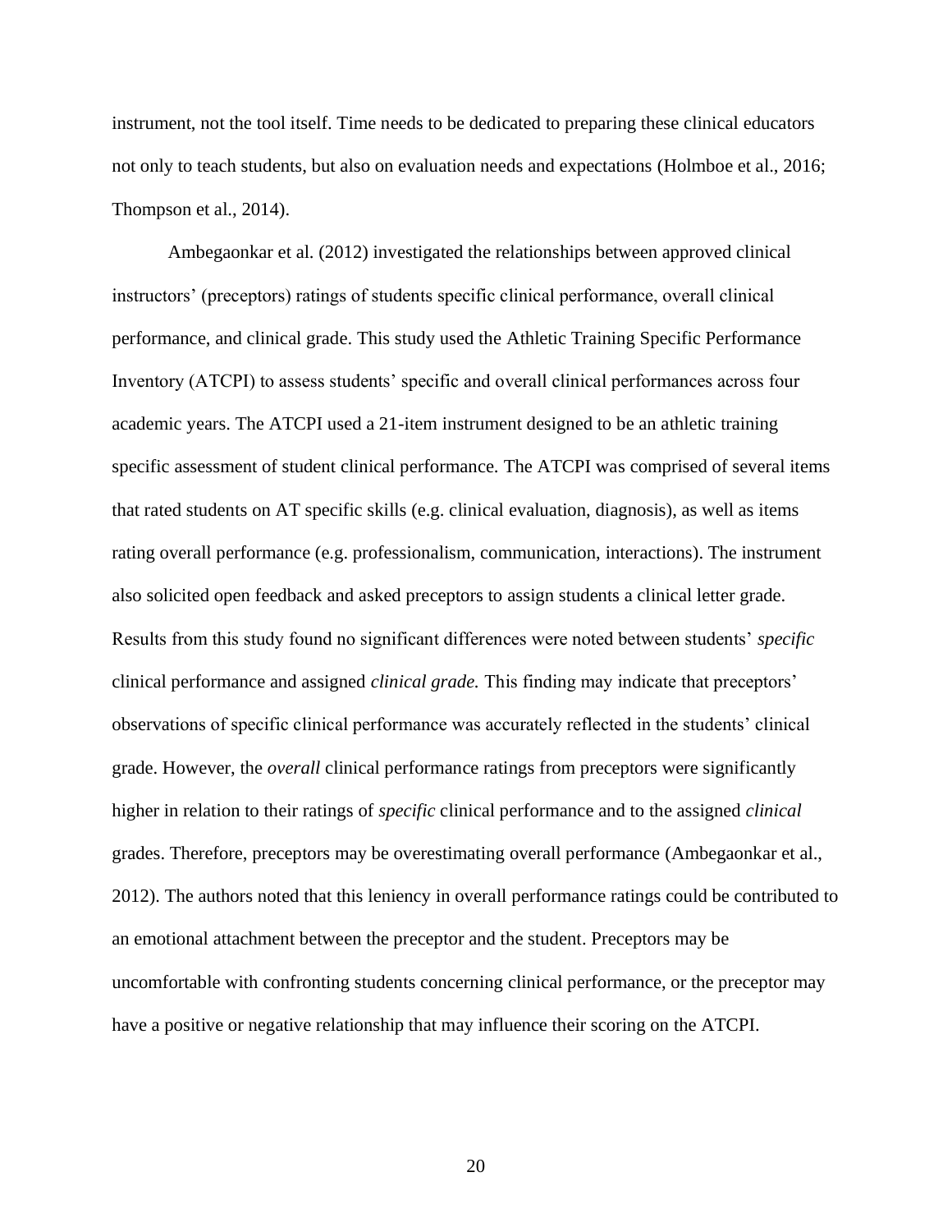instrument, not the tool itself. Time needs to be dedicated to preparing these clinical educators not only to teach students, but also on evaluation needs and expectations (Holmboe et al., 2016; Thompson et al., 2014).

Ambegaonkar et al. (2012) investigated the relationships between approved clinical instructors' (preceptors) ratings of students specific clinical performance, overall clinical performance, and clinical grade. This study used the Athletic Training Specific Performance Inventory (ATCPI) to assess students' specific and overall clinical performances across four academic years. The ATCPI used a 21-item instrument designed to be an athletic training specific assessment of student clinical performance. The ATCPI was comprised of several items that rated students on AT specific skills (e.g. clinical evaluation, diagnosis), as well as items rating overall performance (e.g. professionalism, communication, interactions). The instrument also solicited open feedback and asked preceptors to assign students a clinical letter grade. Results from this study found no significant differences were noted between students' *specific* clinical performance and assigned *clinical grade.* This finding may indicate that preceptors' observations of specific clinical performance was accurately reflected in the students' clinical grade. However, the *overall* clinical performance ratings from preceptors were significantly higher in relation to their ratings of *specific* clinical performance and to the assigned *clinical* grades. Therefore, preceptors may be overestimating overall performance (Ambegaonkar et al., 2012). The authors noted that this leniency in overall performance ratings could be contributed to an emotional attachment between the preceptor and the student. Preceptors may be uncomfortable with confronting students concerning clinical performance, or the preceptor may have a positive or negative relationship that may influence their scoring on the ATCPI.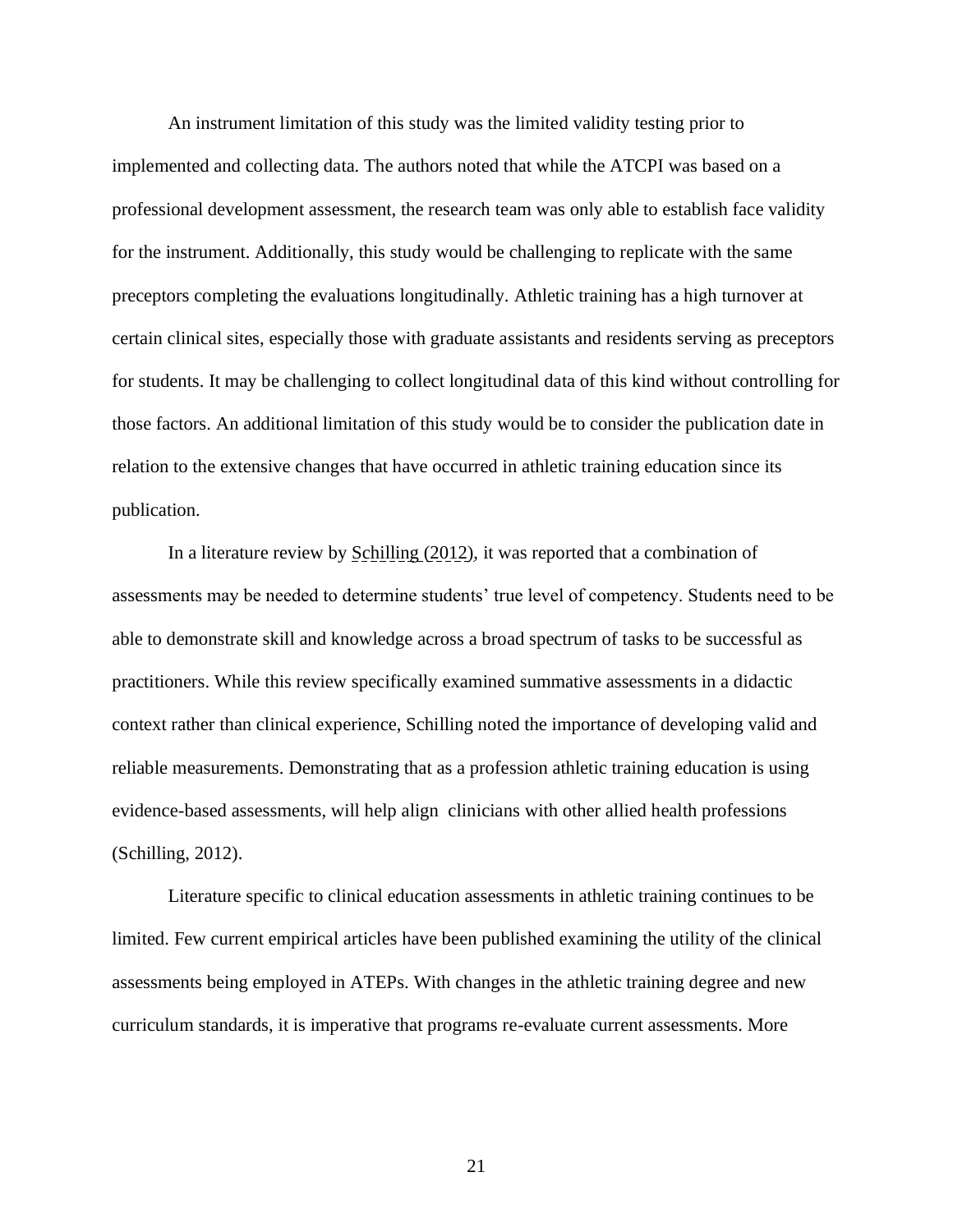An instrument limitation of this study was the limited validity testing prior to implemented and collecting data. The authors noted that while the ATCPI was based on a professional development assessment, the research team was only able to establish face validity for the instrument. Additionally, this study would be challenging to replicate with the same preceptors completing the evaluations longitudinally. Athletic training has a high turnover at certain clinical sites, especially those with graduate assistants and residents serving as preceptors for students. It may be challenging to collect longitudinal data of this kind without controlling for those factors. An additional limitation of this study would be to consider the publication date in relation to the extensive changes that have occurred in athletic training education since its publication.

In a literature review by Schilling (2012), it was reported that a combination of assessments may be needed to determine students' true level of competency. Students need to be able to demonstrate skill and knowledge across a broad spectrum of tasks to be successful as practitioners. While this review specifically examined summative assessments in a didactic context rather than clinical experience, Schilling noted the importance of developing valid and reliable measurements. Demonstrating that as a profession athletic training education is using evidence-based assessments, will help align clinicians with other allied health professions (Schilling, 2012).

Literature specific to clinical education assessments in athletic training continues to be limited. Few current empirical articles have been published examining the utility of the clinical assessments being employed in ATEPs. With changes in the athletic training degree and new curriculum standards, it is imperative that programs re-evaluate current assessments. More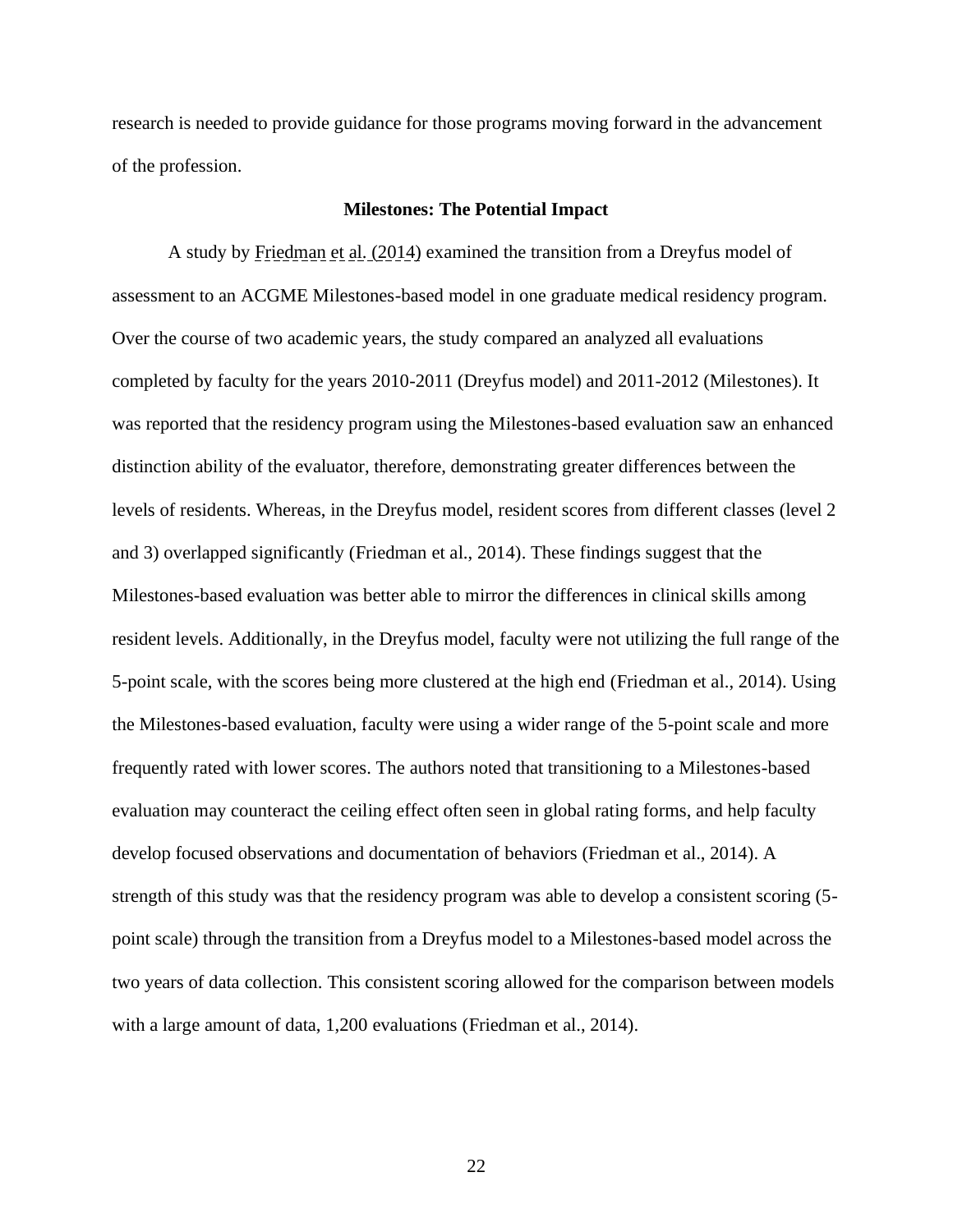research is needed to provide guidance for those programs moving forward in the advancement of the profession.

## Milestones: The Potential Impact

A study by Friedman et al. (2014) examined the transition from a Dreyfus model of assessment to an ACGME Milestones-based model in one graduate medical residency program. Over the course of two academic years, the study compared an analyzed all evaluations completed by faculty for the years 2010-2011 (Dreyfus model) and 2011-2012 (Milestones). It was reported that the residency program using the Milestones-based evaluation saw an enhanced distinction ability of the evaluator, therefore, demonstrating greater differences between the levels of residents. Whereas, in the Dreyfus model, resident scores from different classes (level 2 and 3) overlapped significantly (Friedman et al., 2014). These findings suggest that the Milestones-based evaluation was better able to mirror the differences in clinical skills among resident levels. Additionally, in the Dreyfus model, faculty were not utilizing the full range of the 5-point scale, with the scores being more clustered at the high end (Friedman et al., 2014). Using the Milestones-based evaluation, faculty were using a wider range of the 5-point scale and more frequently rated with lower scores. The authors noted that transitioning to a Milestones-based evaluation may counteract the ceiling effect often seen in global rating forms, and help faculty develop focused observations and documentation of behaviors (Friedman et al., 2014). A strength of this study was that the residency program was able to develop a consistent scoring (5-point scale) through the transition from a Dreyfus model to a Milestones-based model across the two years of data collection. This consistent scoring allowed for the comparison between models with a large amount of data, 1,200 evaluations (Friedman et al., 2014).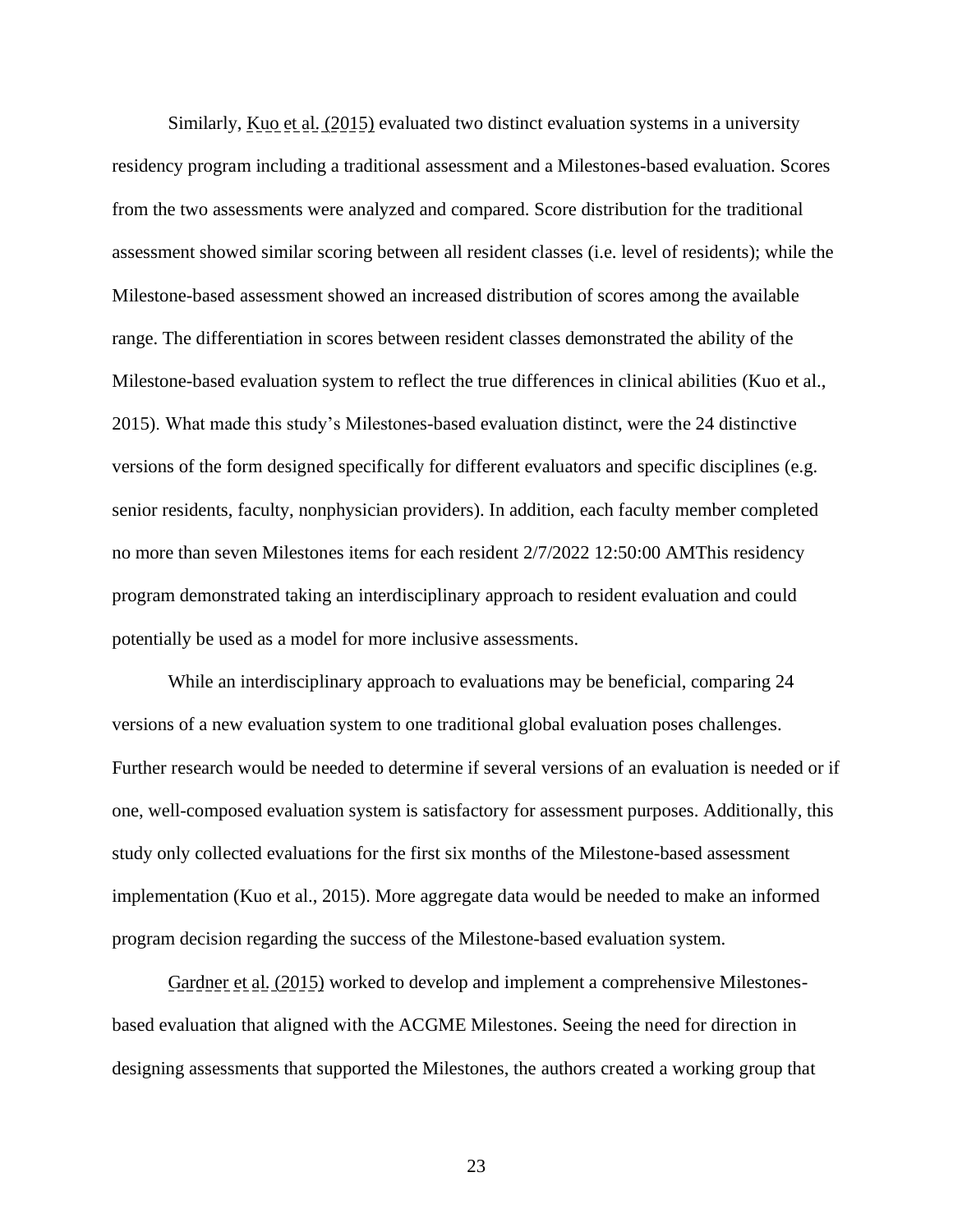Similarly, Kuo et al. (2015) evaluated two distinct evaluation systems in a university residency program including a traditional assessment and a Milestones-based evaluation. Scores from the two assessments were analyzed and compared. Score distribution for the traditional assessment showed similar scoring between all resident classes (i.e. level of residents); while the Milestone-based assessment showed an increased distribution of scores among the available range. The differentiation in scores between resident classes demonstrated the ability of the Milestone-based evaluation system to reflect the true differences in clinical abilities (Kuo et al., 2015). What made this study's Milestones-based evaluation distinct, were the 24 distinctive versions of the form designed specifically for different evaluators and specific disciplines (e.g. senior residents, faculty, nonphysician providers). In addition, each faculty member completed no more than seven Milestones items for each resident 2/7/2022 12:50:00 AMThis residency program demonstrated taking an interdisciplinary approach to resident evaluation and could potentially be used as a model for more inclusive assessments.

While an interdisciplinary approach to evaluations may be beneficial, comparing 24 versions of a new evaluation system to one traditional global evaluation poses challenges. Further research would be needed to determine if several versions of an evaluation is needed or if one, well-composed evaluation system is satisfactory for assessment purposes. Additionally, this study only collected evaluations for the first six months of the Milestone-based assessment implementation (Kuo et al., 2015). More aggregate data would be needed to make an informed program decision regarding the success of the Milestone-based evaluation system.

Gardner et al. (2015) worked to develop and implement a comprehensive Milestones-based evaluation that aligned with the ACGME Milestones. Seeing the need for direction in designing assessments that supported the Milestones, the authors created a working group that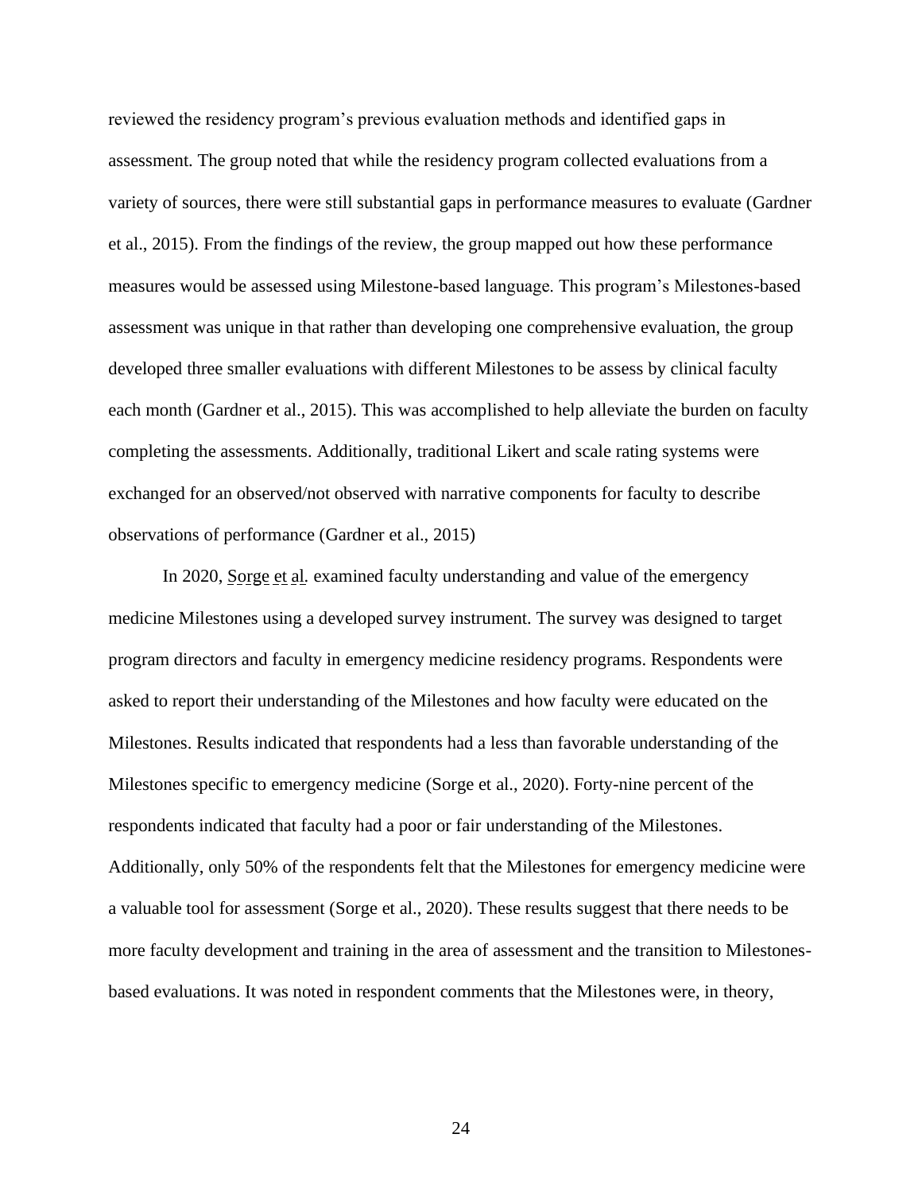reviewed the residency program's previous evaluation methods and identified gaps in assessment. The group noted that while the residency program collected evaluations from a variety of sources, there were still substantial gaps in performance measures to evaluate (Gardner et al., 2015). From the findings of the review, the group mapped out how these performance measures would be assessed using Milestone-based language. This program's Milestones-based assessment was unique in that rather than developing one comprehensive evaluation, the group developed three smaller evaluations with different Milestones to be assess by clinical faculty each month (Gardner et al., 2015). This was accomplished to help alleviate the burden on faculty completing the assessments. Additionally, traditional Likert and scale rating systems were exchanged for an observed/not observed with narrative components for faculty to describe observations of performance (Gardner et al., 2015)

In 2020, Sorge et al. examined faculty understanding and value of the emergency medicine Milestones using a developed survey instrument. The survey was designed to target program directors and faculty in emergency medicine residency programs. Respondents were asked to report their understanding of the Milestones and how faculty were educated on the Milestones. Results indicated that respondents had a less than favorable understanding of the Milestones specific to emergency medicine (Sorge et al., 2020). Forty-nine percent of the respondents indicated that faculty had a poor or fair understanding of the Milestones. Additionally, only 50% of the respondents felt that the Milestones for emergency medicine were a valuable tool for assessment (Sorge et al., 2020). These results suggest that there needs to be more faculty development and training in the area of assessment and the transition to Milestones-based evaluations. It was noted in respondent comments that the Milestones were, in theory,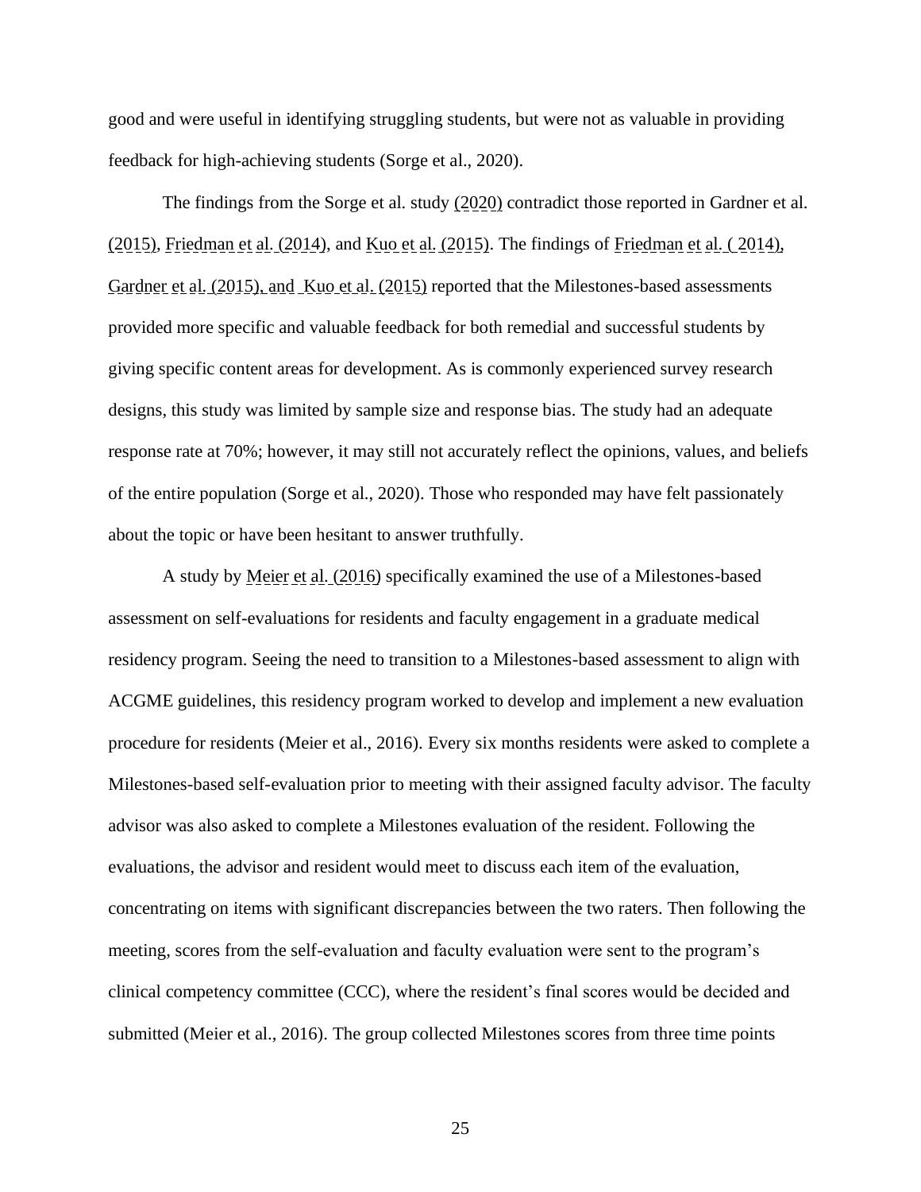good and were useful in identifying struggling students, but were not as valuable in providing feedback for high-achieving students (Sorge et al., 2020).

The findings from the Sorge et al. study (2020) contradict those reported in Gardner et al. (2015), Friedman et al. (2014), and Kuo et al. (2015). The findings of Friedman et al. ( 2014), Gardner et al. (2015), and Kuo et al. (2015) reported that the Milestones-based assessments provided more specific and valuable feedback for both remedial and successful students by giving specific content areas for development. As is commonly experienced survey research designs, this study was limited by sample size and response bias. The study had an adequate response rate at 70%; however, it may still not accurately reflect the opinions, values, and beliefs of the entire population (Sorge et al., 2020). Those who responded may have felt passionately about the topic or have been hesitant to answer truthfully.

A study by Meier et al. (2016) specifically examined the use of a Milestones-based assessment on self-evaluations for residents and faculty engagement in a graduate medical residency program. Seeing the need to transition to a Milestones-based assessment to align with ACGME guidelines, this residency program worked to develop and implement a new evaluation procedure for residents (Meier et al., 2016). Every six months residents were asked to complete a Milestones-based self-evaluation prior to meeting with their assigned faculty advisor. The faculty advisor was also asked to complete a Milestones evaluation of the resident. Following the evaluations, the advisor and resident would meet to discuss each item of the evaluation, concentrating on items with significant discrepancies between the two raters. Then following the meeting, scores from the self-evaluation and faculty evaluation were sent to the program's clinical competency committee (CCC), where the resident's final scores would be decided and submitted (Meier et al., 2016). The group collected Milestones scores from three time points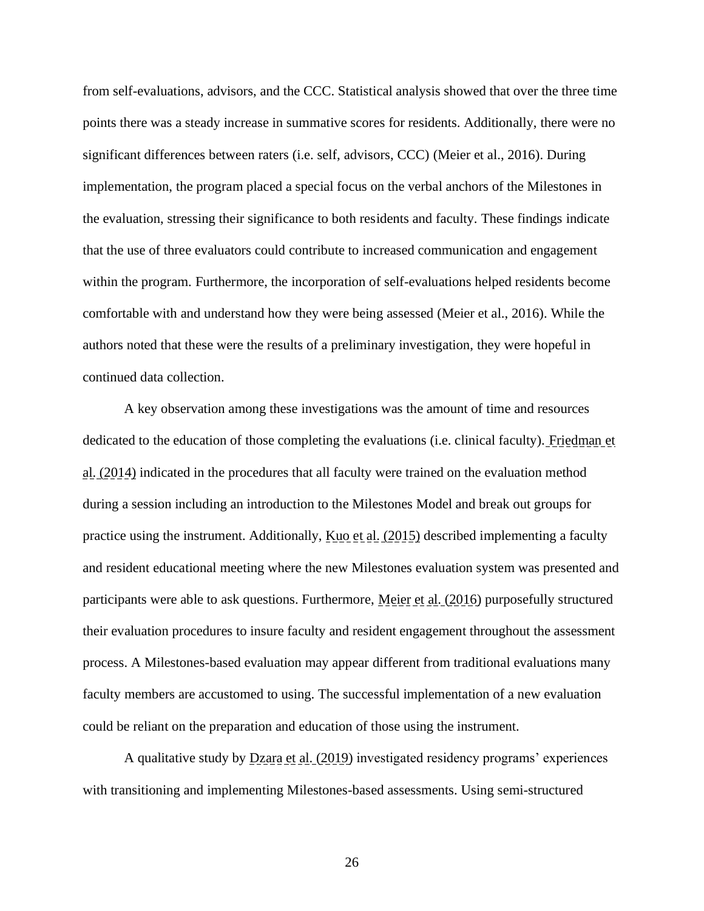from self-evaluations, advisors, and the CCC. Statistical analysis showed that over the three time points there was a steady increase in summative scores for residents. Additionally, there were no significant differences between raters (i.e. self, advisors, CCC) (Meier et al., 2016). During implementation, the program placed a special focus on the verbal anchors of the Milestones in the evaluation, stressing their significance to both residents and faculty. These findings indicate that the use of three evaluators could contribute to increased communication and engagement within the program. Furthermore, the incorporation of self-evaluations helped residents become comfortable with and understand how they were being assessed (Meier et al., 2016). While the authors noted that these were the results of a preliminary investigation, they were hopeful in continued data collection.

A key observation among these investigations was the amount of time and resources dedicated to the education of those completing the evaluations (i.e. clinical faculty). Friedman et al. (2014) indicated in the procedures that all faculty were trained on the evaluation method during a session including an introduction to the Milestones Model and break out groups for practice using the instrument. Additionally, Kuo et al. (2015) described implementing a faculty and resident educational meeting where the new Milestones evaluation system was presented and participants were able to ask questions. Furthermore, Meier et al. (2016) purposefully structured their evaluation procedures to insure faculty and resident engagement throughout the assessment process. A Milestones-based evaluation may appear different from traditional evaluations many faculty members are accustomed to using. The successful implementation of a new evaluation could be reliant on the preparation and education of those using the instrument.

A qualitative study by Dzara et al. (2019) investigated residency programs' experiences with transitioning and implementing Milestones-based assessments. Using semi-structured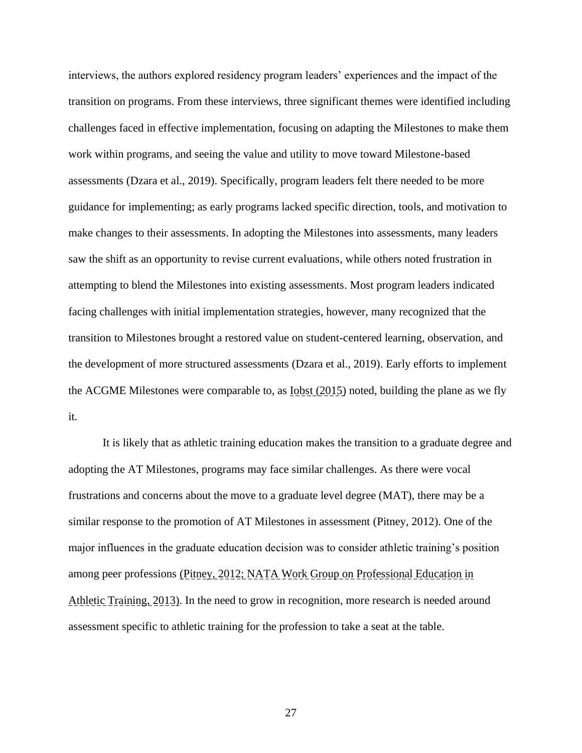interviews, the authors explored residency program leaders' experiences and the impact of the transition on programs. From these interviews, three significant themes were identified including challenges faced in effective implementation, focusing on adapting the Milestones to make them work within programs, and seeing the value and utility to move toward Milestone-based assessments (Dzara et al., 2019). Specifically, program leaders felt there needed to be more guidance for implementing; as early programs lacked specific direction, tools, and motivation to make changes to their assessments. In adopting the Milestones into assessments, many leaders saw the shift as an opportunity to revise current evaluations, while others noted frustration in attempting to blend the Milestones into existing assessments. Most program leaders indicated facing challenges with initial implementation strategies, however, many recognized that the transition to Milestones brought a restored value on student-centered learning, observation, and the development of more structured assessments (Dzara et al., 2019). Early efforts to implement the ACGME Milestones were comparable to, as Iobst (2015) noted, building the plane as we fly it.

It is likely that as athletic training education makes the transition to a graduate degree and adopting the AT Milestones, programs may face similar challenges. As there were vocal frustrations and concerns about the move to a graduate level degree (MAT), there may be a similar response to the promotion of AT Milestones in assessment (Pitney, 2012). One of the major influences in the graduate education decision was to consider athletic training's position among peer professions (Pitney, 2012; NATA Work Group on Professional Education in Athletic Training, 2013). In the need to grow in recognition, more research is needed around assessment specific to athletic training for the profession to take a seat at the table.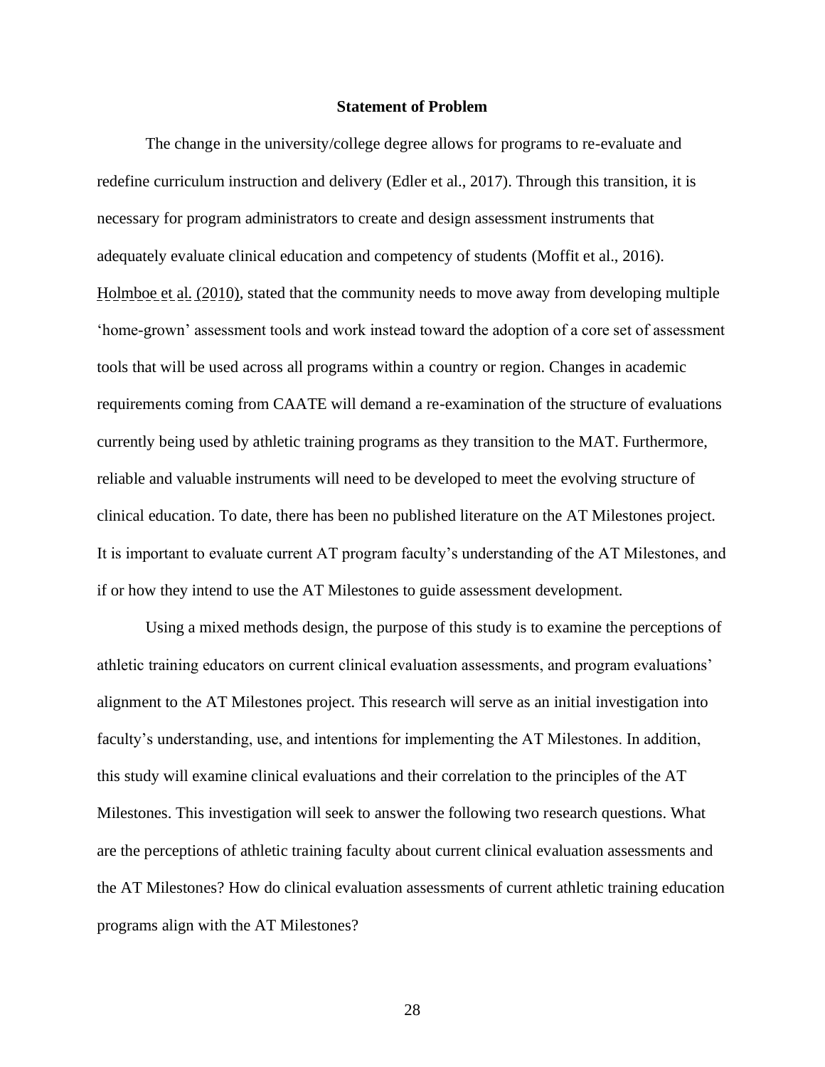## Statement of Problem

The change in the university/college degree allows for programs to re-evaluate and redefine curriculum instruction and delivery (Edler et al., 2017). Through this transition, it is necessary for program administrators to create and design assessment instruments that adequately evaluate clinical education and competency of students (Moffit et al., 2016). Holmboe et al. (2010), stated that the community needs to move away from developing multiple 'home-grown' assessment tools and work instead toward the adoption of a core set of assessment tools that will be used across all programs within a country or region. Changes in academic requirements coming from CAATE will demand a re-examination of the structure of evaluations currently being used by athletic training programs as they transition to the MAT. Furthermore, reliable and valuable instruments will need to be developed to meet the evolving structure of clinical education. To date, there has been no published literature on the AT Milestones project. It is important to evaluate current AT program faculty's understanding of the AT Milestones, and if or how they intend to use the AT Milestones to guide assessment development.

Using a mixed methods design, the purpose of this study is to examine the perceptions of athletic training educators on current clinical evaluation assessments, and program evaluations' alignment to the AT Milestones project. This research will serve as an initial investigation into faculty's understanding, use, and intentions for implementing the AT Milestones. In addition, this study will examine clinical evaluations and their correlation to the principles of the AT Milestones. This investigation will seek to answer the following two research questions. What are the perceptions of athletic training faculty about current clinical evaluation assessments and the AT Milestones? How do clinical evaluation assessments of current athletic training education programs align with the AT Milestones?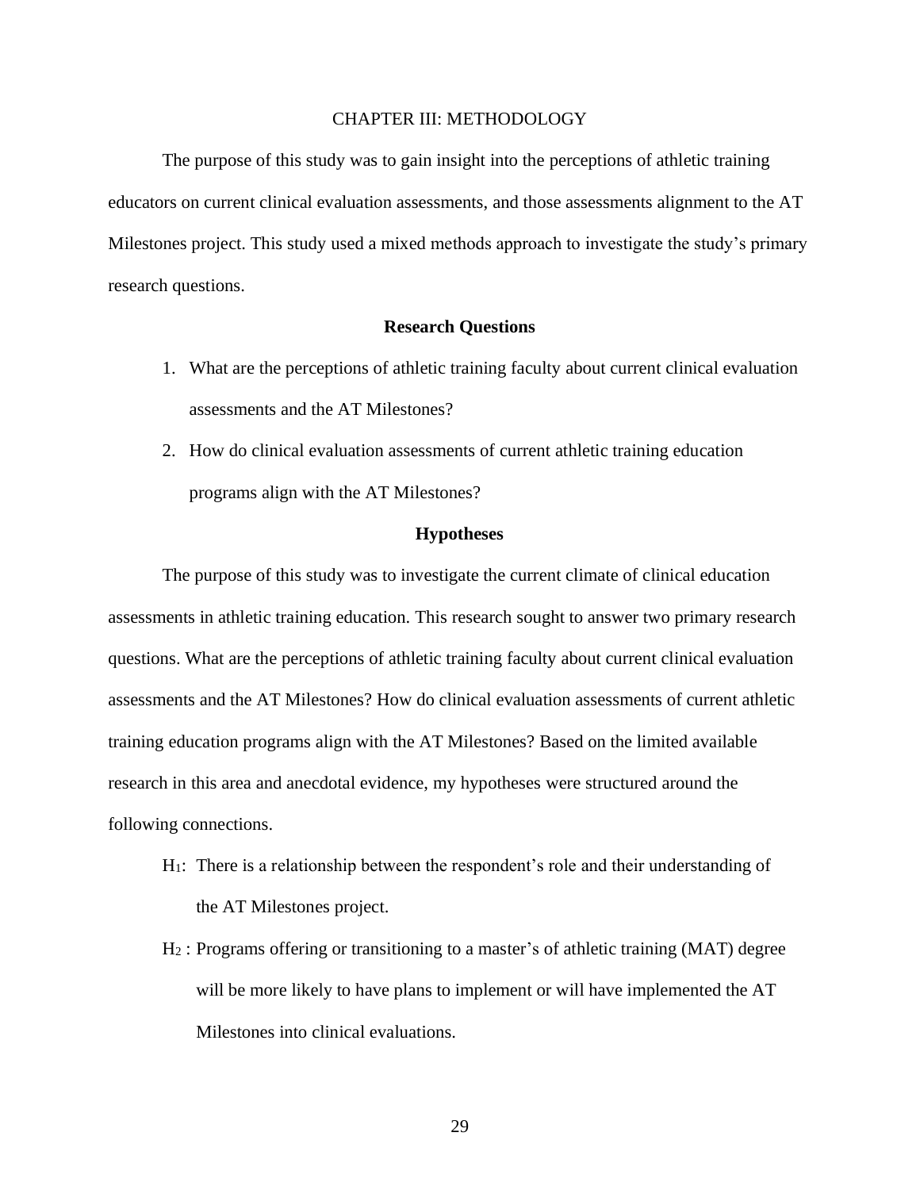# CHAPTER III: METHODOLOGY

The purpose of this study was to gain insight into the perceptions of athletic training educators on current clinical evaluation assessments, and those assessments alignment to the AT Milestones project. This study used a mixed methods approach to investigate the study's primary research questions.

## Research Questions

1. What are the perceptions of athletic training faculty about current clinical evaluation assessments and the AT Milestones?
2. How do clinical evaluation assessments of current athletic training education programs align with the AT Milestones?

## Hypotheses

The purpose of this study was to investigate the current climate of clinical education assessments in athletic training education. This research sought to answer two primary research questions. What are the perceptions of athletic training faculty about current clinical evaluation assessments and the AT Milestones? How do clinical evaluation assessments of current athletic training education programs align with the AT Milestones? Based on the limited available research in this area and anecdotal evidence, my hypotheses were structured around the following connections.

$H_1$: There is a relationship between the respondent's role and their understanding of the AT Milestones project.

$H_2$ : Programs offering or transitioning to a master's of athletic training (MAT) degree will be more likely to have plans to implement or will have implemented the AT Milestones into clinical evaluations.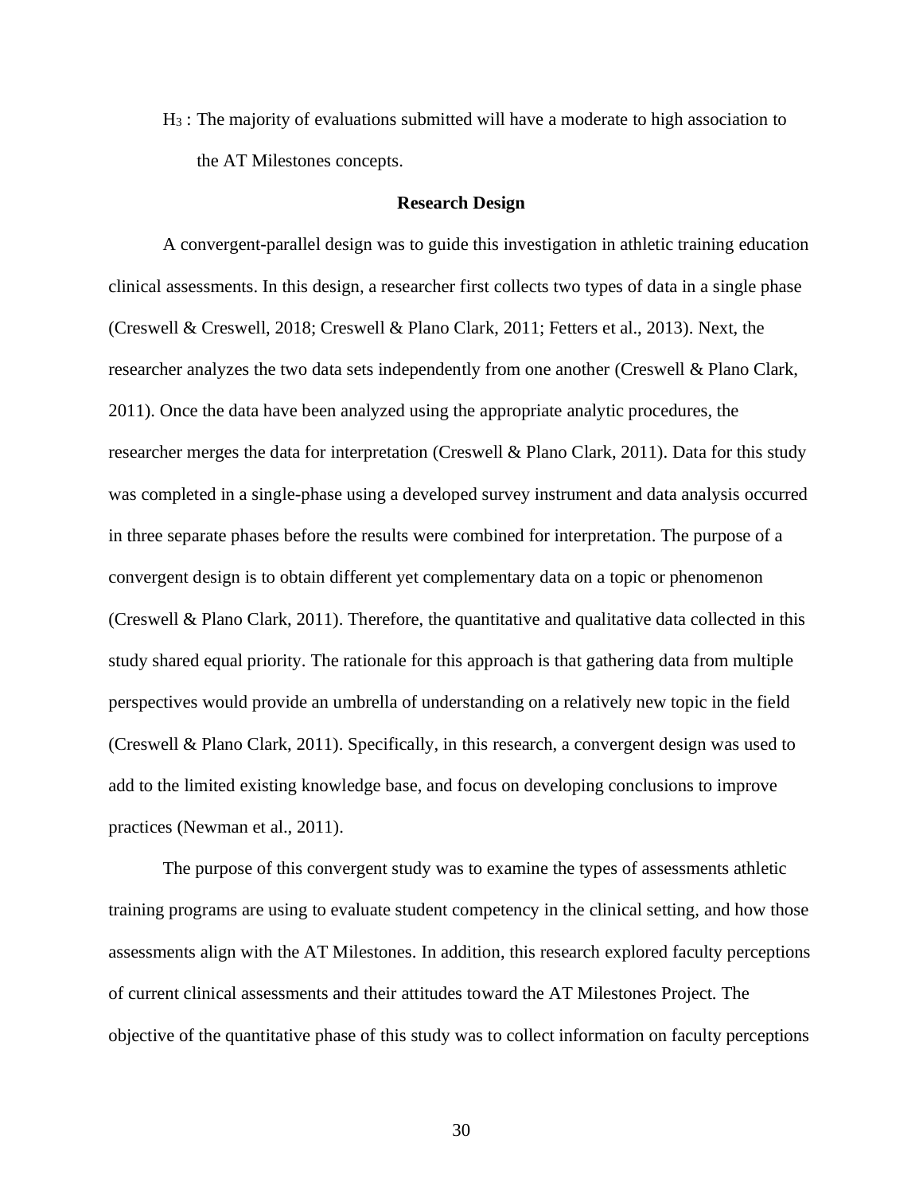$H_3$ : The majority of evaluations submitted will have a moderate to high association to the AT Milestones concepts.

## Research Design

A convergent-parallel design was to guide this investigation in athletic training education clinical assessments. In this design, a researcher first collects two types of data in a single phase (Creswell & Creswell, 2018; Creswell & Plano Clark, 2011; Fetters et al., 2013). Next, the researcher analyzes the two data sets independently from one another (Creswell & Plano Clark, 2011). Once the data have been analyzed using the appropriate analytic procedures, the researcher merges the data for interpretation (Creswell & Plano Clark, 2011). Data for this study was completed in a single-phase using a developed survey instrument and data analysis occurred in three separate phases before the results were combined for interpretation. The purpose of a convergent design is to obtain different yet complementary data on a topic or phenomenon (Creswell & Plano Clark, 2011). Therefore, the quantitative and qualitative data collected in this study shared equal priority. The rationale for this approach is that gathering data from multiple perspectives would provide an umbrella of understanding on a relatively new topic in the field (Creswell & Plano Clark, 2011). Specifically, in this research, a convergent design was used to add to the limited existing knowledge base, and focus on developing conclusions to improve practices (Newman et al., 2011).

The purpose of this convergent study was to examine the types of assessments athletic training programs are using to evaluate student competency in the clinical setting, and how those assessments align with the AT Milestones. In addition, this research explored faculty perceptions of current clinical assessments and their attitudes toward the AT Milestones Project. The objective of the quantitative phase of this study was to collect information on faculty perceptions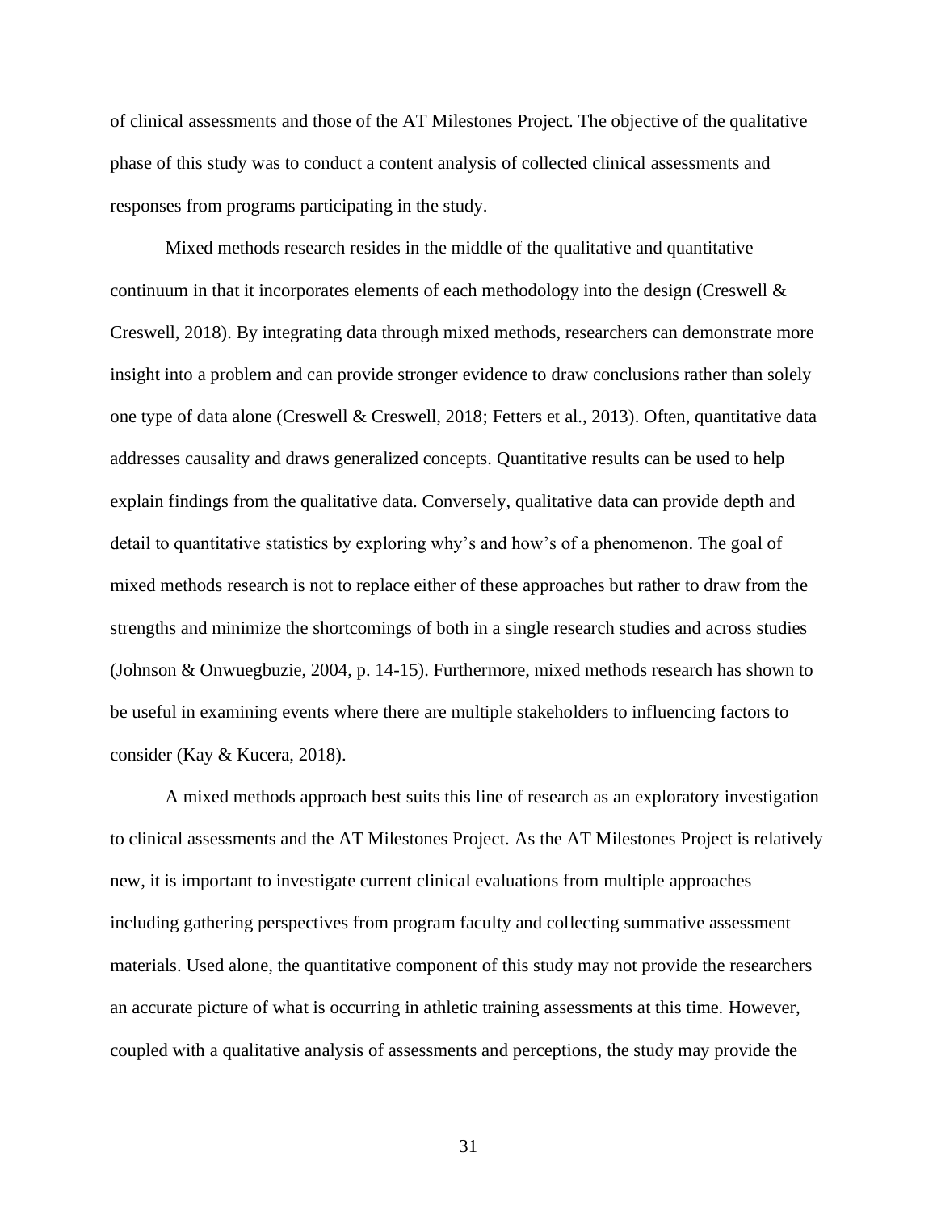of clinical assessments and those of the AT Milestones Project. The objective of the qualitative phase of this study was to conduct a content analysis of collected clinical assessments and responses from programs participating in the study.

Mixed methods research resides in the middle of the qualitative and quantitative continuum in that it incorporates elements of each methodology into the design (Creswell & Creswell, 2018). By integrating data through mixed methods, researchers can demonstrate more insight into a problem and can provide stronger evidence to draw conclusions rather than solely one type of data alone (Creswell & Creswell, 2018; Fetters et al., 2013). Often, quantitative data addresses causality and draws generalized concepts. Quantitative results can be used to help explain findings from the qualitative data. Conversely, qualitative data can provide depth and detail to quantitative statistics by exploring why's and how's of a phenomenon. The goal of mixed methods research is not to replace either of these approaches but rather to draw from the strengths and minimize the shortcomings of both in a single research studies and across studies (Johnson & Onwuegbuzie, 2004, p. 14-15). Furthermore, mixed methods research has shown to be useful in examining events where there are multiple stakeholders to influencing factors to consider (Kay & Kucera, 2018).

A mixed methods approach best suits this line of research as an exploratory investigation to clinical assessments and the AT Milestones Project. As the AT Milestones Project is relatively new, it is important to investigate current clinical evaluations from multiple approaches including gathering perspectives from program faculty and collecting summative assessment materials. Used alone, the quantitative component of this study may not provide the researchers an accurate picture of what is occurring in athletic training assessments at this time. However, coupled with a qualitative analysis of assessments and perceptions, the study may provide the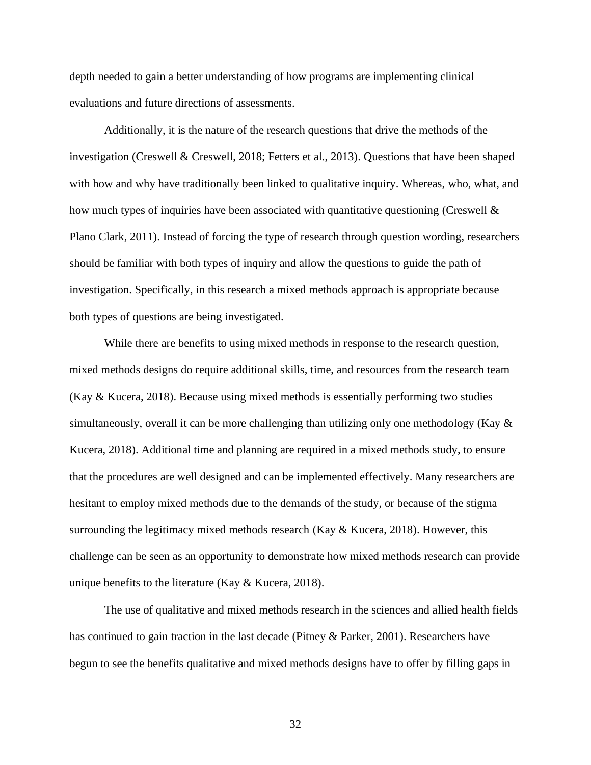depth needed to gain a better understanding of how programs are implementing clinical evaluations and future directions of assessments.

Additionally, it is the nature of the research questions that drive the methods of the investigation (Creswell & Creswell, 2018; Fetters et al., 2013). Questions that have been shaped with how and why have traditionally been linked to qualitative inquiry. Whereas, who, what, and how much types of inquiries have been associated with quantitative questioning (Creswell & Plano Clark, 2011). Instead of forcing the type of research through question wording, researchers should be familiar with both types of inquiry and allow the questions to guide the path of investigation. Specifically, in this research a mixed methods approach is appropriate because both types of questions are being investigated.

While there are benefits to using mixed methods in response to the research question, mixed methods designs do require additional skills, time, and resources from the research team (Kay & Kucera, 2018). Because using mixed methods is essentially performing two studies simultaneously, overall it can be more challenging than utilizing only one methodology (Kay & Kucera, 2018). Additional time and planning are required in a mixed methods study, to ensure that the procedures are well designed and can be implemented effectively. Many researchers are hesitant to employ mixed methods due to the demands of the study, or because of the stigma surrounding the legitimacy mixed methods research (Kay & Kucera, 2018). However, this challenge can be seen as an opportunity to demonstrate how mixed methods research can provide unique benefits to the literature (Kay & Kucera, 2018).

The use of qualitative and mixed methods research in the sciences and allied health fields has continued to gain traction in the last decade (Pitney & Parker, 2001). Researchers have begun to see the benefits qualitative and mixed methods designs have to offer by filling gaps in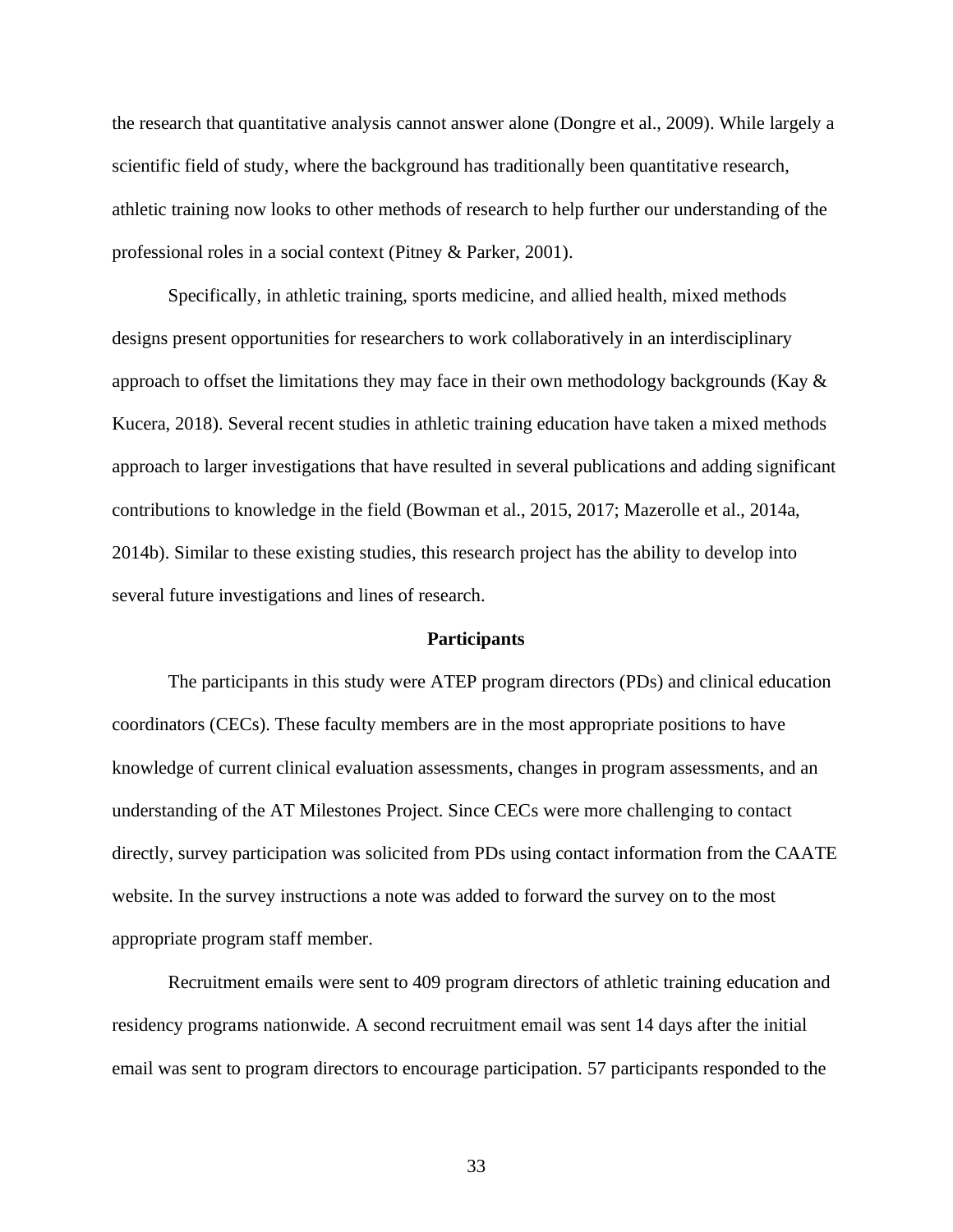the research that quantitative analysis cannot answer alone (Dongre et al., 2009). While largely a scientific field of study, where the background has traditionally been quantitative research, athletic training now looks to other methods of research to help further our understanding of the professional roles in a social context (Pitney & Parker, 2001).

Specifically, in athletic training, sports medicine, and allied health, mixed methods designs present opportunities for researchers to work collaboratively in an interdisciplinary approach to offset the limitations they may face in their own methodology backgrounds (Kay & Kucera, 2018). Several recent studies in athletic training education have taken a mixed methods approach to larger investigations that have resulted in several publications and adding significant contributions to knowledge in the field (Bowman et al., 2015, 2017; Mazerolle et al., 2014a, 2014b). Similar to these existing studies, this research project has the ability to develop into several future investigations and lines of research.

## Participants

The participants in this study were ATEP program directors (PDs) and clinical education coordinators (CECs). These faculty members are in the most appropriate positions to have knowledge of current clinical evaluation assessments, changes in program assessments, and an understanding of the AT Milestones Project. Since CECs were more challenging to contact directly, survey participation was solicited from PDs using contact information from the CAATE website. In the survey instructions a note was added to forward the survey on to the most appropriate program staff member.

Recruitment emails were sent to 409 program directors of athletic training education and residency programs nationwide. A second recruitment email was sent 14 days after the initial email was sent to program directors to encourage participation. 57 participants responded to the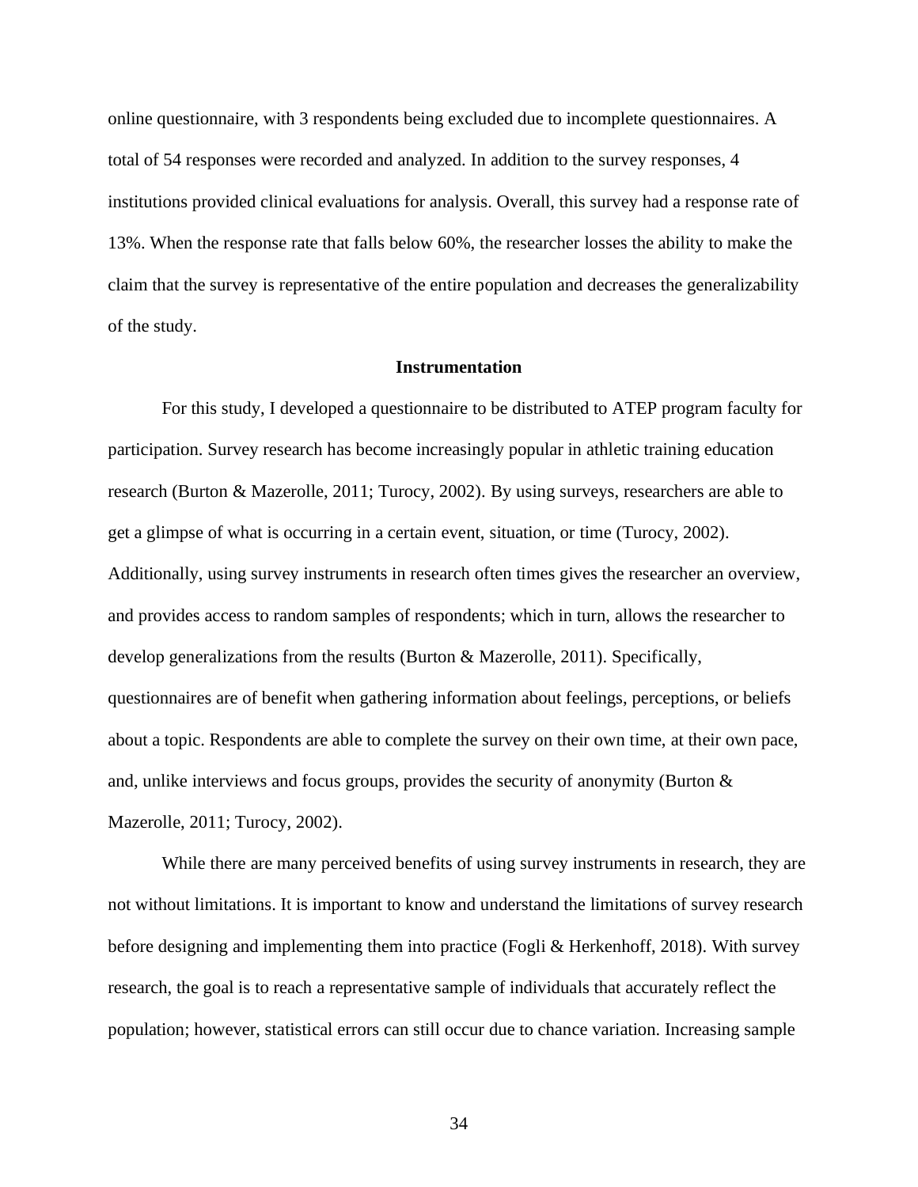online questionnaire, with 3 respondents being excluded due to incomplete questionnaires. A total of 54 responses were recorded and analyzed. In addition to the survey responses, 4 institutions provided clinical evaluations for analysis. Overall, this survey had a response rate of 13%. When the response rate that falls below 60%, the researcher losses the ability to make the claim that the survey is representative of the entire population and decreases the generalizability of the study.

## Instrumentation

For this study, I developed a questionnaire to be distributed to ATEP program faculty for participation. Survey research has become increasingly popular in athletic training education research (Burton & Mazerolle, 2011; Turocy, 2002). By using surveys, researchers are able to get a glimpse of what is occurring in a certain event, situation, or time (Turocy, 2002). Additionally, using survey instruments in research often times gives the researcher an overview, and provides access to random samples of respondents; which in turn, allows the researcher to develop generalizations from the results (Burton & Mazerolle, 2011). Specifically, questionnaires are of benefit when gathering information about feelings, perceptions, or beliefs about a topic. Respondents are able to complete the survey on their own time, at their own pace, and, unlike interviews and focus groups, provides the security of anonymity (Burton & Mazerolle, 2011; Turocy, 2002).

While there are many perceived benefits of using survey instruments in research, they are not without limitations. It is important to know and understand the limitations of survey research before designing and implementing them into practice (Fogli & Herkenhoff, 2018). With survey research, the goal is to reach a representative sample of individuals that accurately reflect the population; however, statistical errors can still occur due to chance variation. Increasing sample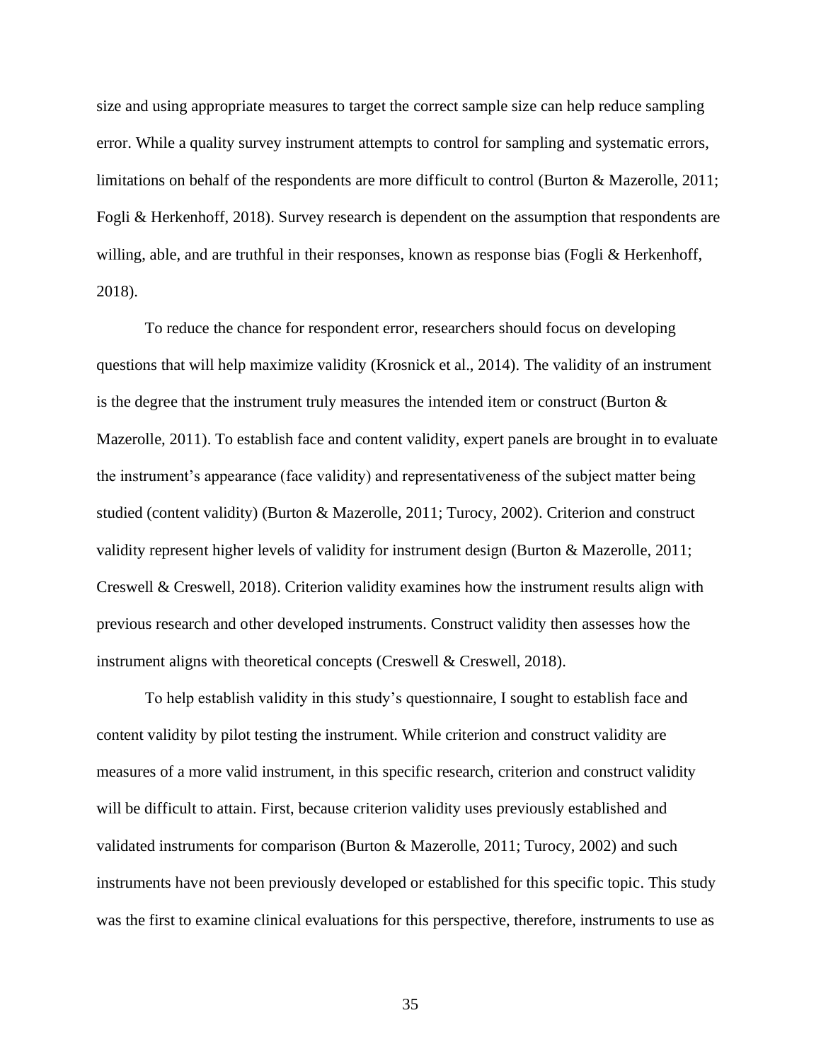size and using appropriate measures to target the correct sample size can help reduce sampling error. While a quality survey instrument attempts to control for sampling and systematic errors, limitations on behalf of the respondents are more difficult to control (Burton & Mazerolle, 2011; Fogli & Herkenhoff, 2018). Survey research is dependent on the assumption that respondents are willing, able, and are truthful in their responses, known as response bias (Fogli & Herkenhoff, 2018).

To reduce the chance for respondent error, researchers should focus on developing questions that will help maximize validity (Krosnick et al., 2014). The validity of an instrument is the degree that the instrument truly measures the intended item or construct (Burton & Mazerolle, 2011). To establish face and content validity, expert panels are brought in to evaluate the instrument's appearance (face validity) and representativeness of the subject matter being studied (content validity) (Burton & Mazerolle, 2011; Turocy, 2002). Criterion and construct validity represent higher levels of validity for instrument design (Burton & Mazerolle, 2011; Creswell & Creswell, 2018). Criterion validity examines how the instrument results align with previous research and other developed instruments. Construct validity then assesses how the instrument aligns with theoretical concepts (Creswell & Creswell, 2018).

To help establish validity in this study's questionnaire, I sought to establish face and content validity by pilot testing the instrument. While criterion and construct validity are measures of a more valid instrument, in this specific research, criterion and construct validity will be difficult to attain. First, because criterion validity uses previously established and validated instruments for comparison (Burton & Mazerolle, 2011; Turocy, 2002) and such instruments have not been previously developed or established for this specific topic. This study was the first to examine clinical evaluations for this perspective, therefore, instruments to use as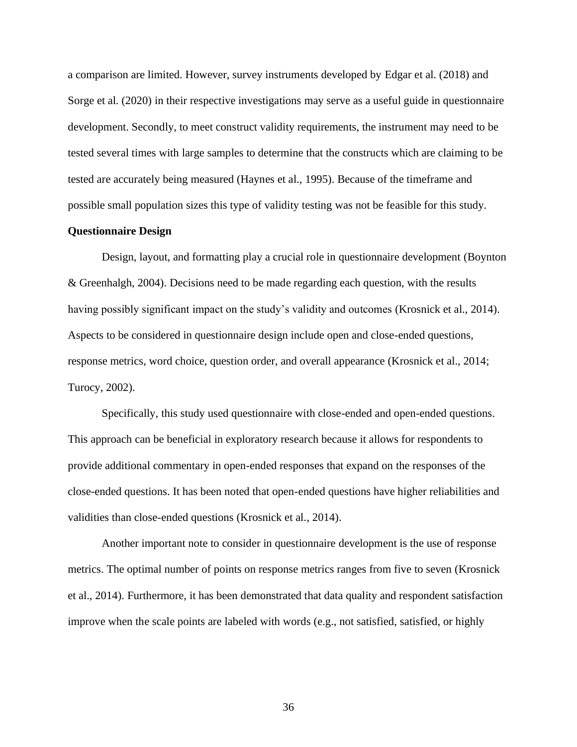a comparison are limited. However, survey instruments developed by Edgar et al. (2018) and Sorge et al. (2020) in their respective investigations may serve as a useful guide in questionnaire development. Secondly, to meet construct validity requirements, the instrument may need to be tested several times with large samples to determine that the constructs which are claiming to be tested are accurately being measured (Haynes et al., 1995). Because of the timeframe and possible small population sizes this type of validity testing was not be feasible for this study.

**Questionnaire Design**

Design, layout, and formatting play a crucial role in questionnaire development (Boynton & Greenhalgh, 2004). Decisions need to be made regarding each question, with the results having possibly significant impact on the study's validity and outcomes (Krosnick et al., 2014). Aspects to be considered in questionnaire design include open and close-ended questions, response metrics, word choice, question order, and overall appearance (Krosnick et al., 2014; Turocy, 2002).

Specifically, this study used questionnaire with close-ended and open-ended questions. This approach can be beneficial in exploratory research because it allows for respondents to provide additional commentary in open-ended responses that expand on the responses of the close-ended questions. It has been noted that open-ended questions have higher reliabilities and validities than close-ended questions (Krosnick et al., 2014).

Another important note to consider in questionnaire development is the use of response metrics. The optimal number of points on response metrics ranges from five to seven (Krosnick et al., 2014). Furthermore, it has been demonstrated that data quality and respondent satisfaction improve when the scale points are labeled with words (e.g., not satisfied, satisfied, or highly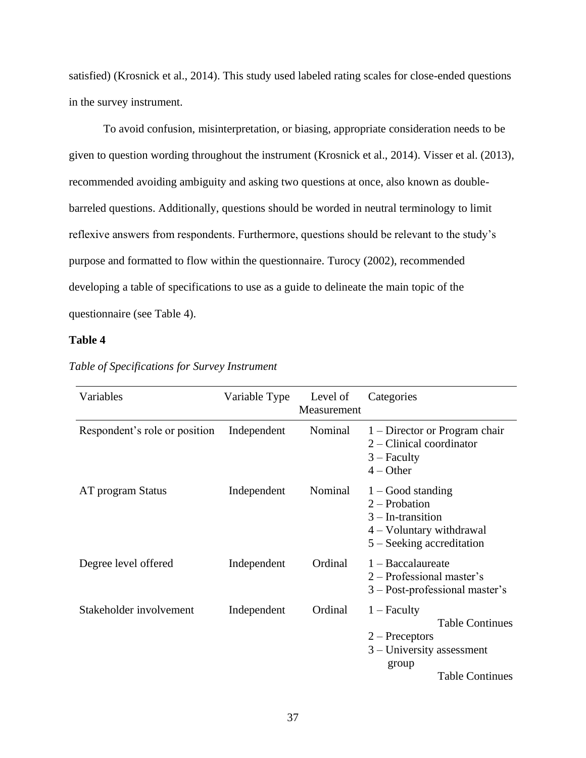satisfied) (Krosnick et al., 2014). This study used labeled rating scales for close-ended questions in the survey instrument.

To avoid confusion, misinterpretation, or biasing, appropriate consideration needs to be given to question wording throughout the instrument (Krosnick et al., 2014). Visser et al. (2013), recommended avoiding ambiguity and asking two questions at once, also known as double-barreled questions. Additionally, questions should be worded in neutral terminology to limit reflexive answers from respondents. Furthermore, questions should be relevant to the study's purpose and formatted to flow within the questionnaire. Turocy (2002), recommended developing a table of specifications to use as a guide to delineate the main topic of the questionnaire (see Table 4).

**Table 4**

*Table of Specifications for Survey Instrument*

| Variables | Variable Type | Level of Measurement | Categories |
|---|---|---|---|
| Respondent's role or position | Independent | Nominal | 1 – Director or Program chair<br>2 – Clinical coordinator<br>3 – Faculty<br>4 – Other |
| AT program Status | Independent | Nominal | 1 – Good standing<br>2 – Probation<br>3 – In-transition<br>4 – Voluntary withdrawal<br>5 – Seeking accreditation |
| Degree level offered | Independent | Ordinal | 1 – Baccalaureate<br>2 – Professional master's<br>3 – Post-professional master's |
| Stakeholder involvement | Independent | Ordinal | 1 – Faculty<br>Table Continues<br>2 – Preceptors<br>3 – University assessment group<br>Table Continues |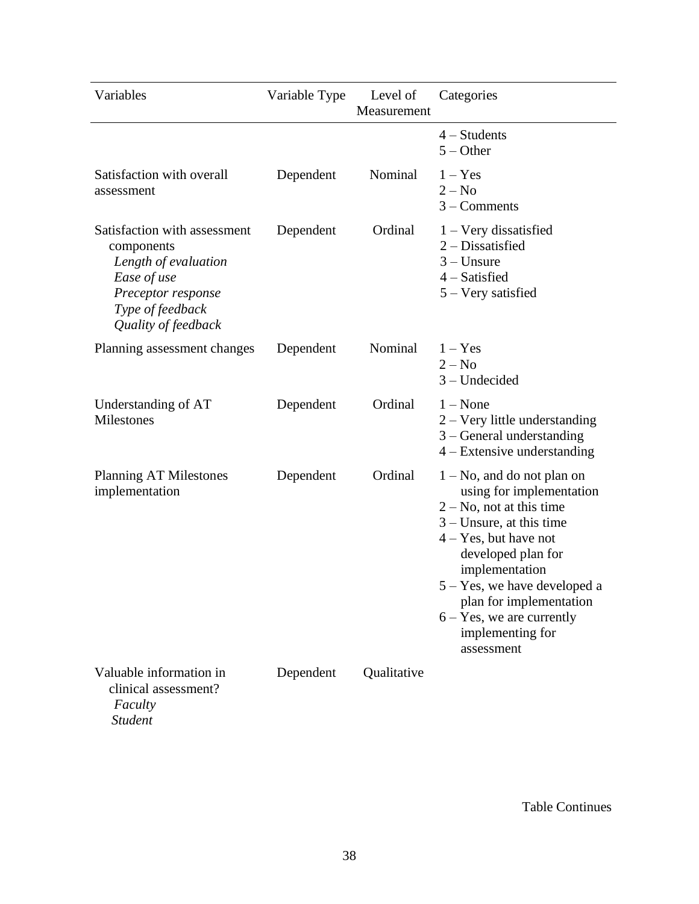| Variables | Variable Type | Level of Measurement | Categories |
|---|---|---|---|
| | | | 4 – Students<br>5 – Other |
| Satisfaction with overall assessment | Dependent | Nominal | 1 – Yes<br>2 – No<br>3 – Comments |
| Satisfaction with assessment components<br>*Length of evaluation*<br>*Ease of use*<br>*Preceptor response*<br>*Type of feedback*<br>*Quality of feedback* | Dependent | Ordinal | 1 – Very dissatisfied<br>2 – Dissatisfied<br>3 – Unsure<br>4 – Satisfied<br>5 – Very satisfied |
| Planning assessment changes | Dependent | Nominal | 1 – Yes<br>2 – No<br>3 – Undecided |
| Understanding of AT Milestones | Dependent | Ordinal | 1 – None<br>2 – Very little understanding<br>3 – General understanding<br>4 – Extensive understanding |
| Planning AT Milestones implementation | Dependent | Ordinal | 1 – No, and do not plan on using for implementation<br>2 – No, not at this time<br>3 – Unsure, at this time<br>4 – Yes, but have not developed plan for implementation<br>5 – Yes, we have developed a plan for implementation<br>6 – Yes, we are currently implementing for assessment |
| Valuable information in clinical assessment?<br>*Faculty*<br>*Student* | Dependent | Qualitative | |

Table Continues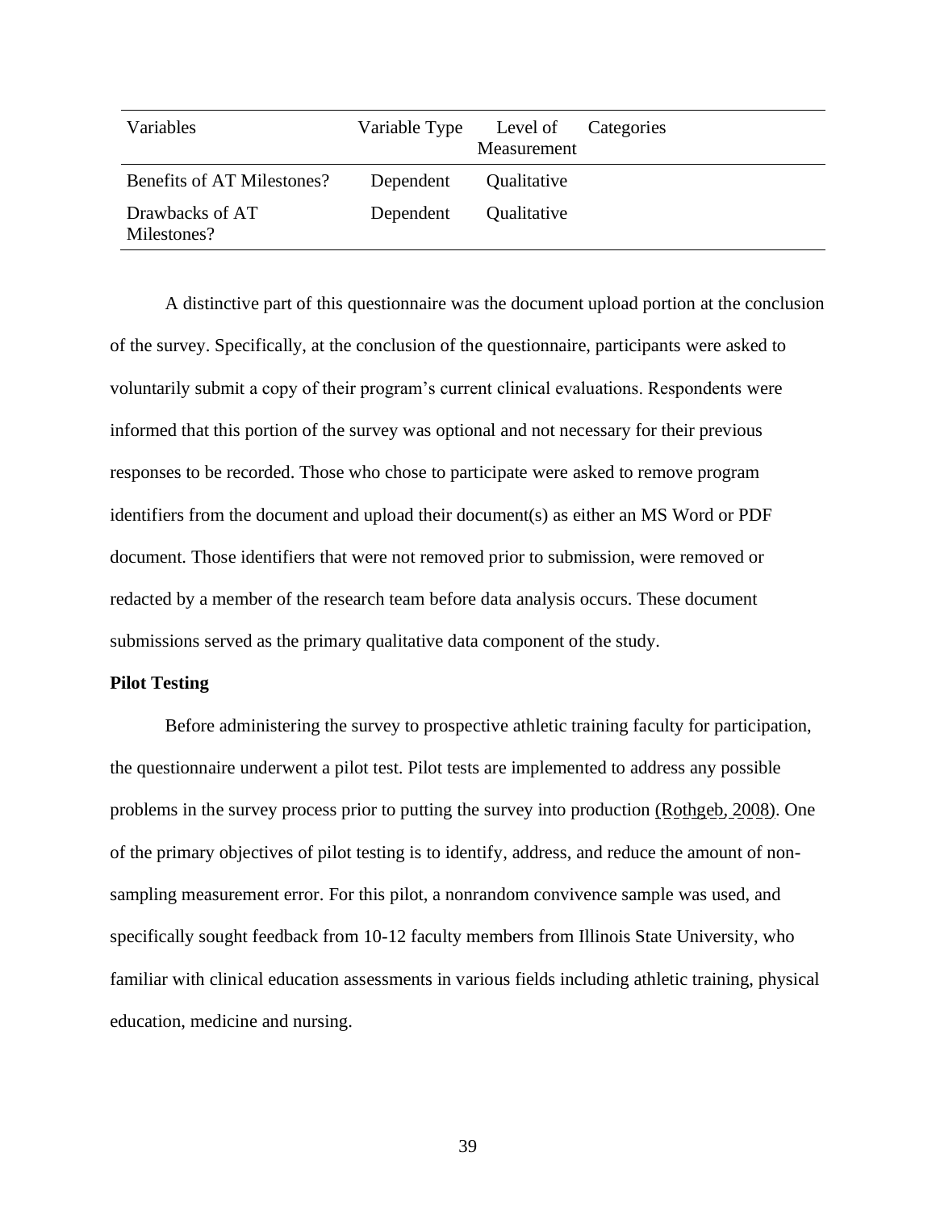| Variables | Variable Type | Level of Measurement | Categories |
|---|---|---|---|
| Benefits of AT Milestones? | Dependent | Qualitative | |
| Drawbacks of AT Milestones? | Dependent | Qualitative | |

A distinctive part of this questionnaire was the document upload portion at the conclusion of the survey. Specifically, at the conclusion of the questionnaire, participants were asked to voluntarily submit a copy of their program's current clinical evaluations. Respondents were informed that this portion of the survey was optional and not necessary for their previous responses to be recorded. Those who chose to participate were asked to remove program identifiers from the document and upload their document(s) as either an MS Word or PDF document. Those identifiers that were not removed prior to submission, were removed or redacted by a member of the research team before data analysis occurs. These document submissions served as the primary qualitative data component of the study.

**Pilot Testing**

Before administering the survey to prospective athletic training faculty for participation, the questionnaire underwent a pilot test. Pilot tests are implemented to address any possible problems in the survey process prior to putting the survey into production (Rothgeb, 2008). One of the primary objectives of pilot testing is to identify, address, and reduce the amount of non-sampling measurement error. For this pilot, a nonrandom convivence sample was used, and specifically sought feedback from 10-12 faculty members from Illinois State University, who familiar with clinical education assessments in various fields including athletic training, physical education, medicine and nursing.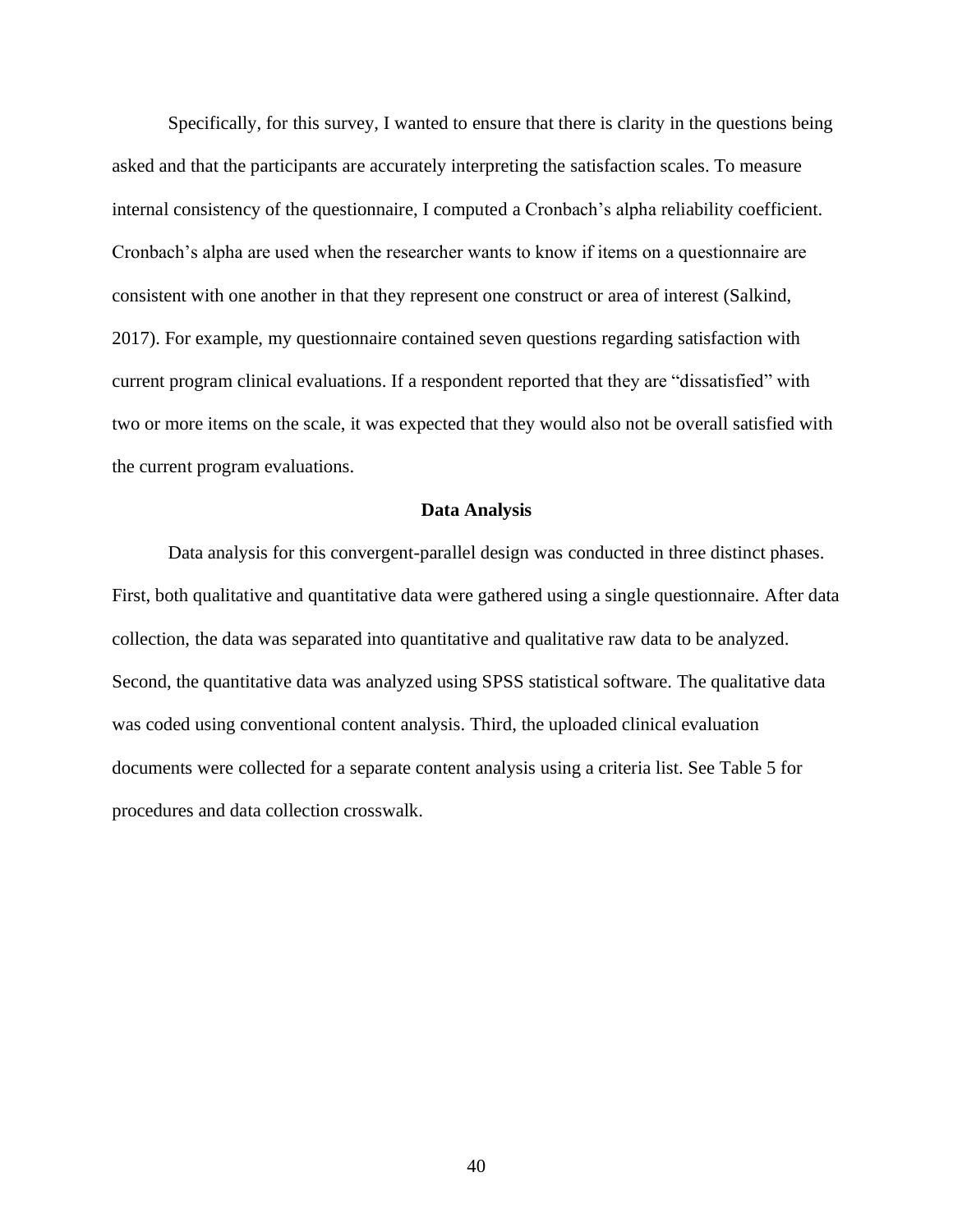Specifically, for this survey, I wanted to ensure that there is clarity in the questions being asked and that the participants are accurately interpreting the satisfaction scales. To measure internal consistency of the questionnaire, I computed a Cronbach's alpha reliability coefficient. Cronbach's alpha are used when the researcher wants to know if items on a questionnaire are consistent with one another in that they represent one construct or area of interest (Salkind, 2017). For example, my questionnaire contained seven questions regarding satisfaction with current program clinical evaluations. If a respondent reported that they are "dissatisfied" with two or more items on the scale, it was expected that they would also not be overall satisfied with the current program evaluations.

## Data Analysis

Data analysis for this convergent-parallel design was conducted in three distinct phases. First, both qualitative and quantitative data were gathered using a single questionnaire. After data collection, the data was separated into quantitative and qualitative raw data to be analyzed. Second, the quantitative data was analyzed using SPSS statistical software. The qualitative data was coded using conventional content analysis. Third, the uploaded clinical evaluation documents were collected for a separate content analysis using a criteria list. See Table 5 for procedures and data collection crosswalk.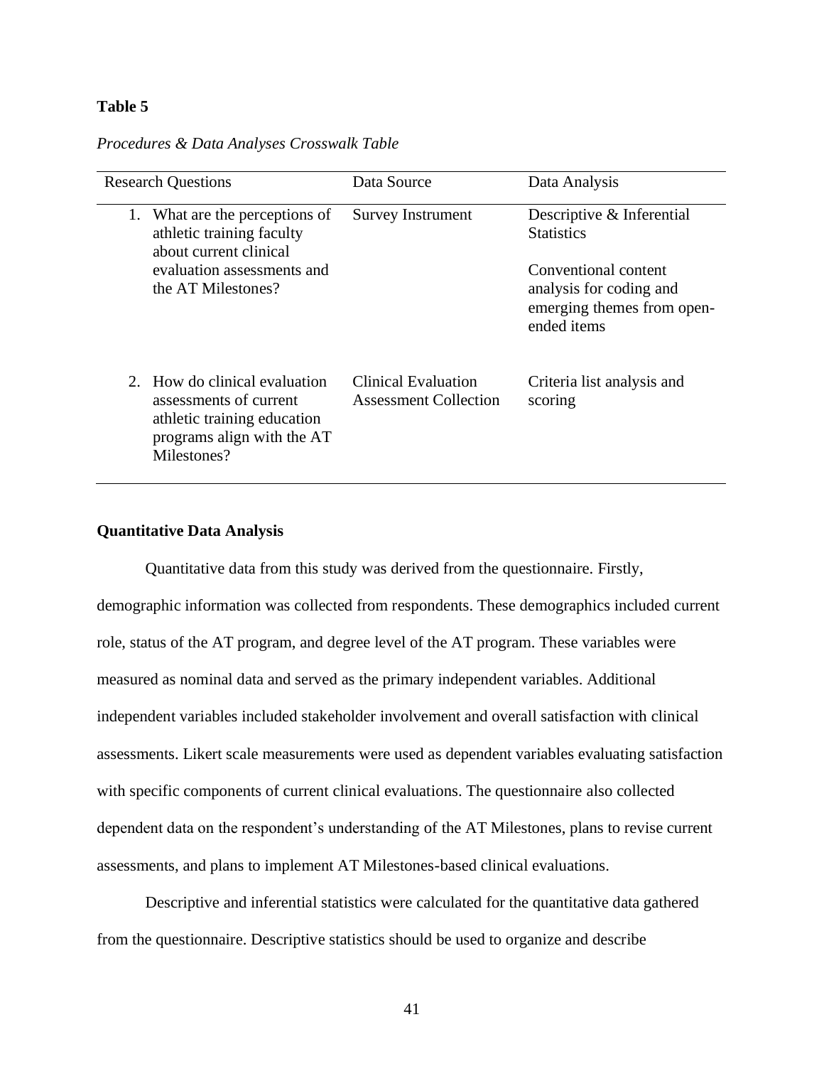**Table 5**

*Procedures & Data Analyses Crosswalk Table*

| Research Questions | Data Source | Data Analysis |
| --- | --- | --- |
| 1. What are the perceptions of athletic training faculty about current clinical evaluation assessments and the AT Milestones? | Survey Instrument | Descriptive & Inferential Statistics<br><br>Conventional content analysis for coding and emerging themes from open-ended items |
| 2. How do clinical evaluation assessments of current athletic training education programs align with the AT Milestones? | Clinical Evaluation Assessment Collection | Criteria list analysis and scoring |

**Quantitative Data Analysis**

Quantitative data from this study was derived from the questionnaire. Firstly, demographic information was collected from respondents. These demographics included current role, status of the AT program, and degree level of the AT program. These variables were measured as nominal data and served as the primary independent variables. Additional independent variables included stakeholder involvement and overall satisfaction with clinical assessments. Likert scale measurements were used as dependent variables evaluating satisfaction with specific components of current clinical evaluations. The questionnaire also collected dependent data on the respondent's understanding of the AT Milestones, plans to revise current assessments, and plans to implement AT Milestones-based clinical evaluations.

Descriptive and inferential statistics were calculated for the quantitative data gathered from the questionnaire. Descriptive statistics should be used to organize and describe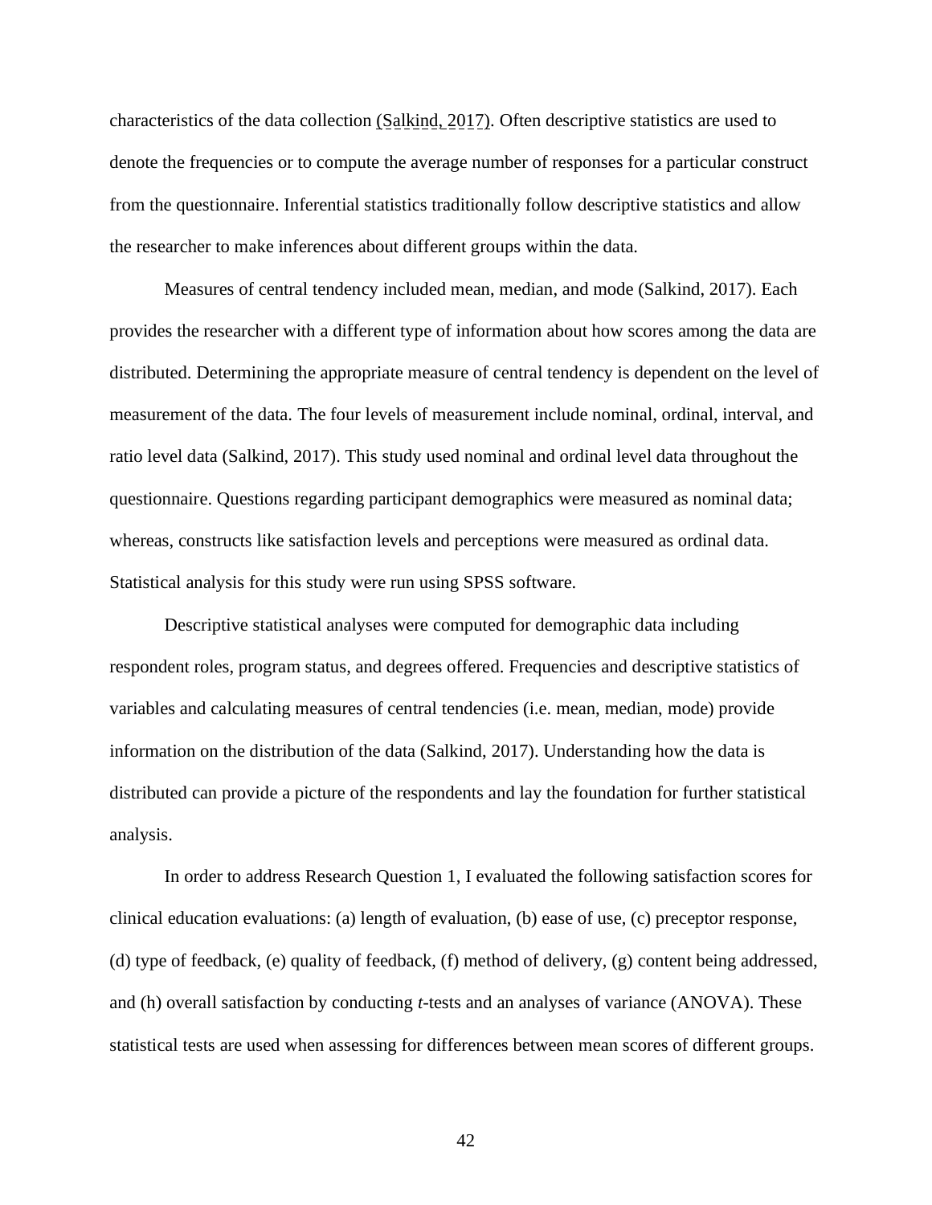characteristics of the data collection (Salkind, 2017). Often descriptive statistics are used to denote the frequencies or to compute the average number of responses for a particular construct from the questionnaire. Inferential statistics traditionally follow descriptive statistics and allow the researcher to make inferences about different groups within the data.

Measures of central tendency included mean, median, and mode (Salkind, 2017). Each provides the researcher with a different type of information about how scores among the data are distributed. Determining the appropriate measure of central tendency is dependent on the level of measurement of the data. The four levels of measurement include nominal, ordinal, interval, and ratio level data (Salkind, 2017). This study used nominal and ordinal level data throughout the questionnaire. Questions regarding participant demographics were measured as nominal data; whereas, constructs like satisfaction levels and perceptions were measured as ordinal data. Statistical analysis for this study were run using SPSS software.

Descriptive statistical analyses were computed for demographic data including respondent roles, program status, and degrees offered. Frequencies and descriptive statistics of variables and calculating measures of central tendencies (i.e. mean, median, mode) provide information on the distribution of the data (Salkind, 2017). Understanding how the data is distributed can provide a picture of the respondents and lay the foundation for further statistical analysis.

In order to address Research Question 1, I evaluated the following satisfaction scores for clinical education evaluations: (a) length of evaluation, (b) ease of use, (c) preceptor response, (d) type of feedback, (e) quality of feedback, (f) method of delivery, (g) content being addressed, and (h) overall satisfaction by conducting *t*-tests and an analyses of variance (ANOVA). These statistical tests are used when assessing for differences between mean scores of different groups.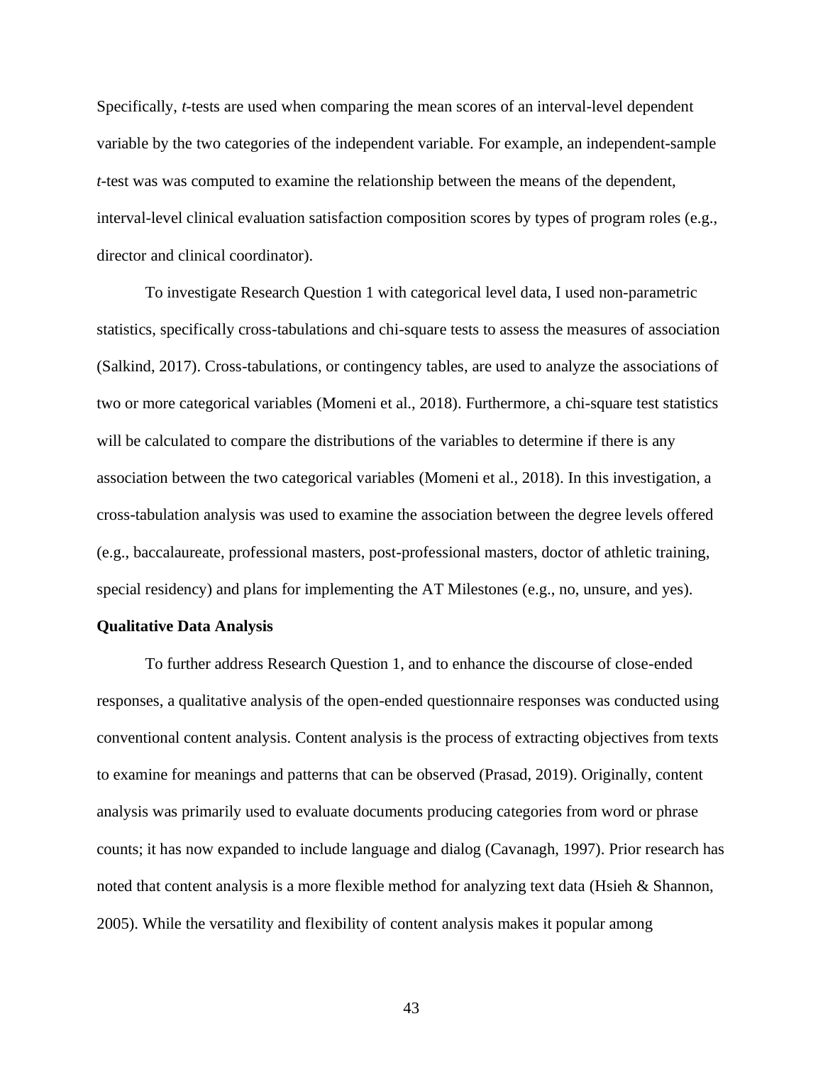Specifically, *t*-tests are used when comparing the mean scores of an interval-level dependent variable by the two categories of the independent variable. For example, an independent-sample *t*-test was was computed to examine the relationship between the means of the dependent, interval-level clinical evaluation satisfaction composition scores by types of program roles (e.g., director and clinical coordinator).

To investigate Research Question 1 with categorical level data, I used non-parametric statistics, specifically cross-tabulations and chi-square tests to assess the measures of association (Salkind, 2017). Cross-tabulations, or contingency tables, are used to analyze the associations of two or more categorical variables (Momeni et al., 2018). Furthermore, a chi-square test statistics will be calculated to compare the distributions of the variables to determine if there is any association between the two categorical variables (Momeni et al., 2018). In this investigation, a cross-tabulation analysis was used to examine the association between the degree levels offered (e.g., baccalaureate, professional masters, post-professional masters, doctor of athletic training, special residency) and plans for implementing the AT Milestones (e.g., no, unsure, and yes).

**Qualitative Data Analysis**

To further address Research Question 1, and to enhance the discourse of close-ended responses, a qualitative analysis of the open-ended questionnaire responses was conducted using conventional content analysis. Content analysis is the process of extracting objectives from texts to examine for meanings and patterns that can be observed (Prasad, 2019). Originally, content analysis was primarily used to evaluate documents producing categories from word or phrase counts; it has now expanded to include language and dialog (Cavanagh, 1997). Prior research has noted that content analysis is a more flexible method for analyzing text data (Hsieh & Shannon, 2005). While the versatility and flexibility of content analysis makes it popular among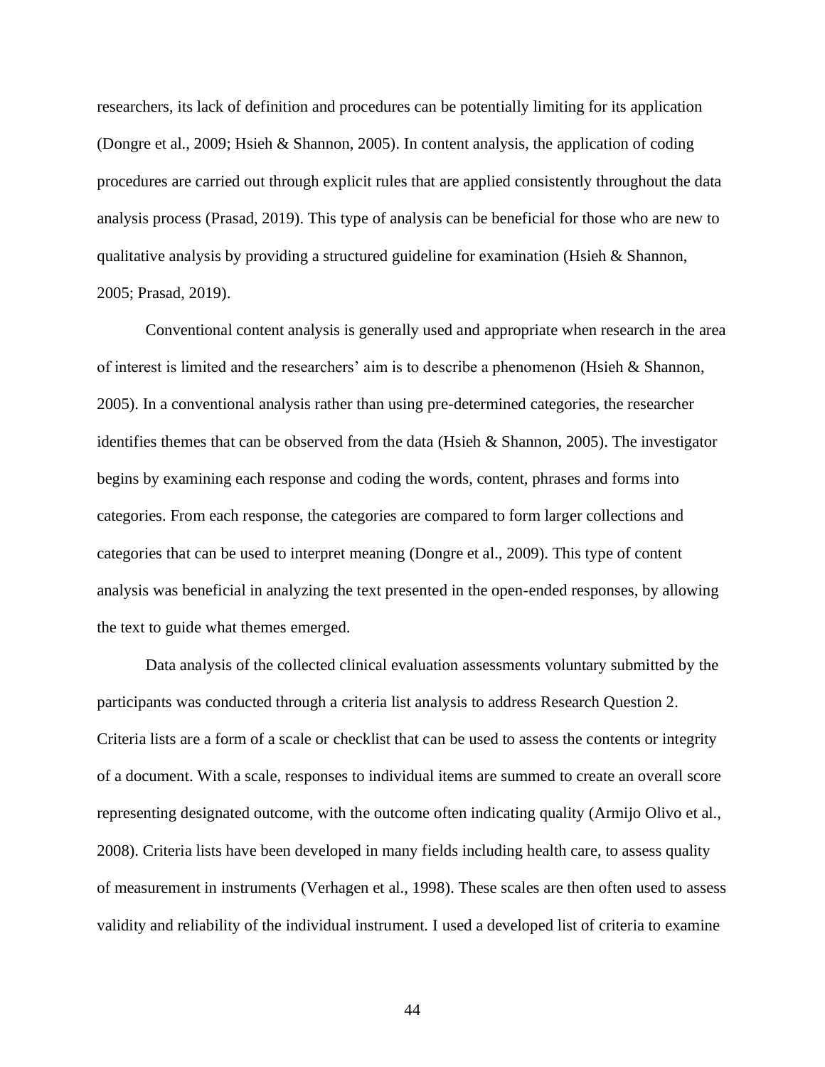researchers, its lack of definition and procedures can be potentially limiting for its application (Dongre et al., 2009; Hsieh & Shannon, 2005). In content analysis, the application of coding procedures are carried out through explicit rules that are applied consistently throughout the data analysis process (Prasad, 2019). This type of analysis can be beneficial for those who are new to qualitative analysis by providing a structured guideline for examination (Hsieh & Shannon, 2005; Prasad, 2019).

Conventional content analysis is generally used and appropriate when research in the area of interest is limited and the researchers' aim is to describe a phenomenon (Hsieh & Shannon, 2005). In a conventional analysis rather than using pre-determined categories, the researcher identifies themes that can be observed from the data (Hsieh & Shannon, 2005). The investigator begins by examining each response and coding the words, content, phrases and forms into categories. From each response, the categories are compared to form larger collections and categories that can be used to interpret meaning (Dongre et al., 2009). This type of content analysis was beneficial in analyzing the text presented in the open-ended responses, by allowing the text to guide what themes emerged.

Data analysis of the collected clinical evaluation assessments voluntary submitted by the participants was conducted through a criteria list analysis to address Research Question 2. Criteria lists are a form of a scale or checklist that can be used to assess the contents or integrity of a document. With a scale, responses to individual items are summed to create an overall score representing designated outcome, with the outcome often indicating quality (Armijo Olivo et al., 2008). Criteria lists have been developed in many fields including health care, to assess quality of measurement in instruments (Verhagen et al., 1998). These scales are then often used to assess validity and reliability of the individual instrument. I used a developed list of criteria to examine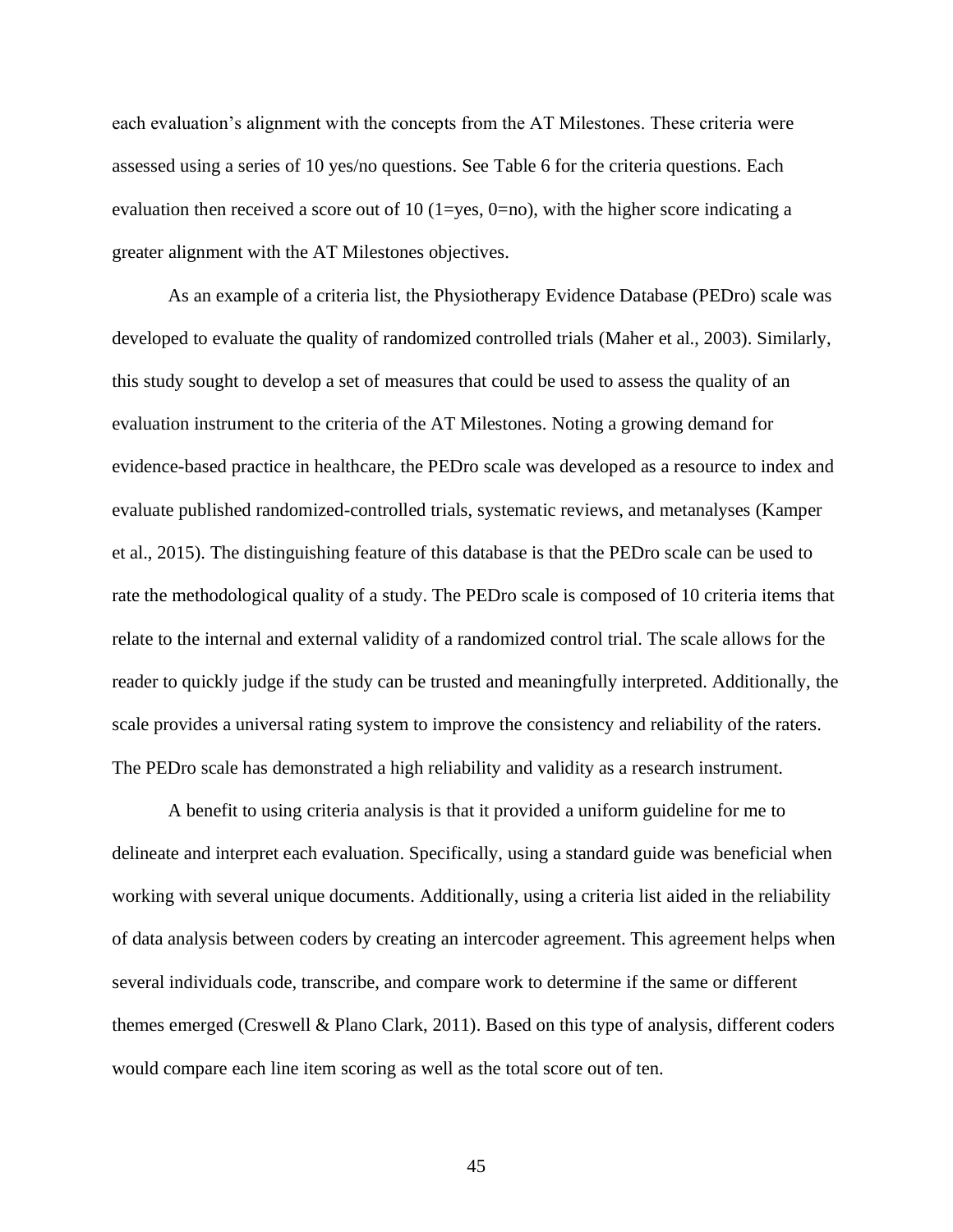each evaluation's alignment with the concepts from the AT Milestones. These criteria were assessed using a series of 10 yes/no questions. See Table 6 for the criteria questions. Each evaluation then received a score out of 10 (1=yes, 0=no), with the higher score indicating a greater alignment with the AT Milestones objectives.

As an example of a criteria list, the Physiotherapy Evidence Database (PEDro) scale was developed to evaluate the quality of randomized controlled trials (Maher et al., 2003). Similarly, this study sought to develop a set of measures that could be used to assess the quality of an evaluation instrument to the criteria of the AT Milestones. Noting a growing demand for evidence-based practice in healthcare, the PEDro scale was developed as a resource to index and evaluate published randomized-controlled trials, systematic reviews, and metanalyses (Kamper et al., 2015). The distinguishing feature of this database is that the PEDro scale can be used to rate the methodological quality of a study. The PEDro scale is composed of 10 criteria items that relate to the internal and external validity of a randomized control trial. The scale allows for the reader to quickly judge if the study can be trusted and meaningfully interpreted. Additionally, the scale provides a universal rating system to improve the consistency and reliability of the raters. The PEDro scale has demonstrated a high reliability and validity as a research instrument.

A benefit to using criteria analysis is that it provided a uniform guideline for me to delineate and interpret each evaluation. Specifically, using a standard guide was beneficial when working with several unique documents. Additionally, using a criteria list aided in the reliability of data analysis between coders by creating an intercoder agreement. This agreement helps when several individuals code, transcribe, and compare work to determine if the same or different themes emerged (Creswell & Plano Clark, 2011). Based on this type of analysis, different coders would compare each line item scoring as well as the total score out of ten.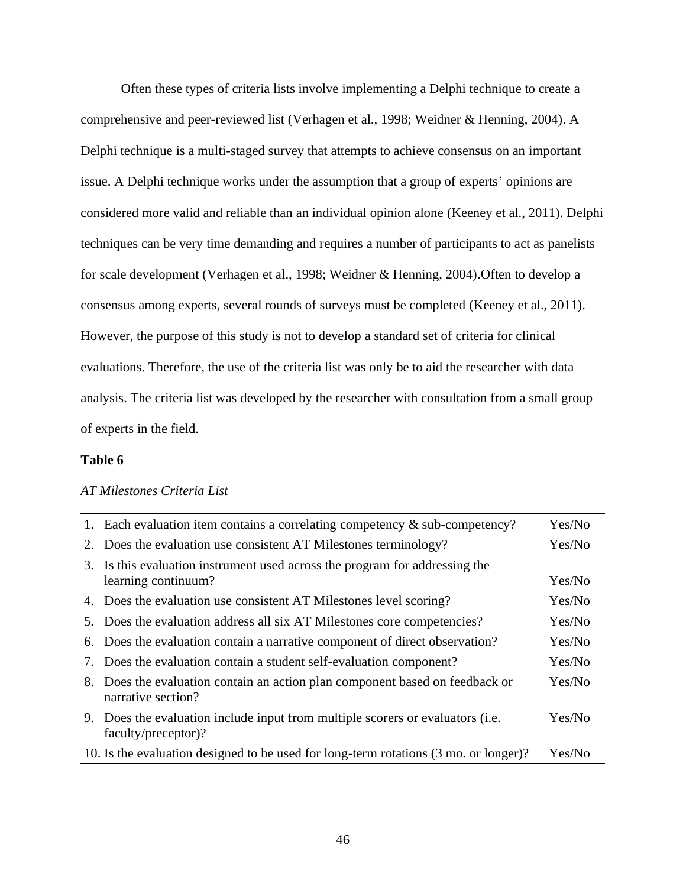Often these types of criteria lists involve implementing a Delphi technique to create a comprehensive and peer-reviewed list (Verhagen et al., 1998; Weidner & Henning, 2004). A Delphi technique is a multi-staged survey that attempts to achieve consensus on an important issue. A Delphi technique works under the assumption that a group of experts' opinions are considered more valid and reliable than an individual opinion alone (Keeney et al., 2011). Delphi techniques can be very time demanding and requires a number of participants to act as panelists for scale development (Verhagen et al., 1998; Weidner & Henning, 2004).Often to develop a consensus among experts, several rounds of surveys must be completed (Keeney et al., 2011). However, the purpose of this study is not to develop a standard set of criteria for clinical evaluations. Therefore, the use of the criteria list was only be to aid the researcher with data analysis. The criteria list was developed by the researcher with consultation from a small group of experts in the field.

**Table 6**

*AT Milestones Criteria List*

| | |
|---|---|
| 1. Each evaluation item contains a correlating competency & sub-competency? | Yes/No |
| 2. Does the evaluation use consistent AT Milestones terminology? | Yes/No |
| 3. Is this evaluation instrument used across the program for addressing the learning continuum? | Yes/No |
| 4. Does the evaluation use consistent AT Milestones level scoring? | Yes/No |
| 5. Does the evaluation address all six AT Milestones core competencies? | Yes/No |
| 6. Does the evaluation contain a narrative component of direct observation? | Yes/No |
| 7. Does the evaluation contain a student self-evaluation component? | Yes/No |
| 8. Does the evaluation contain an action plan component based on feedback or narrative section? | Yes/No |
| 9. Does the evaluation include input from multiple scorers or evaluators (i.e. faculty/preceptor)? | Yes/No |
| 10. Is the evaluation designed to be used for long-term rotations (3 mo. or longer)? | Yes/No |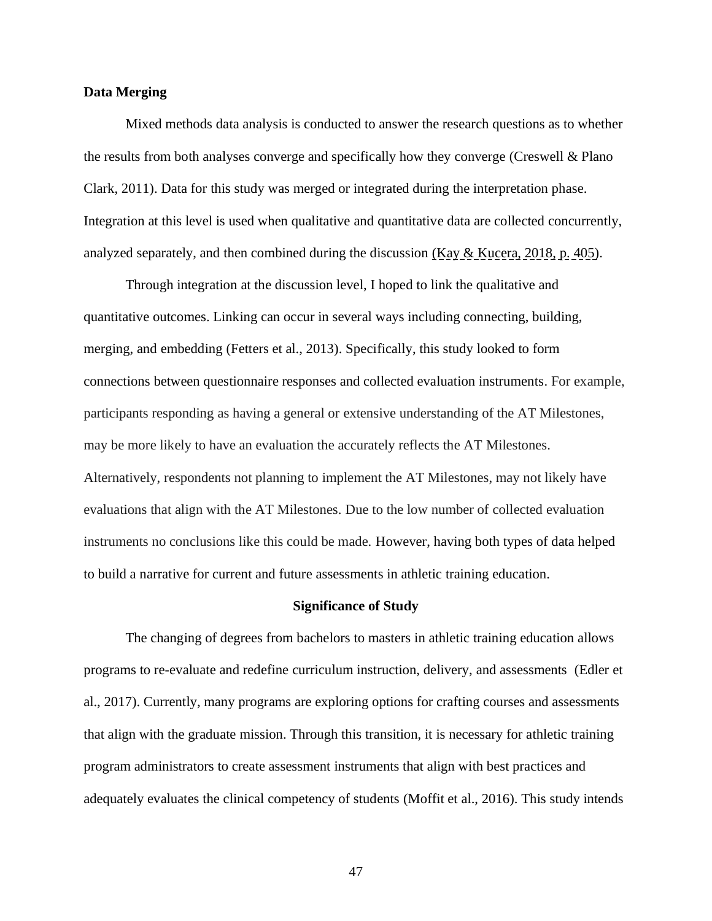**Data Merging**

Mixed methods data analysis is conducted to answer the research questions as to whether the results from both analyses converge and specifically how they converge (Creswell & Plano Clark, 2011). Data for this study was merged or integrated during the interpretation phase. Integration at this level is used when qualitative and quantitative data are collected concurrently, analyzed separately, and then combined during the discussion (Kay & Kucera, 2018, p. 405).

Through integration at the discussion level, I hoped to link the qualitative and quantitative outcomes. Linking can occur in several ways including connecting, building, merging, and embedding (Fetters et al., 2013). Specifically, this study looked to form connections between questionnaire responses and collected evaluation instruments. For example, participants responding as having a general or extensive understanding of the AT Milestones, may be more likely to have an evaluation the accurately reflects the AT Milestones. Alternatively, respondents not planning to implement the AT Milestones, may not likely have evaluations that align with the AT Milestones. Due to the low number of collected evaluation instruments no conclusions like this could be made. However, having both types of data helped to build a narrative for current and future assessments in athletic training education.

## Significance of Study

The changing of degrees from bachelors to masters in athletic training education allows programs to re-evaluate and redefine curriculum instruction, delivery, and assessments (Edler et al., 2017). Currently, many programs are exploring options for crafting courses and assessments that align with the graduate mission. Through this transition, it is necessary for athletic training program administrators to create assessment instruments that align with best practices and adequately evaluates the clinical competency of students (Moffit et al., 2016). This study intends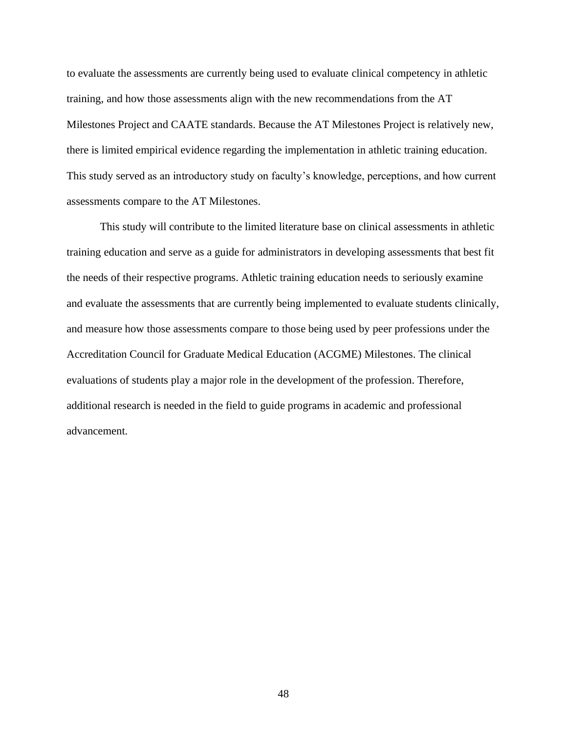to evaluate the assessments are currently being used to evaluate clinical competency in athletic training, and how those assessments align with the new recommendations from the AT Milestones Project and CAATE standards. Because the AT Milestones Project is relatively new, there is limited empirical evidence regarding the implementation in athletic training education. This study served as an introductory study on faculty's knowledge, perceptions, and how current assessments compare to the AT Milestones.

This study will contribute to the limited literature base on clinical assessments in athletic training education and serve as a guide for administrators in developing assessments that best fit the needs of their respective programs. Athletic training education needs to seriously examine and evaluate the assessments that are currently being implemented to evaluate students clinically, and measure how those assessments compare to those being used by peer professions under the Accreditation Council for Graduate Medical Education (ACGME) Milestones. The clinical evaluations of students play a major role in the development of the profession. Therefore, additional research is needed in the field to guide programs in academic and professional advancement.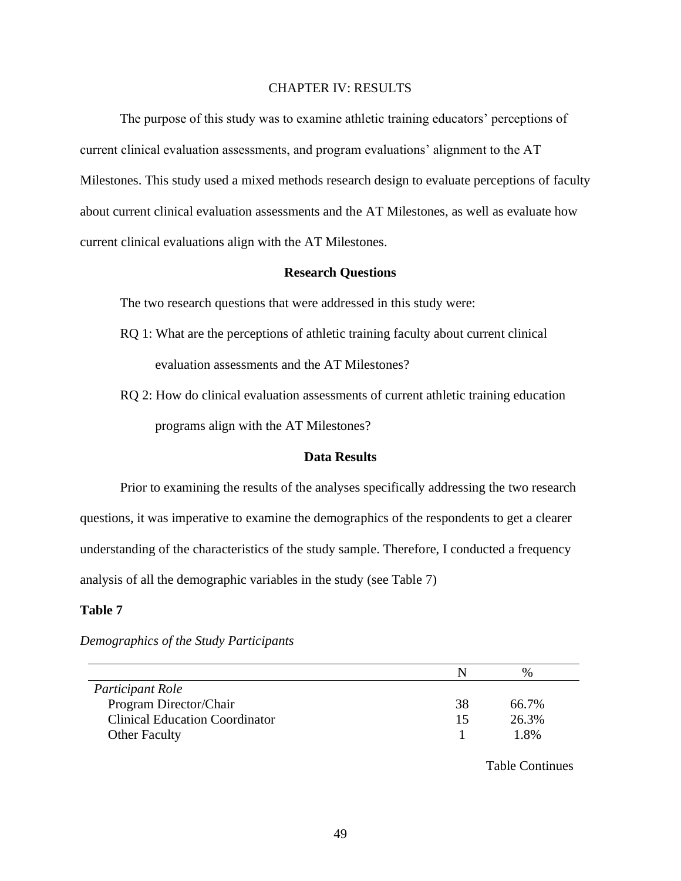# CHAPTER IV: RESULTS

The purpose of this study was to examine athletic training educators' perceptions of current clinical evaluation assessments, and program evaluations' alignment to the AT Milestones. This study used a mixed methods research design to evaluate perceptions of faculty about current clinical evaluation assessments and the AT Milestones, as well as evaluate how current clinical evaluations align with the AT Milestones.

## Research Questions

The two research questions that were addressed in this study were:

RQ 1: What are the perceptions of athletic training faculty about current clinical evaluation assessments and the AT Milestones?

RQ 2: How do clinical evaluation assessments of current athletic training education programs align with the AT Milestones?

## Data Results

Prior to examining the results of the analyses specifically addressing the two research questions, it was imperative to examine the demographics of the respondents to get a clearer understanding of the characteristics of the study sample. Therefore, I conducted a frequency analysis of all the demographic variables in the study (see Table 7)

**Table 7**

*Demographics of the Study Participants*

| | N | % |
|---|---|---|
| *Participant Role* | | |
| Program Director/Chair | 38 | 66.7% |
| Clinical Education Coordinator | 15 | 26.3% |
| Other Faculty | 1 | 1.8% |

Table Continues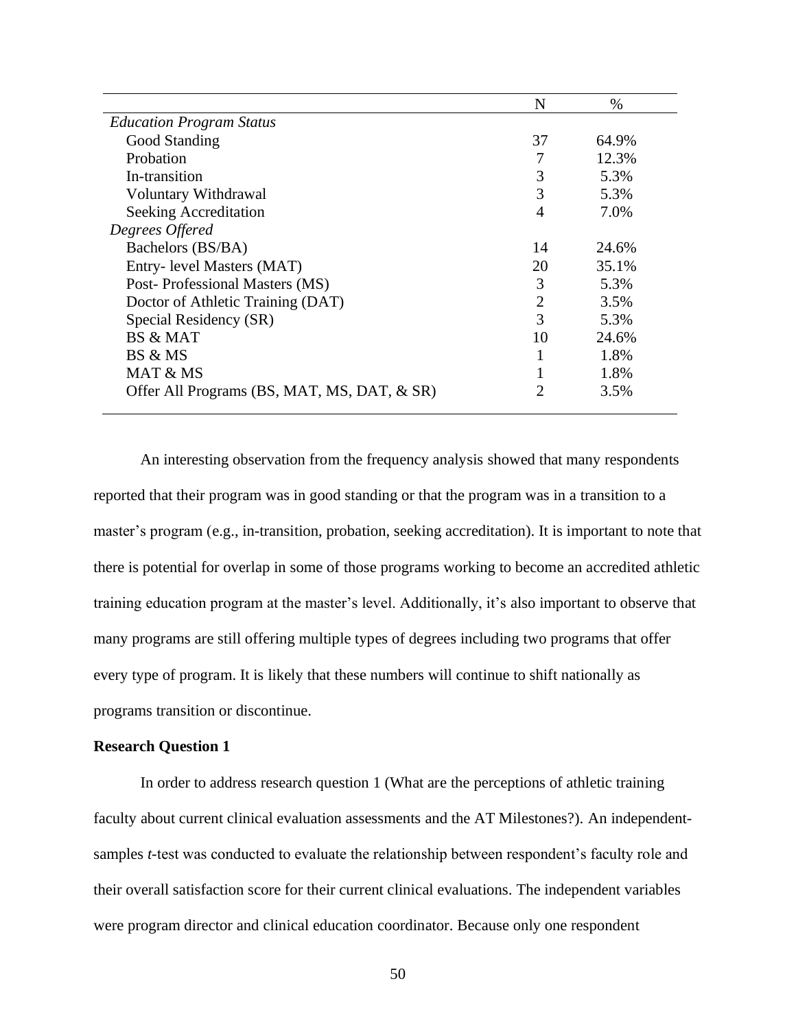| | N | % |
|---|---|---|
| *Education Program Status* | | |
| Good Standing | 37 | 64.9% |
| Probation | 7 | 12.3% |
| In-transition | 3 | 5.3% |
| Voluntary Withdrawal | 3 | 5.3% |
| Seeking Accreditation | 4 | 7.0% |
| *Degrees Offered* | | |
| Bachelors (BS/BA) | 14 | 24.6% |
| Entry- level Masters (MAT) | 20 | 35.1% |
| Post- Professional Masters (MS) | 3 | 5.3% |
| Doctor of Athletic Training (DAT) | 2 | 3.5% |
| Special Residency (SR) | 3 | 5.3% |
| BS & MAT | 10 | 24.6% |
| BS & MS | 1 | 1.8% |
| MAT & MS | 1 | 1.8% |
| Offer All Programs (BS, MAT, MS, DAT, & SR) | 2 | 3.5% |

An interesting observation from the frequency analysis showed that many respondents reported that their program was in good standing or that the program was in a transition to a master's program (e.g., in-transition, probation, seeking accreditation). It is important to note that there is potential for overlap in some of those programs working to become an accredited athletic training education program at the master's level. Additionally, it's also important to observe that many programs are still offering multiple types of degrees including two programs that offer every type of program. It is likely that these numbers will continue to shift nationally as programs transition or discontinue.

**Research Question 1**

In order to address research question 1 (What are the perceptions of athletic training faculty about current clinical evaluation assessments and the AT Milestones?). An independent-samples *t*-test was conducted to evaluate the relationship between respondent's faculty role and their overall satisfaction score for their current clinical evaluations. The independent variables were program director and clinical education coordinator. Because only one respondent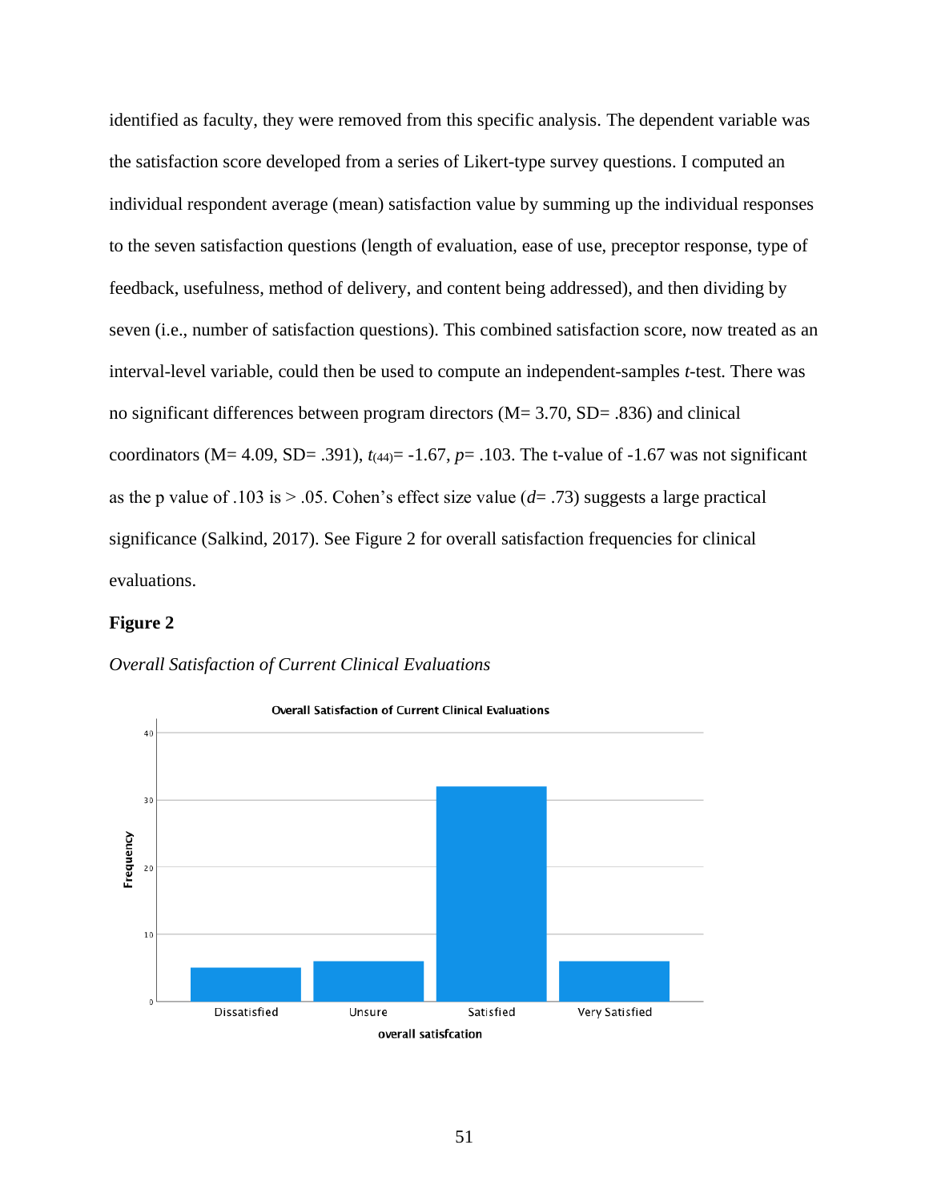identified as faculty, they were removed from this specific analysis. The dependent variable was the satisfaction score developed from a series of Likert-type survey questions. I computed an individual respondent average (mean) satisfaction value by summing up the individual responses to the seven satisfaction questions (length of evaluation, ease of use, preceptor response, type of feedback, usefulness, method of delivery, and content being addressed), and then dividing by seven (i.e., number of satisfaction questions). This combined satisfaction score, now treated as an interval-level variable, could then be used to compute an independent-samples *t*-test. There was no significant differences between program directors (M= 3.70, SD= .836) and clinical coordinators (M= 4.09, SD= .391), $t_{(44)}$= -1.67, *p*= .103. The t-value of -1.67 was not significant as the p value of .103 is > .05. Cohen's effect size value (*d*= .73) suggests a large practical significance (Salkind, 2017). See Figure 2 for overall satisfaction frequencies for clinical evaluations.

**Figure 2**

*Overall Satisfaction of Current Clinical Evaluations*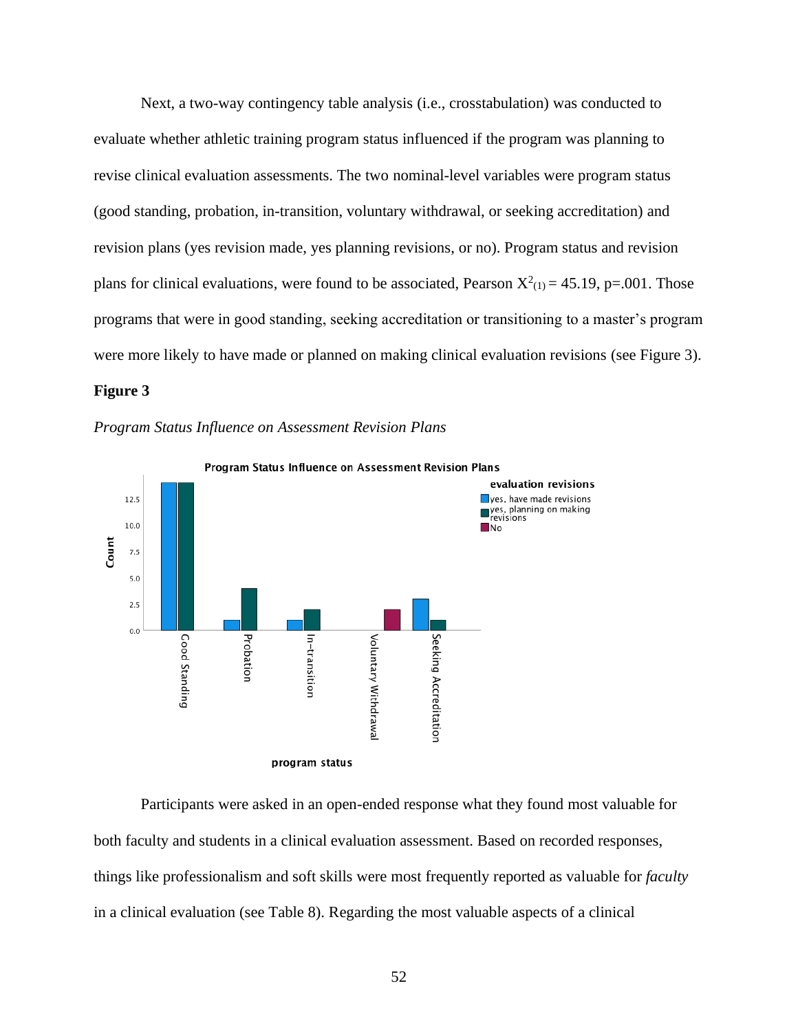Next, a two-way contingency table analysis (i.e., crosstabulation) was conducted to evaluate whether athletic training program status influenced if the program was planning to revise clinical evaluation assessments. The two nominal-level variables were program status (good standing, probation, in-transition, voluntary withdrawal, or seeking accreditation) and revision plans (yes revision made, yes planning revisions, or no). Program status and revision plans for clinical evaluations, were found to be associated, Pearson $X^2_{(1)} = 45.19$, $p=.001$. Those programs that were in good standing, seeking accreditation or transitioning to a master's program were more likely to have made or planned on making clinical evaluation revisions (see Figure 3).

**Figure 3**

*Program Status Influence on Assessment Revision Plans*

Participants were asked in an open-ended response what they found most valuable for both faculty and students in a clinical evaluation assessment. Based on recorded responses, things like professionalism and soft skills were most frequently reported as valuable for *faculty* in a clinical evaluation (see Table 8). Regarding the most valuable aspects of a clinical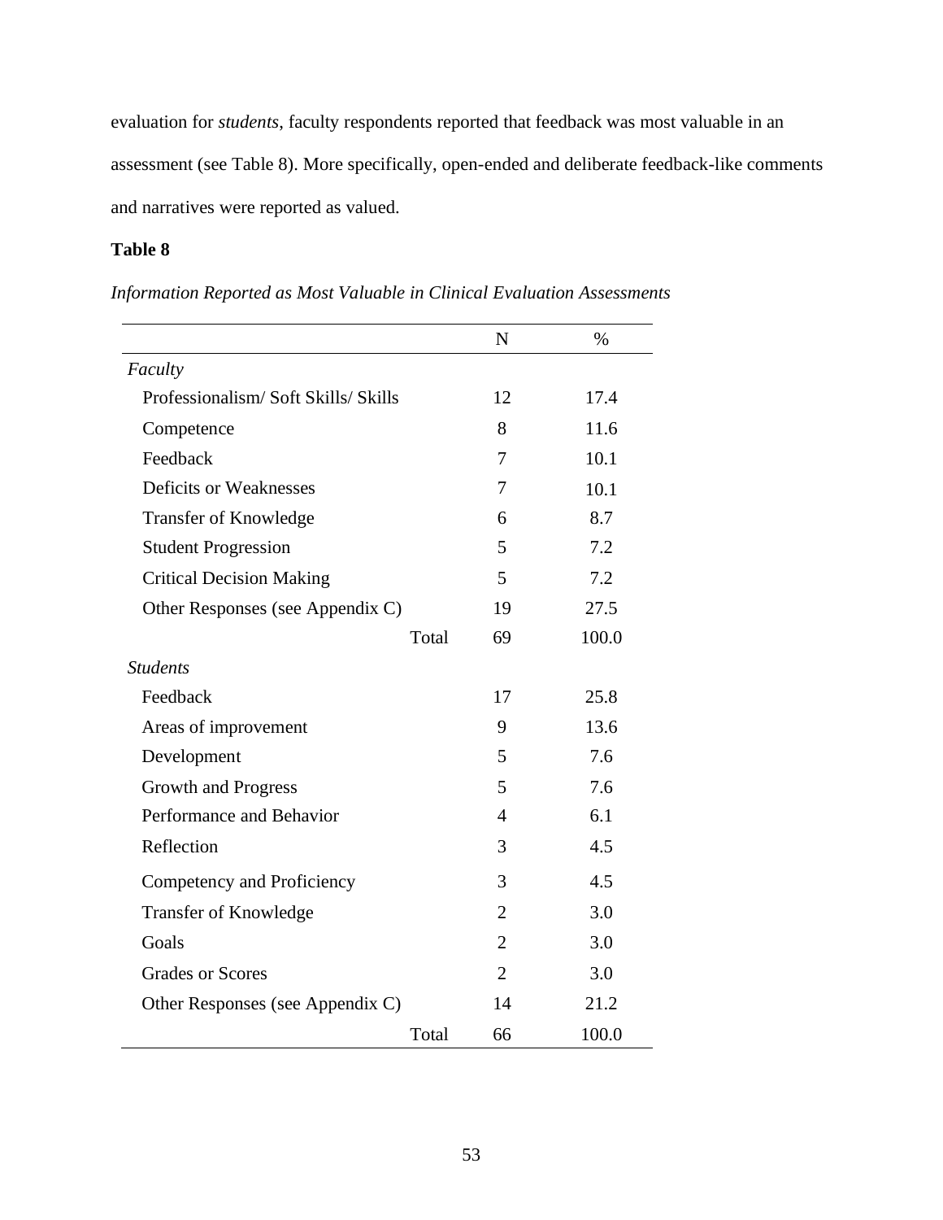evaluation for *students*, faculty respondents reported that feedback was most valuable in an assessment (see Table 8). More specifically, open-ended and deliberate feedback-like comments and narratives were reported as valued.

**Table 8**

*Information Reported as Most Valuable in Clinical Evaluation Assessments*

| | N | % |
|---|---|---|
| *Faculty* | | |
| Professionalism/ Soft Skills/ Skills | 12 | 17.4 |
| Competence | 8 | 11.6 |
| Feedback | 7 | 10.1 |
| Deficits or Weaknesses | 7 | 10.1 |
| Transfer of Knowledge | 6 | 8.7 |
| Student Progression | 5 | 7.2 |
| Critical Decision Making | 5 | 7.2 |
| Other Responses (see Appendix C) | 19 | 27.5 |
| Total | 69 | 100.0 |
| *Students* | | |
| Feedback | 17 | 25.8 |
| Areas of improvement | 9 | 13.6 |
| Development | 5 | 7.6 |
| Growth and Progress | 5 | 7.6 |
| Performance and Behavior | 4 | 6.1 |
| Reflection | 3 | 4.5 |
| Competency and Proficiency | 3 | 4.5 |
| Transfer of Knowledge | 2 | 3.0 |
| Goals | 2 | 3.0 |
| Grades or Scores | 2 | 3.0 |
| Other Responses (see Appendix C) | 14 | 21.2 |
| Total | 66 | 100.0 |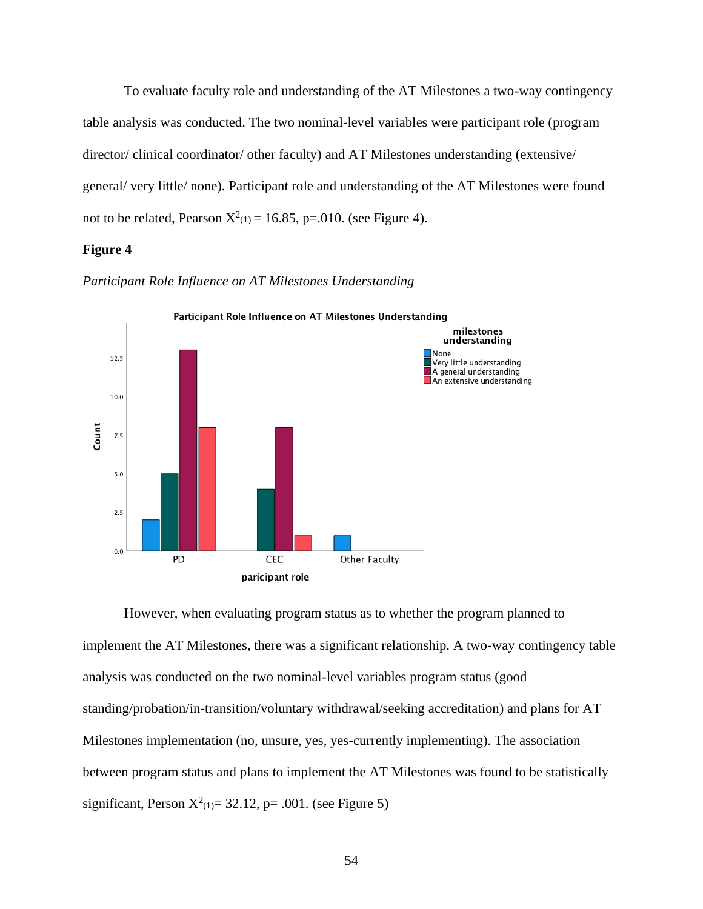To evaluate faculty role and understanding of the AT Milestones a two-way contingency table analysis was conducted. The two nominal-level variables were participant role (program director/ clinical coordinator/ other faculty) and AT Milestones understanding (extensive/ general/ very little/ none). Participant role and understanding of the AT Milestones were found not to be related, Pearson $X^2_{(1)} = 16.85$, p=.010. (see Figure 4).

**Figure 4**

*Participant Role Influence on AT Milestones Understanding*

However, when evaluating program status as to whether the program planned to implement the AT Milestones, there was a significant relationship. A two-way contingency table analysis was conducted on the two nominal-level variables program status (good standing/probation/in-transition/voluntary withdrawal/seeking accreditation) and plans for AT Milestones implementation (no, unsure, yes, yes-currently implementing). The association between program status and plans to implement the AT Milestones was found to be statistically significant, Person $X^2_{(1)}$= 32.12, p= .001. (see Figure 5)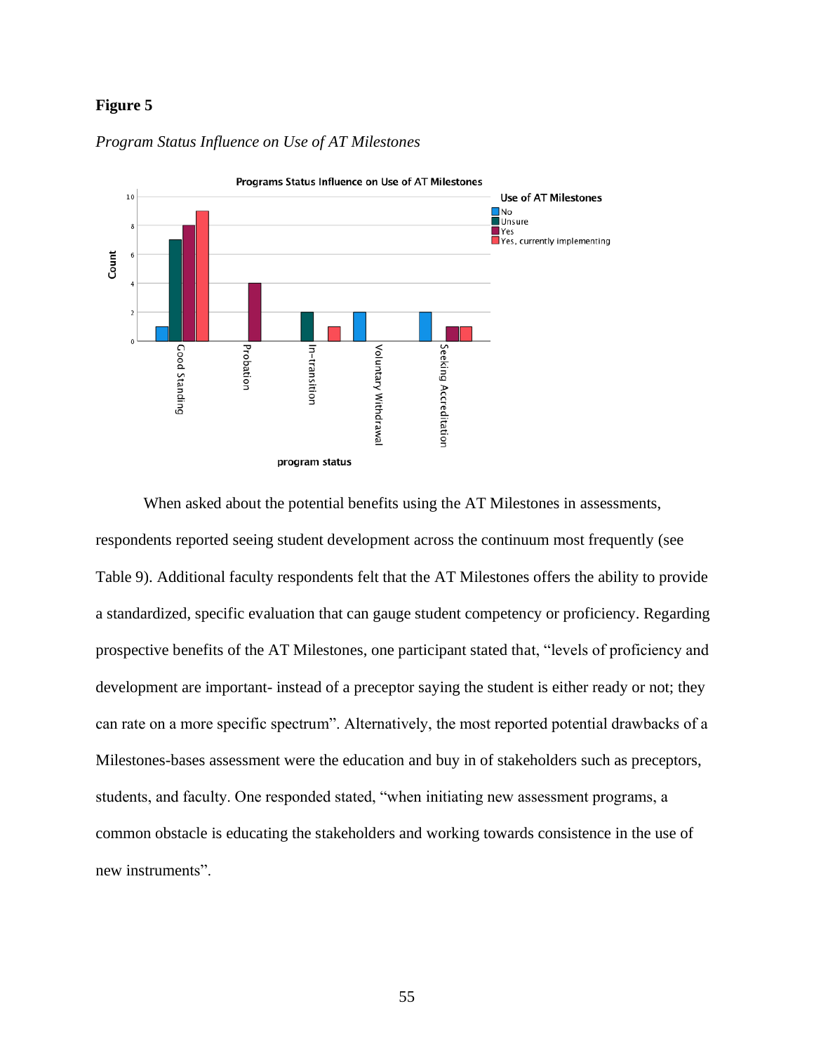**Figure 5**

*Program Status Influence on Use of AT Milestones*

When asked about the potential benefits using the AT Milestones in assessments, respondents reported seeing student development across the continuum most frequently (see Table 9). Additional faculty respondents felt that the AT Milestones offers the ability to provide a standardized, specific evaluation that can gauge student competency or proficiency. Regarding prospective benefits of the AT Milestones, one participant stated that, "levels of proficiency and development are important- instead of a preceptor saying the student is either ready or not; they can rate on a more specific spectrum". Alternatively, the most reported potential drawbacks of a Milestones-bases assessment were the education and buy in of stakeholders such as preceptors, students, and faculty. One responded stated, "when initiating new assessment programs, a common obstacle is educating the stakeholders and working towards consistence in the use of new instruments".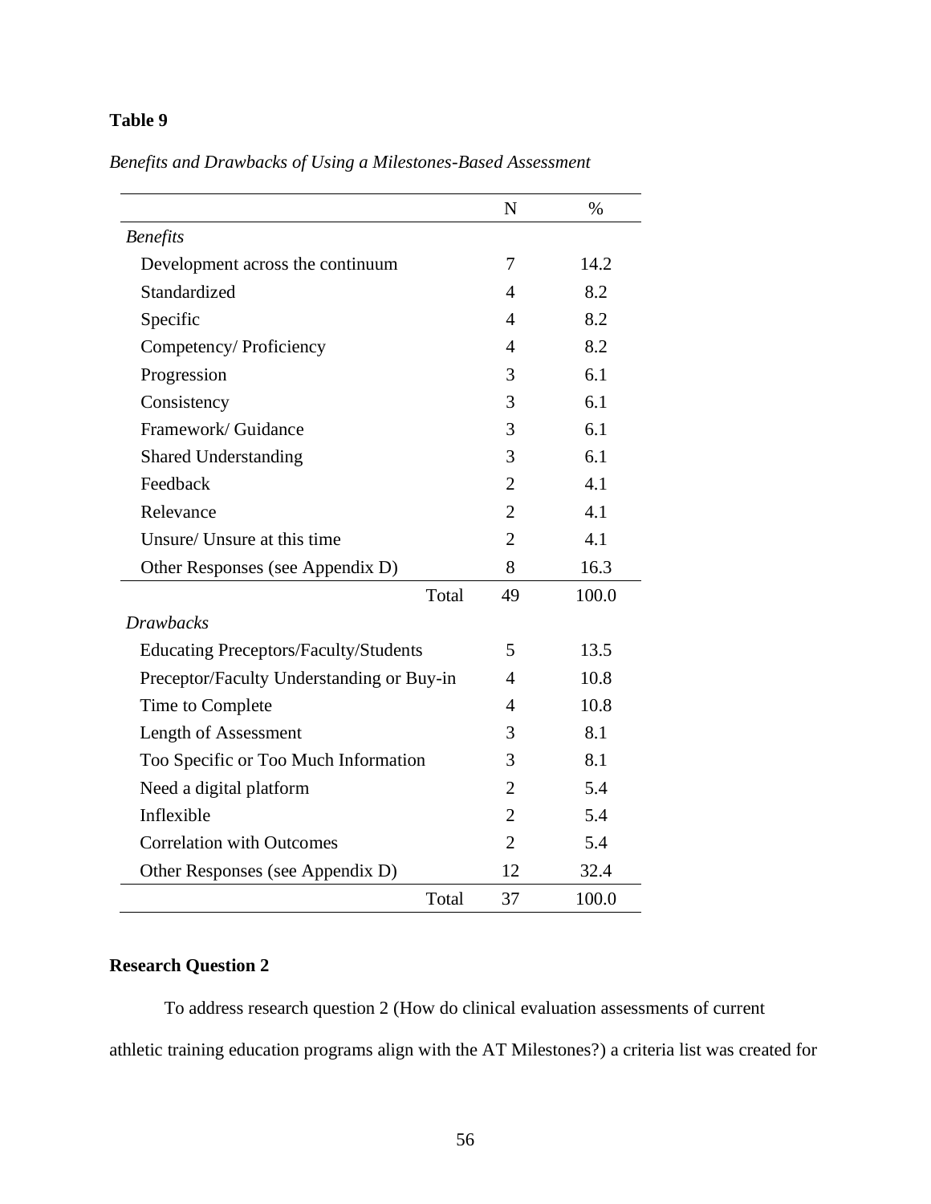**Table 9**

*Benefits and Drawbacks of Using a Milestones-Based Assessment*

| | N | % |
|---|---|---|
| *Benefits* | | |
| Development across the continuum | 7 | 14.2 |
| Standardized | 4 | 8.2 |
| Specific | 4 | 8.2 |
| Competency/ Proficiency | 4 | 8.2 |
| Progression | 3 | 6.1 |
| Consistency | 3 | 6.1 |
| Framework/ Guidance | 3 | 6.1 |
| Shared Understanding | 3 | 6.1 |
| Feedback | 2 | 4.1 |
| Relevance | 2 | 4.1 |
| Unsure/ Unsure at this time | 2 | 4.1 |
| Other Responses (see Appendix D) | 8 | 16.3 |
| Total | 49 | 100.0 |
| *Drawbacks* | | |
| Educating Preceptors/Faculty/Students | 5 | 13.5 |
| Preceptor/Faculty Understanding or Buy-in | 4 | 10.8 |
| Time to Complete | 4 | 10.8 |
| Length of Assessment | 3 | 8.1 |
| Too Specific or Too Much Information | 3 | 8.1 |
| Need a digital platform | 2 | 5.4 |
| Inflexible | 2 | 5.4 |
| Correlation with Outcomes | 2 | 5.4 |
| Other Responses (see Appendix D) | 12 | 32.4 |
| Total | 37 | 100.0 |

**Research Question 2**

To address research question 2 (How do clinical evaluation assessments of current athletic training education programs align with the AT Milestones?) a criteria list was created for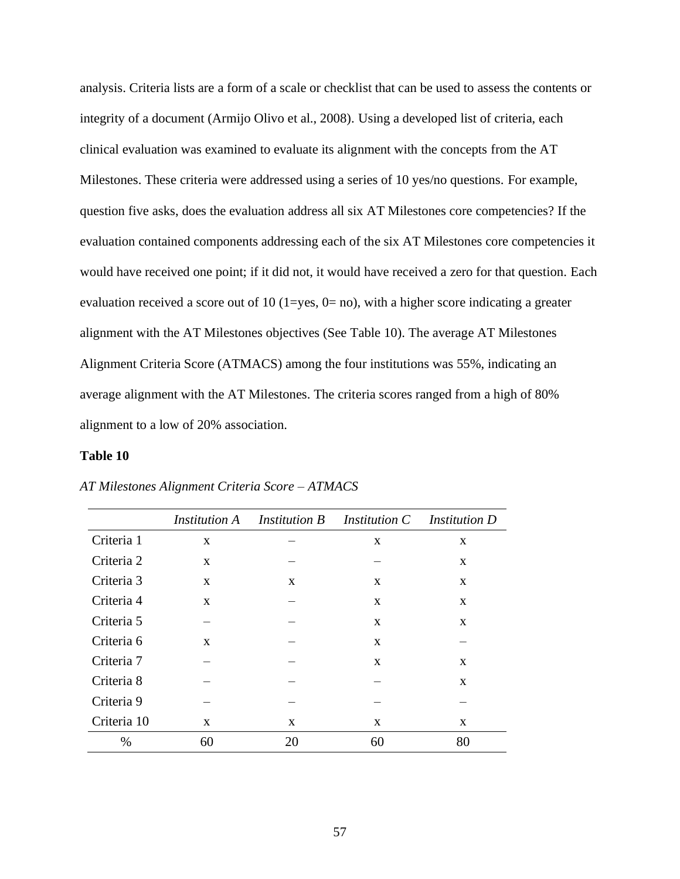analysis. Criteria lists are a form of a scale or checklist that can be used to assess the contents or integrity of a document (Armijo Olivo et al., 2008). Using a developed list of criteria, each clinical evaluation was examined to evaluate its alignment with the concepts from the AT Milestones. These criteria were addressed using a series of 10 yes/no questions. For example, question five asks, does the evaluation address all six AT Milestones core competencies? If the evaluation contained components addressing each of the six AT Milestones core competencies it would have received one point; if it did not, it would have received a zero for that question. Each evaluation received a score out of 10 (1=yes, 0= no), with a higher score indicating a greater alignment with the AT Milestones objectives (See Table 10). The average AT Milestones Alignment Criteria Score (ATMACS) among the four institutions was 55%, indicating an average alignment with the AT Milestones. The criteria scores ranged from a high of 80% alignment to a low of 20% association.

**Table 10**

*AT Milestones Alignment Criteria Score – ATMACS*

| | *Institution A* | *Institution B* | *Institution C* | *Institution D* |
|---|---|---|---|---|
| Criteria 1 | x | – | x | x |
| Criteria 2 | x | – | – | x |
| Criteria 3 | x | x | x | x |
| Criteria 4 | x | – | x | x |
| Criteria 5 | – | – | x | x |
| Criteria 6 | x | – | x | – |
| Criteria 7 | – | – | x | x |
| Criteria 8 | – | – | – | x |
| Criteria 9 | – | – | – | – |
| Criteria 10 | x | x | x | x |
| % | 60 | 20 | 60 | 80 |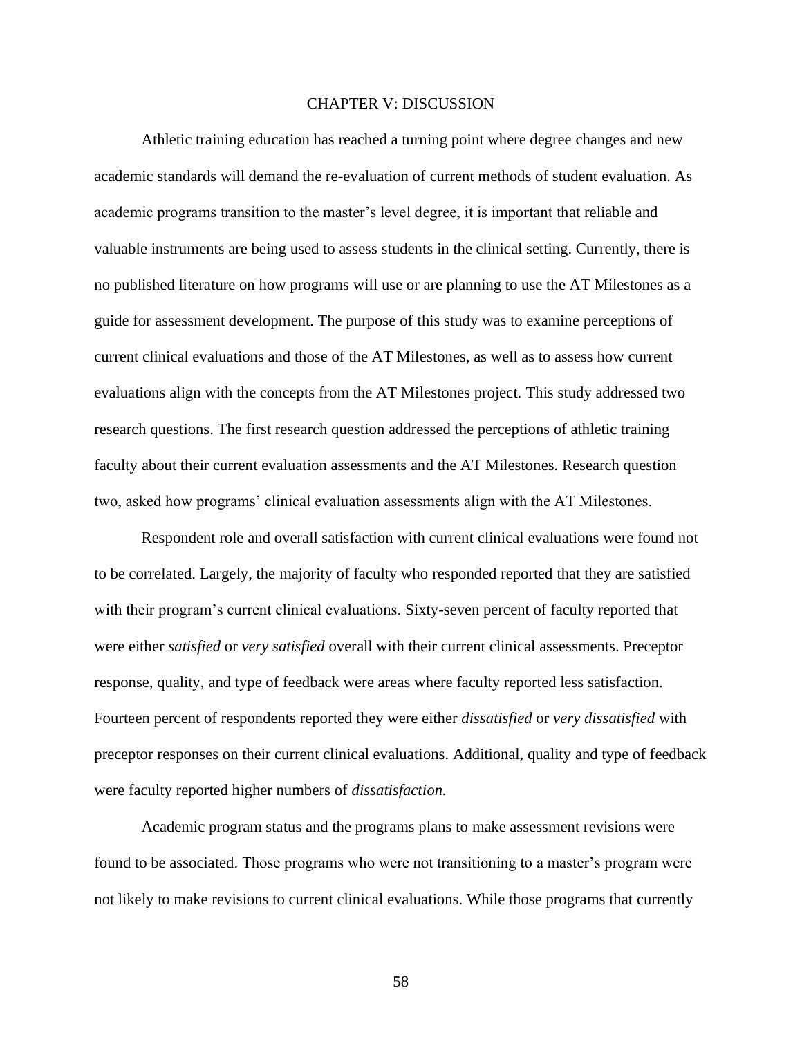# CHAPTER V: DISCUSSION

Athletic training education has reached a turning point where degree changes and new academic standards will demand the re-evaluation of current methods of student evaluation. As academic programs transition to the master's level degree, it is important that reliable and valuable instruments are being used to assess students in the clinical setting. Currently, there is no published literature on how programs will use or are planning to use the AT Milestones as a guide for assessment development. The purpose of this study was to examine perceptions of current clinical evaluations and those of the AT Milestones, as well as to assess how current evaluations align with the concepts from the AT Milestones project. This study addressed two research questions. The first research question addressed the perceptions of athletic training faculty about their current evaluation assessments and the AT Milestones. Research question two, asked how programs' clinical evaluation assessments align with the AT Milestones.

Respondent role and overall satisfaction with current clinical evaluations were found not to be correlated. Largely, the majority of faculty who responded reported that they are satisfied with their program's current clinical evaluations. Sixty-seven percent of faculty reported that were either *satisfied* or *very satisfied* overall with their current clinical assessments. Preceptor response, quality, and type of feedback were areas where faculty reported less satisfaction. Fourteen percent of respondents reported they were either *dissatisfied* or *very dissatisfied* with preceptor responses on their current clinical evaluations. Additional, quality and type of feedback were faculty reported higher numbers of *dissatisfaction.*

Academic program status and the programs plans to make assessment revisions were found to be associated. Those programs who were not transitioning to a master's program were not likely to make revisions to current clinical evaluations. While those programs that currently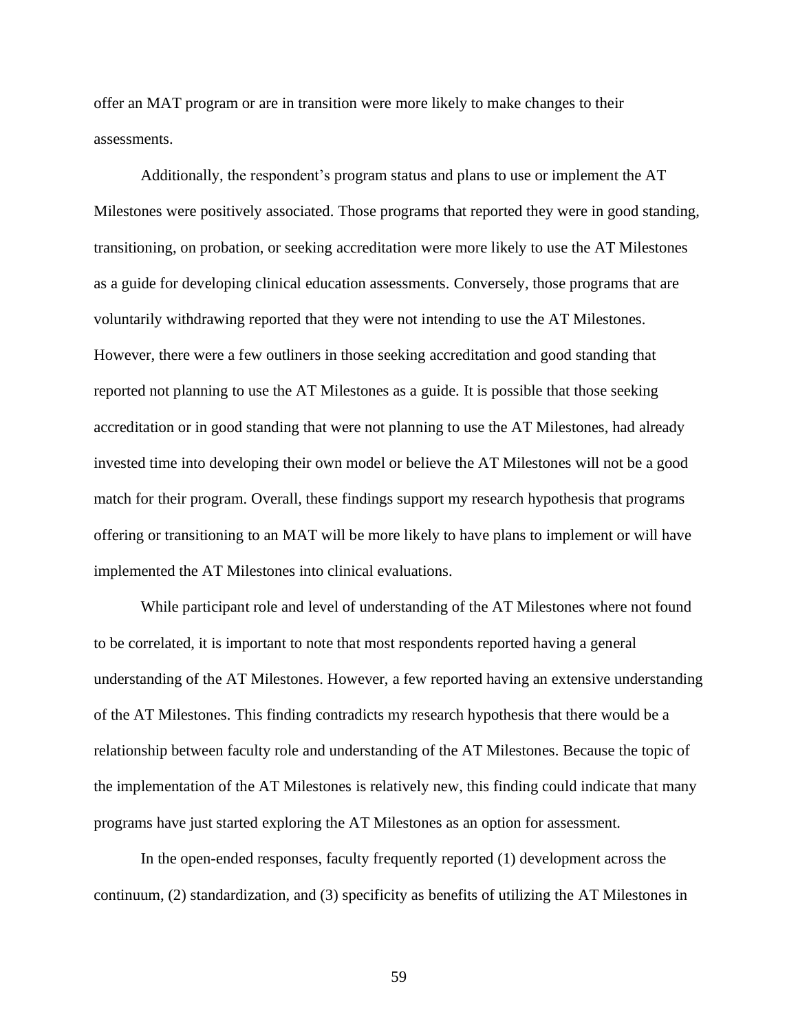offer an MAT program or are in transition were more likely to make changes to their assessments.

Additionally, the respondent's program status and plans to use or implement the AT Milestones were positively associated. Those programs that reported they were in good standing, transitioning, on probation, or seeking accreditation were more likely to use the AT Milestones as a guide for developing clinical education assessments. Conversely, those programs that are voluntarily withdrawing reported that they were not intending to use the AT Milestones. However, there were a few outliners in those seeking accreditation and good standing that reported not planning to use the AT Milestones as a guide. It is possible that those seeking accreditation or in good standing that were not planning to use the AT Milestones, had already invested time into developing their own model or believe the AT Milestones will not be a good match for their program. Overall, these findings support my research hypothesis that programs offering or transitioning to an MAT will be more likely to have plans to implement or will have implemented the AT Milestones into clinical evaluations.

While participant role and level of understanding of the AT Milestones where not found to be correlated, it is important to note that most respondents reported having a general understanding of the AT Milestones. However, a few reported having an extensive understanding of the AT Milestones. This finding contradicts my research hypothesis that there would be a relationship between faculty role and understanding of the AT Milestones. Because the topic of the implementation of the AT Milestones is relatively new, this finding could indicate that many programs have just started exploring the AT Milestones as an option for assessment.

In the open-ended responses, faculty frequently reported (1) development across the continuum, (2) standardization, and (3) specificity as benefits of utilizing the AT Milestones in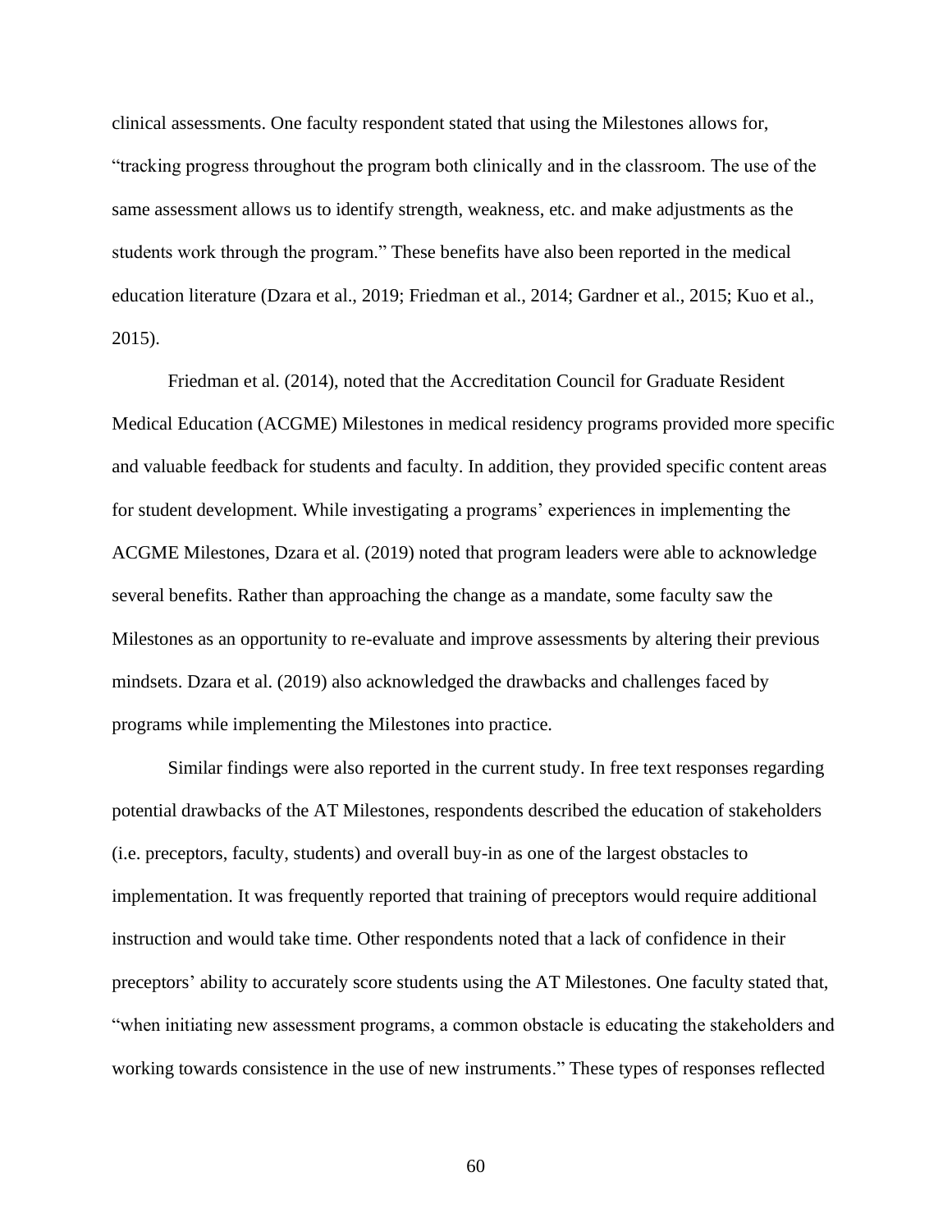clinical assessments. One faculty respondent stated that using the Milestones allows for, "tracking progress throughout the program both clinically and in the classroom. The use of the same assessment allows us to identify strength, weakness, etc. and make adjustments as the students work through the program." These benefits have also been reported in the medical education literature (Dzara et al., 2019; Friedman et al., 2014; Gardner et al., 2015; Kuo et al., 2015).

Friedman et al. (2014), noted that the Accreditation Council for Graduate Resident Medical Education (ACGME) Milestones in medical residency programs provided more specific and valuable feedback for students and faculty. In addition, they provided specific content areas for student development. While investigating a programs' experiences in implementing the ACGME Milestones, Dzara et al. (2019) noted that program leaders were able to acknowledge several benefits. Rather than approaching the change as a mandate, some faculty saw the Milestones as an opportunity to re-evaluate and improve assessments by altering their previous mindsets. Dzara et al. (2019) also acknowledged the drawbacks and challenges faced by programs while implementing the Milestones into practice.

Similar findings were also reported in the current study. In free text responses regarding potential drawbacks of the AT Milestones, respondents described the education of stakeholders (i.e. preceptors, faculty, students) and overall buy-in as one of the largest obstacles to implementation. It was frequently reported that training of preceptors would require additional instruction and would take time. Other respondents noted that a lack of confidence in their preceptors' ability to accurately score students using the AT Milestones. One faculty stated that, "when initiating new assessment programs, a common obstacle is educating the stakeholders and working towards consistence in the use of new instruments." These types of responses reflected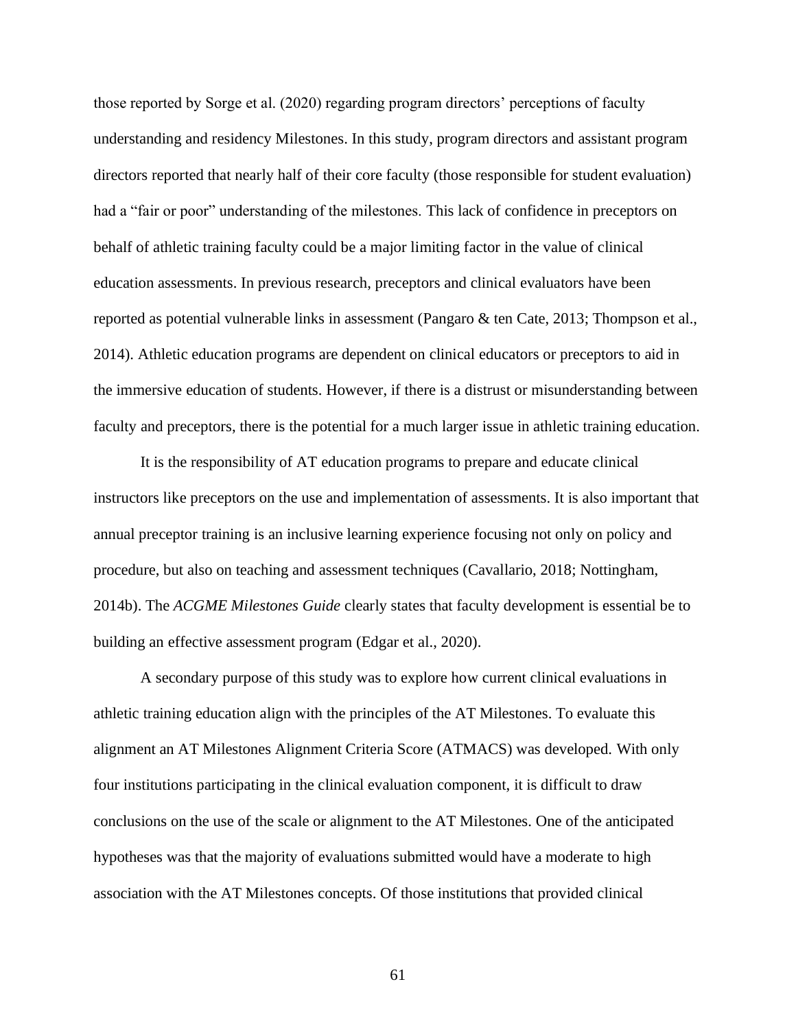those reported by Sorge et al. (2020) regarding program directors' perceptions of faculty understanding and residency Milestones. In this study, program directors and assistant program directors reported that nearly half of their core faculty (those responsible for student evaluation) had a "fair or poor" understanding of the milestones. This lack of confidence in preceptors on behalf of athletic training faculty could be a major limiting factor in the value of clinical education assessments. In previous research, preceptors and clinical evaluators have been reported as potential vulnerable links in assessment (Pangaro & ten Cate, 2013; Thompson et al., 2014). Athletic education programs are dependent on clinical educators or preceptors to aid in the immersive education of students. However, if there is a distrust or misunderstanding between faculty and preceptors, there is the potential for a much larger issue in athletic training education.

It is the responsibility of AT education programs to prepare and educate clinical instructors like preceptors on the use and implementation of assessments. It is also important that annual preceptor training is an inclusive learning experience focusing not only on policy and procedure, but also on teaching and assessment techniques (Cavallario, 2018; Nottingham, 2014b). The *ACGME Milestones Guide* clearly states that faculty development is essential be to building an effective assessment program (Edgar et al., 2020).

A secondary purpose of this study was to explore how current clinical evaluations in athletic training education align with the principles of the AT Milestones. To evaluate this alignment an AT Milestones Alignment Criteria Score (ATMACS) was developed. With only four institutions participating in the clinical evaluation component, it is difficult to draw conclusions on the use of the scale or alignment to the AT Milestones. One of the anticipated hypotheses was that the majority of evaluations submitted would have a moderate to high association with the AT Milestones concepts. Of those institutions that provided clinical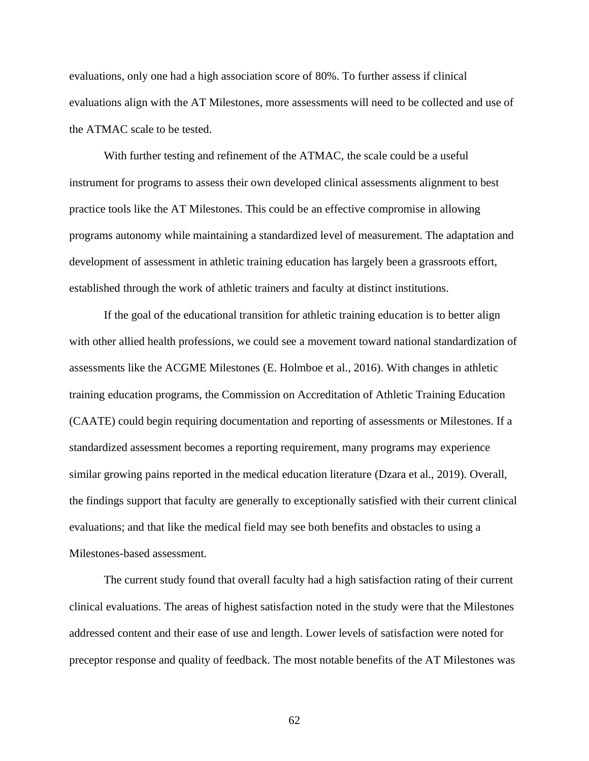evaluations, only one had a high association score of 80%. To further assess if clinical evaluations align with the AT Milestones, more assessments will need to be collected and use of the ATMAC scale to be tested.

With further testing and refinement of the ATMAC, the scale could be a useful instrument for programs to assess their own developed clinical assessments alignment to best practice tools like the AT Milestones. This could be an effective compromise in allowing programs autonomy while maintaining a standardized level of measurement. The adaptation and development of assessment in athletic training education has largely been a grassroots effort, established through the work of athletic trainers and faculty at distinct institutions.

If the goal of the educational transition for athletic training education is to better align with other allied health professions, we could see a movement toward national standardization of assessments like the ACGME Milestones (E. Holmboe et al., 2016). With changes in athletic training education programs, the Commission on Accreditation of Athletic Training Education (CAATE) could begin requiring documentation and reporting of assessments or Milestones. If a standardized assessment becomes a reporting requirement, many programs may experience similar growing pains reported in the medical education literature (Dzara et al., 2019). Overall, the findings support that faculty are generally to exceptionally satisfied with their current clinical evaluations; and that like the medical field may see both benefits and obstacles to using a Milestones-based assessment.

The current study found that overall faculty had a high satisfaction rating of their current clinical evaluations. The areas of highest satisfaction noted in the study were that the Milestones addressed content and their ease of use and length. Lower levels of satisfaction were noted for preceptor response and quality of feedback. The most notable benefits of the AT Milestones was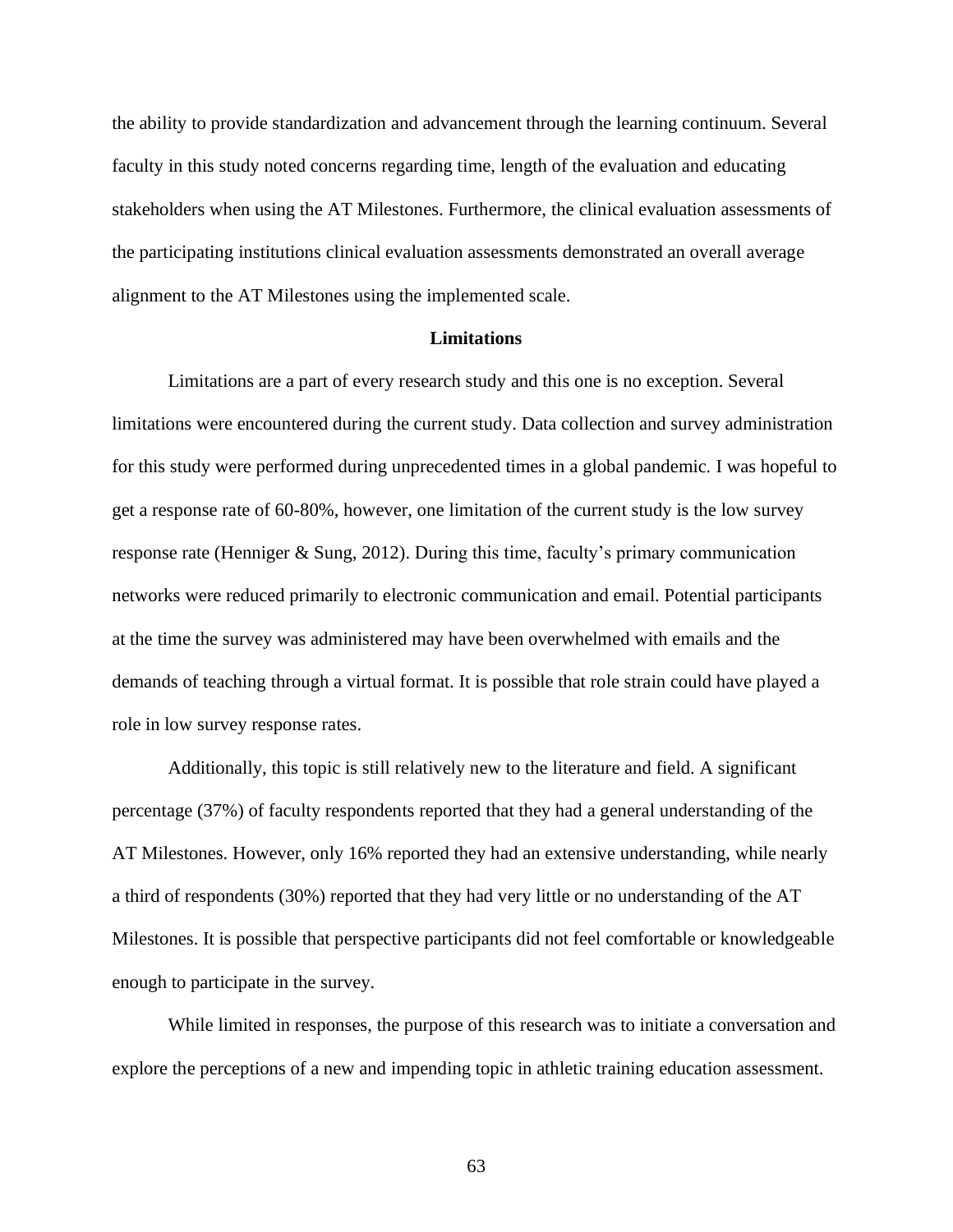the ability to provide standardization and advancement through the learning continuum. Several faculty in this study noted concerns regarding time, length of the evaluation and educating stakeholders when using the AT Milestones. Furthermore, the clinical evaluation assessments of the participating institutions clinical evaluation assessments demonstrated an overall average alignment to the AT Milestones using the implemented scale.

## Limitations

Limitations are a part of every research study and this one is no exception. Several limitations were encountered during the current study. Data collection and survey administration for this study were performed during unprecedented times in a global pandemic. I was hopeful to get a response rate of 60-80%, however, one limitation of the current study is the low survey response rate (Henniger & Sung, 2012). During this time, faculty's primary communication networks were reduced primarily to electronic communication and email. Potential participants at the time the survey was administered may have been overwhelmed with emails and the demands of teaching through a virtual format. It is possible that role strain could have played a role in low survey response rates.

Additionally, this topic is still relatively new to the literature and field. A significant percentage (37%) of faculty respondents reported that they had a general understanding of the AT Milestones. However, only 16% reported they had an extensive understanding, while nearly a third of respondents (30%) reported that they had very little or no understanding of the AT Milestones. It is possible that perspective participants did not feel comfortable or knowledgeable enough to participate in the survey.

While limited in responses, the purpose of this research was to initiate a conversation and explore the perceptions of a new and impending topic in athletic training education assessment.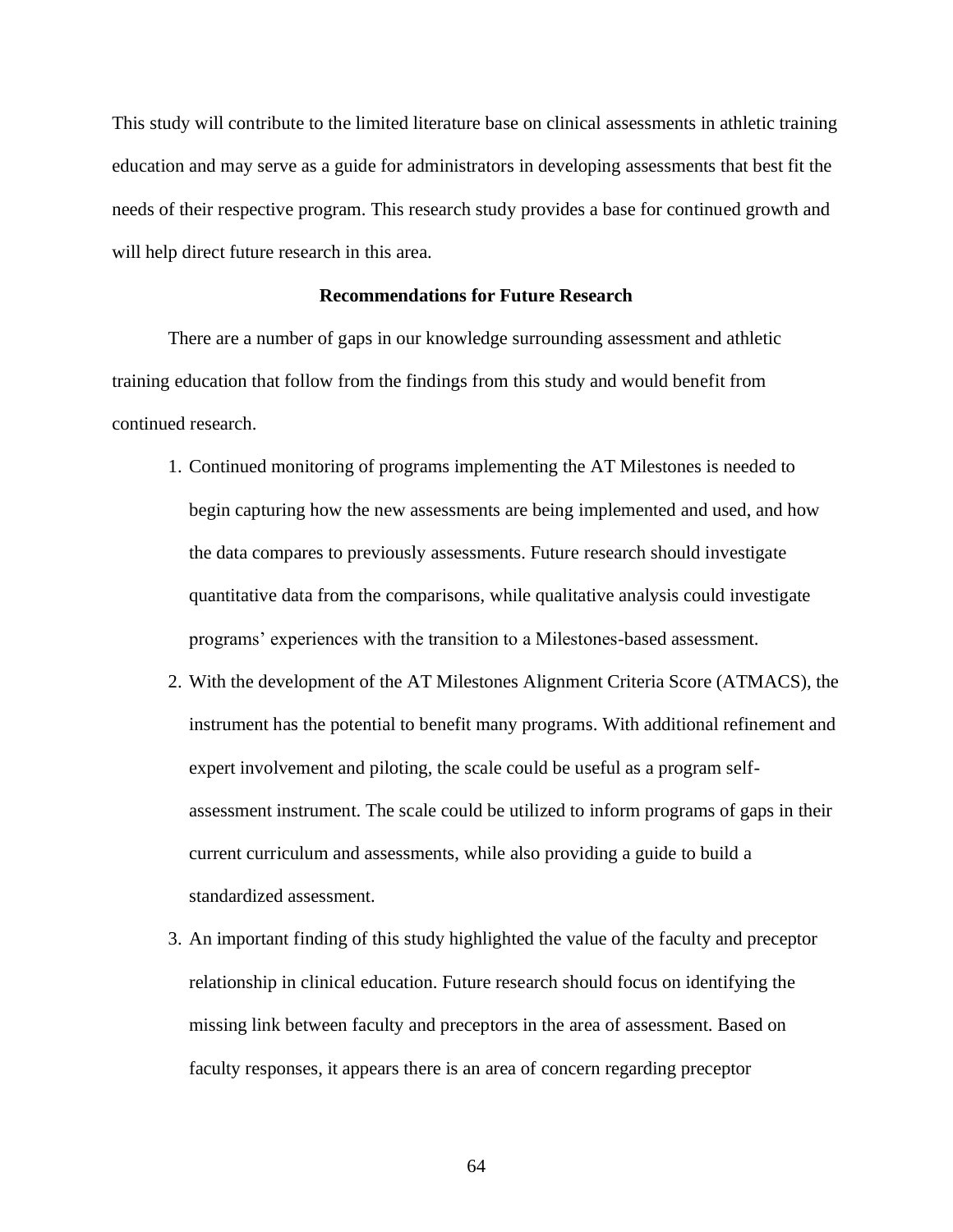This study will contribute to the limited literature base on clinical assessments in athletic training education and may serve as a guide for administrators in developing assessments that best fit the needs of their respective program. This research study provides a base for continued growth and will help direct future research in this area.

## Recommendations for Future Research

There are a number of gaps in our knowledge surrounding assessment and athletic training education that follow from the findings from this study and would benefit from continued research.

1. Continued monitoring of programs implementing the AT Milestones is needed to begin capturing how the new assessments are being implemented and used, and how the data compares to previously assessments. Future research should investigate quantitative data from the comparisons, while qualitative analysis could investigate programs' experiences with the transition to a Milestones-based assessment.
2. With the development of the AT Milestones Alignment Criteria Score (ATMACS), the instrument has the potential to benefit many programs. With additional refinement and expert involvement and piloting, the scale could be useful as a program self-assessment instrument. The scale could be utilized to inform programs of gaps in their current curriculum and assessments, while also providing a guide to build a standardized assessment.
3. An important finding of this study highlighted the value of the faculty and preceptor relationship in clinical education. Future research should focus on identifying the missing link between faculty and preceptors in the area of assessment. Based on faculty responses, it appears there is an area of concern regarding preceptor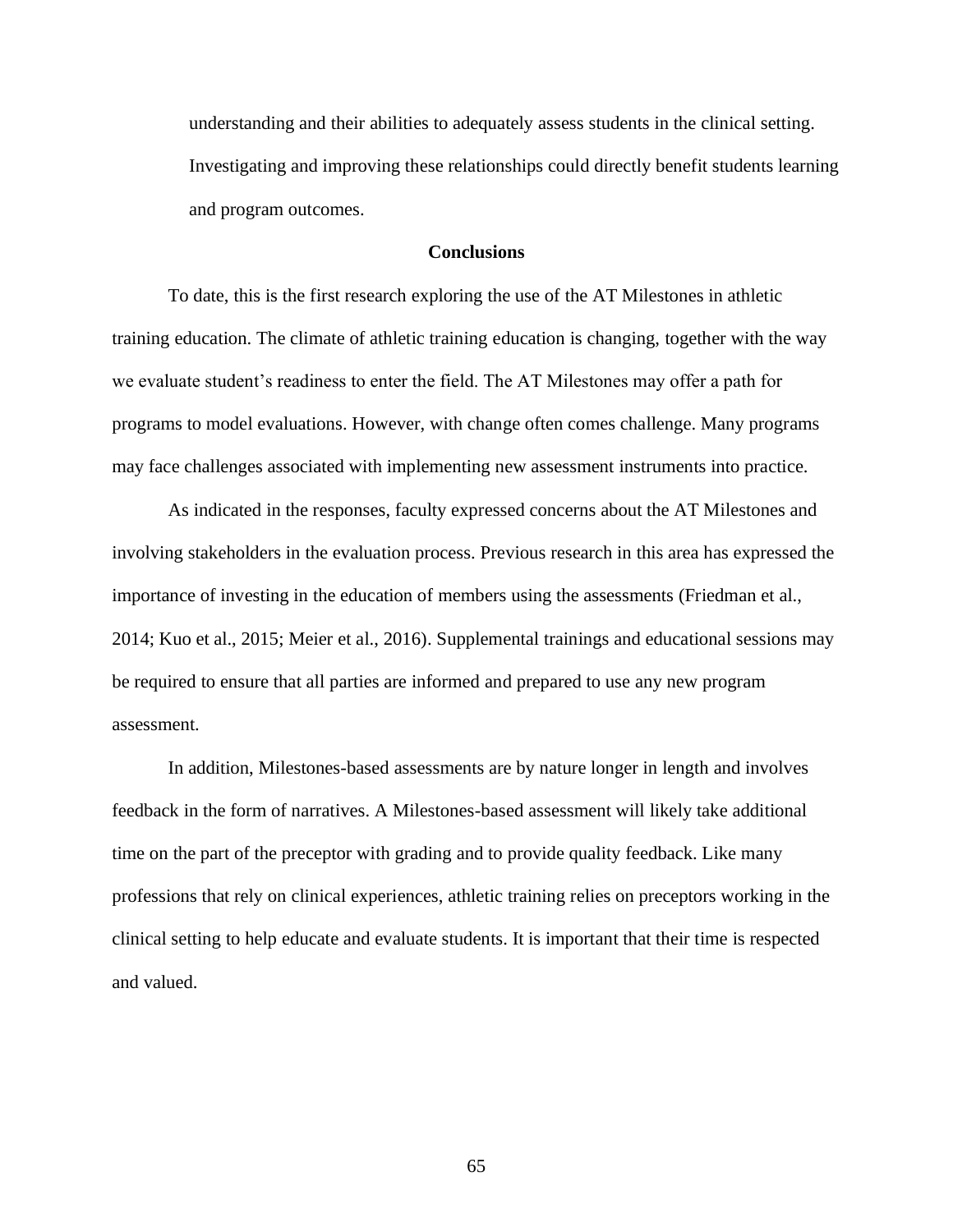understanding and their abilities to adequately assess students in the clinical setting. Investigating and improving these relationships could directly benefit students learning and program outcomes.

## Conclusions

To date, this is the first research exploring the use of the AT Milestones in athletic training education. The climate of athletic training education is changing, together with the way we evaluate student's readiness to enter the field. The AT Milestones may offer a path for programs to model evaluations. However, with change often comes challenge. Many programs may face challenges associated with implementing new assessment instruments into practice.

As indicated in the responses, faculty expressed concerns about the AT Milestones and involving stakeholders in the evaluation process. Previous research in this area has expressed the importance of investing in the education of members using the assessments (Friedman et al., 2014; Kuo et al., 2015; Meier et al., 2016). Supplemental trainings and educational sessions may be required to ensure that all parties are informed and prepared to use any new program assessment.

In addition, Milestones-based assessments are by nature longer in length and involves feedback in the form of narratives. A Milestones-based assessment will likely take additional time on the part of the preceptor with grading and to provide quality feedback. Like many professions that rely on clinical experiences, athletic training relies on preceptors working in the clinical setting to help educate and evaluate students. It is important that their time is respected and valued.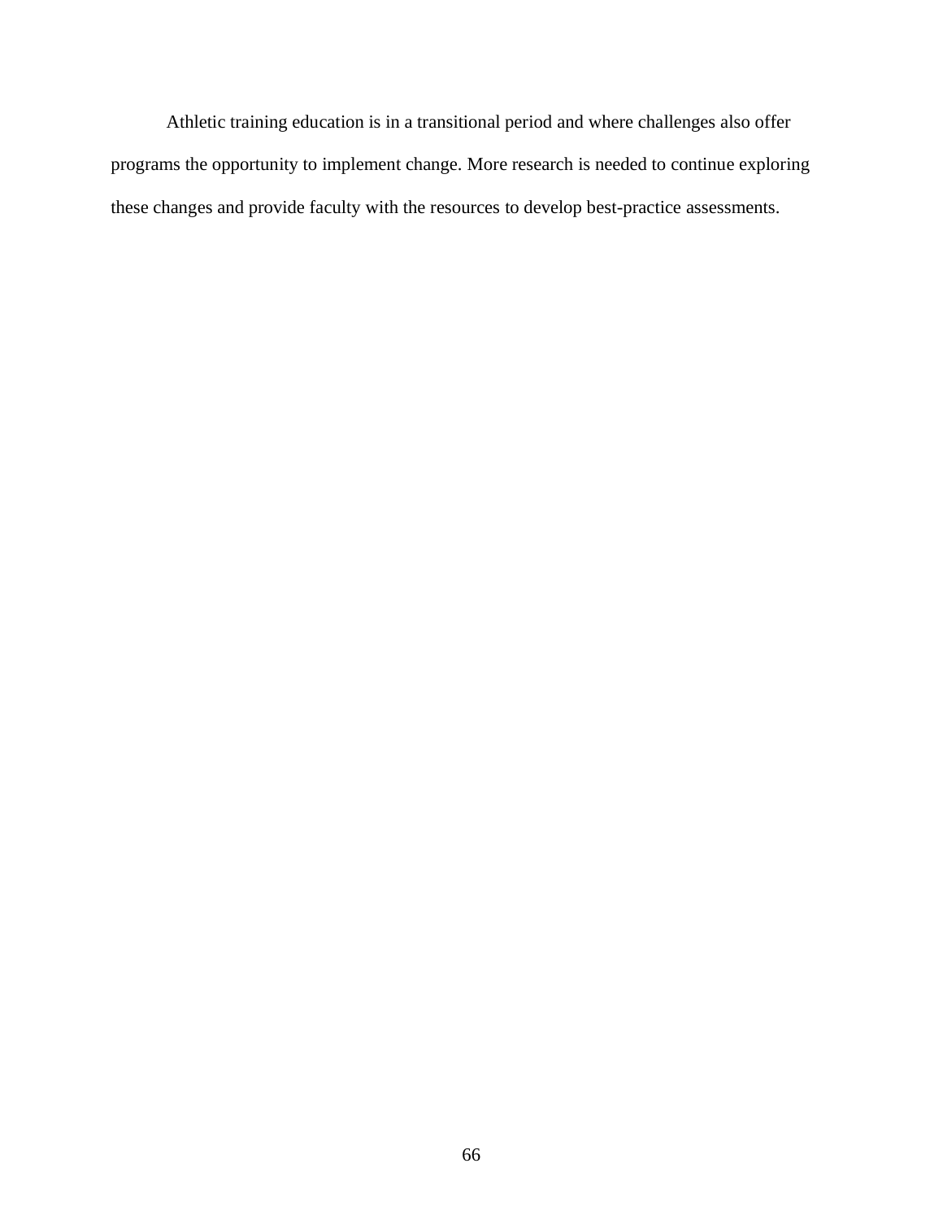Athletic training education is in a transitional period and where challenges also offer programs the opportunity to implement change. More research is needed to continue exploring these changes and provide faculty with the resources to develop best-practice assessments.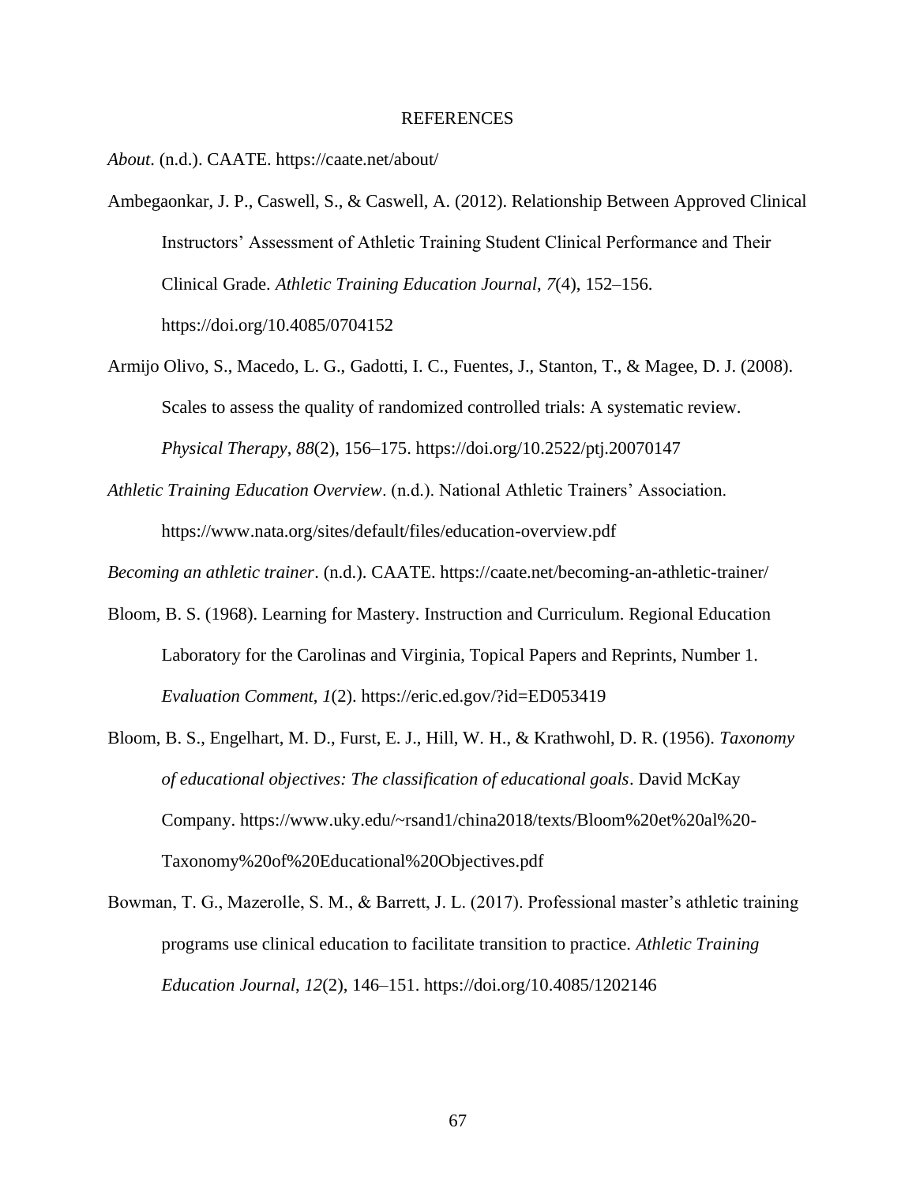# REFERENCES

*About*. (n.d.). CAATE. https://caate.net/about/

Ambegaonkar, J. P., Caswell, S., & Caswell, A. (2012). Relationship Between Approved Clinical Instructors' Assessment of Athletic Training Student Clinical Performance and Their Clinical Grade. *Athletic Training Education Journal*, *7*(4), 152–156. https://doi.org/10.4085/0704152

Armijo Olivo, S., Macedo, L. G., Gadotti, I. C., Fuentes, J., Stanton, T., & Magee, D. J. (2008). Scales to assess the quality of randomized controlled trials: A systematic review. *Physical Therapy*, *88*(2), 156–175. https://doi.org/10.2522/ptj.20070147

*Athletic Training Education Overview*. (n.d.). National Athletic Trainers' Association. https://www.nata.org/sites/default/files/education-overview.pdf

*Becoming an athletic trainer*. (n.d.). CAATE. https://caate.net/becoming-an-athletic-trainer/

Bloom, B. S. (1968). Learning for Mastery. Instruction and Curriculum. Regional Education Laboratory for the Carolinas and Virginia, Topical Papers and Reprints, Number 1. *Evaluation Comment*, *1*(2). https://eric.ed.gov/?id=ED053419

Bloom, B. S., Engelhart, M. D., Furst, E. J., Hill, W. H., & Krathwohl, D. R. (1956). *Taxonomy of educational objectives: The classification of educational goals*. David McKay Company. https://www.uky.edu/~rsand1/china2018/texts/Bloom%20et%20al%20-Taxonomy%20of%20Educational%20Objectives.pdf

Bowman, T. G., Mazerolle, S. M., & Barrett, J. L. (2017). Professional master's athletic training programs use clinical education to facilitate transition to practice. *Athletic Training Education Journal*, *12*(2), 146–151. https://doi.org/10.4085/1202146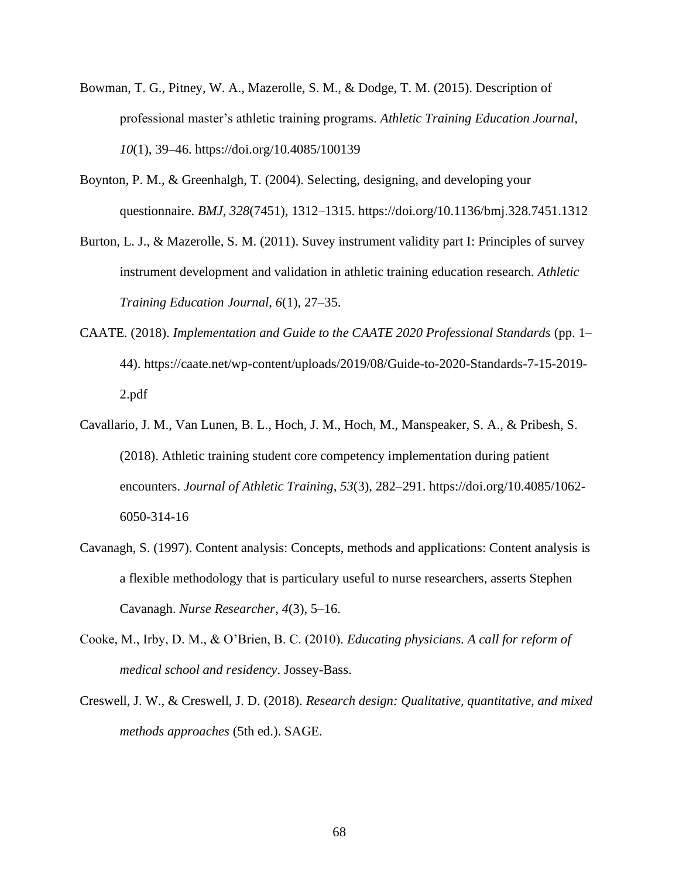Bowman, T. G., Pitney, W. A., Mazerolle, S. M., & Dodge, T. M. (2015). Description of professional master's athletic training programs. *Athletic Training Education Journal*, *10*(1), 39–46. https://doi.org/10.4085/100139

Boynton, P. M., & Greenhalgh, T. (2004). Selecting, designing, and developing your questionnaire. *BMJ*, *328*(7451), 1312–1315. https://doi.org/10.1136/bmj.328.7451.1312

Burton, L. J., & Mazerolle, S. M. (2011). Suvey instrument validity part I: Principles of survey instrument development and validation in athletic training education research. *Athletic Training Education Journal*, *6*(1), 27–35.

CAATE. (2018). *Implementation and Guide to the CAATE 2020 Professional Standards* (pp. 1–44). https://caate.net/wp-content/uploads/2019/08/Guide-to-2020-Standards-7-15-2019-2.pdf

Cavallario, J. M., Van Lunen, B. L., Hoch, J. M., Hoch, M., Manspeaker, S. A., & Pribesh, S. (2018). Athletic training student core competency implementation during patient encounters. *Journal of Athletic Training*, *53*(3), 282–291. https://doi.org/10.4085/1062-6050-314-16

Cavanagh, S. (1997). Content analysis: Concepts, methods and applications: Content analysis is a flexible methodology that is particulary useful to nurse researchers, asserts Stephen Cavanagh. *Nurse Researcher*, *4*(3), 5–16.

Cooke, M., Irby, D. M., & O'Brien, B. C. (2010). *Educating physicians. A call for reform of medical school and residency*. Jossey-Bass.

Creswell, J. W., & Creswell, J. D. (2018). *Research design: Qualitative, quantitative, and mixed methods approaches* (5th ed.). SAGE.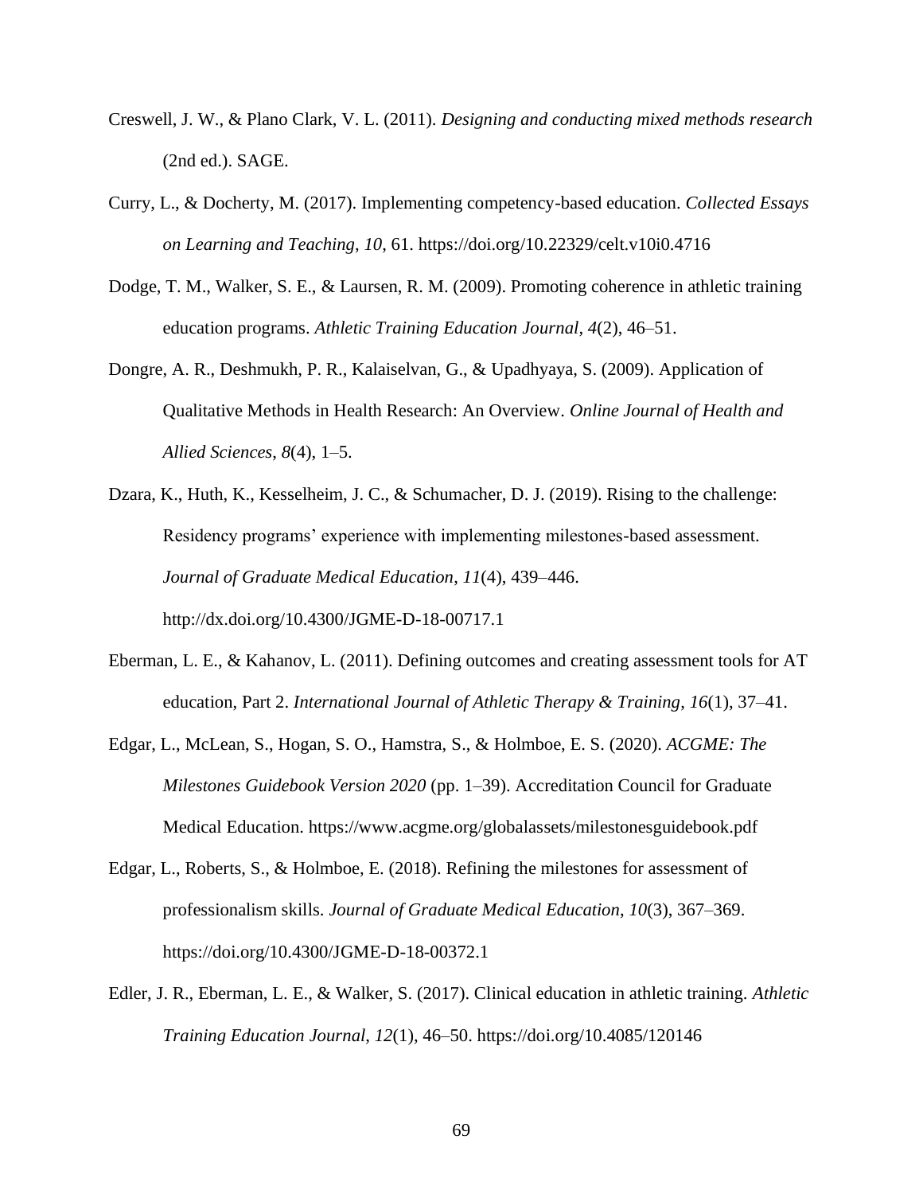Creswell, J. W., & Plano Clark, V. L. (2011). *Designing and conducting mixed methods research* (2nd ed.). SAGE.

Curry, L., & Docherty, M. (2017). Implementing competency-based education. *Collected Essays on Learning and Teaching*, *10*, 61. https://doi.org/10.22329/celt.v10i0.4716

Dodge, T. M., Walker, S. E., & Laursen, R. M. (2009). Promoting coherence in athletic training education programs. *Athletic Training Education Journal*, *4*(2), 46–51.

Dongre, A. R., Deshmukh, P. R., Kalaiselvan, G., & Upadhyaya, S. (2009). Application of Qualitative Methods in Health Research: An Overview. *Online Journal of Health and Allied Sciences*, *8*(4), 1–5.

Dzara, K., Huth, K., Kesselheim, J. C., & Schumacher, D. J. (2019). Rising to the challenge: Residency programs' experience with implementing milestones-based assessment. *Journal of Graduate Medical Education*, *11*(4), 439–446. http://dx.doi.org/10.4300/JGME-D-18-00717.1

Eberman, L. E., & Kahanov, L. (2011). Defining outcomes and creating assessment tools for AT education, Part 2. *International Journal of Athletic Therapy & Training*, *16*(1), 37–41.

Edgar, L., McLean, S., Hogan, S. O., Hamstra, S., & Holmboe, E. S. (2020). *ACGME: The Milestones Guidebook Version 2020* (pp. 1–39). Accreditation Council for Graduate Medical Education. https://www.acgme.org/globalassets/milestonesguidebook.pdf

Edgar, L., Roberts, S., & Holmboe, E. (2018). Refining the milestones for assessment of professionalism skills. *Journal of Graduate Medical Education*, *10*(3), 367–369. https://doi.org/10.4300/JGME-D-18-00372.1

Edler, J. R., Eberman, L. E., & Walker, S. (2017). Clinical education in athletic training. *Athletic Training Education Journal*, *12*(1), 46–50. https://doi.org/10.4085/120146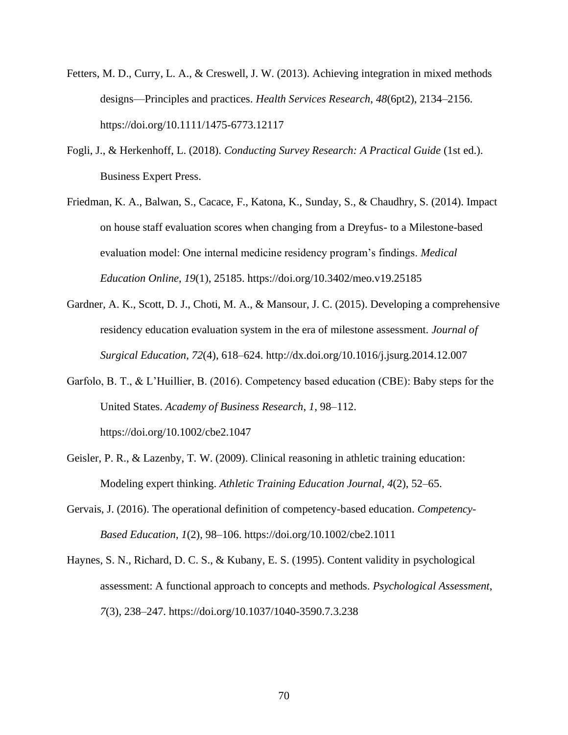Fetters, M. D., Curry, L. A., & Creswell, J. W. (2013). Achieving integration in mixed methods designs—Principles and practices. *Health Services Research*, *48*(6pt2), 2134–2156. https://doi.org/10.1111/1475-6773.12117

Fogli, J., & Herkenhoff, L. (2018). *Conducting Survey Research: A Practical Guide* (1st ed.). Business Expert Press.

Friedman, K. A., Balwan, S., Cacace, F., Katona, K., Sunday, S., & Chaudhry, S. (2014). Impact on house staff evaluation scores when changing from a Dreyfus- to a Milestone-based evaluation model: One internal medicine residency program's findings. *Medical Education Online*, *19*(1), 25185. https://doi.org/10.3402/meo.v19.25185

Gardner, A. K., Scott, D. J., Choti, M. A., & Mansour, J. C. (2015). Developing a comprehensive residency education evaluation system in the era of milestone assessment. *Journal of Surgical Education*, *72*(4), 618–624. http://dx.doi.org/10.1016/j.jsurg.2014.12.007

Garfolo, B. T., & L'Huillier, B. (2016). Competency based education (CBE): Baby steps for the United States. *Academy of Business Research*, *1*, 98–112. https://doi.org/10.1002/cbe2.1047

Geisler, P. R., & Lazenby, T. W. (2009). Clinical reasoning in athletic training education: Modeling expert thinking. *Athletic Training Education Journal*, *4*(2), 52–65.

Gervais, J. (2016). The operational definition of competency-based education. *Competency-Based Education*, *1*(2), 98–106. https://doi.org/10.1002/cbe2.1011

Haynes, S. N., Richard, D. C. S., & Kubany, E. S. (1995). Content validity in psychological assessment: A functional approach to concepts and methods. *Psychological Assessment*, *7*(3), 238–247. https://doi.org/10.1037/1040-3590.7.3.238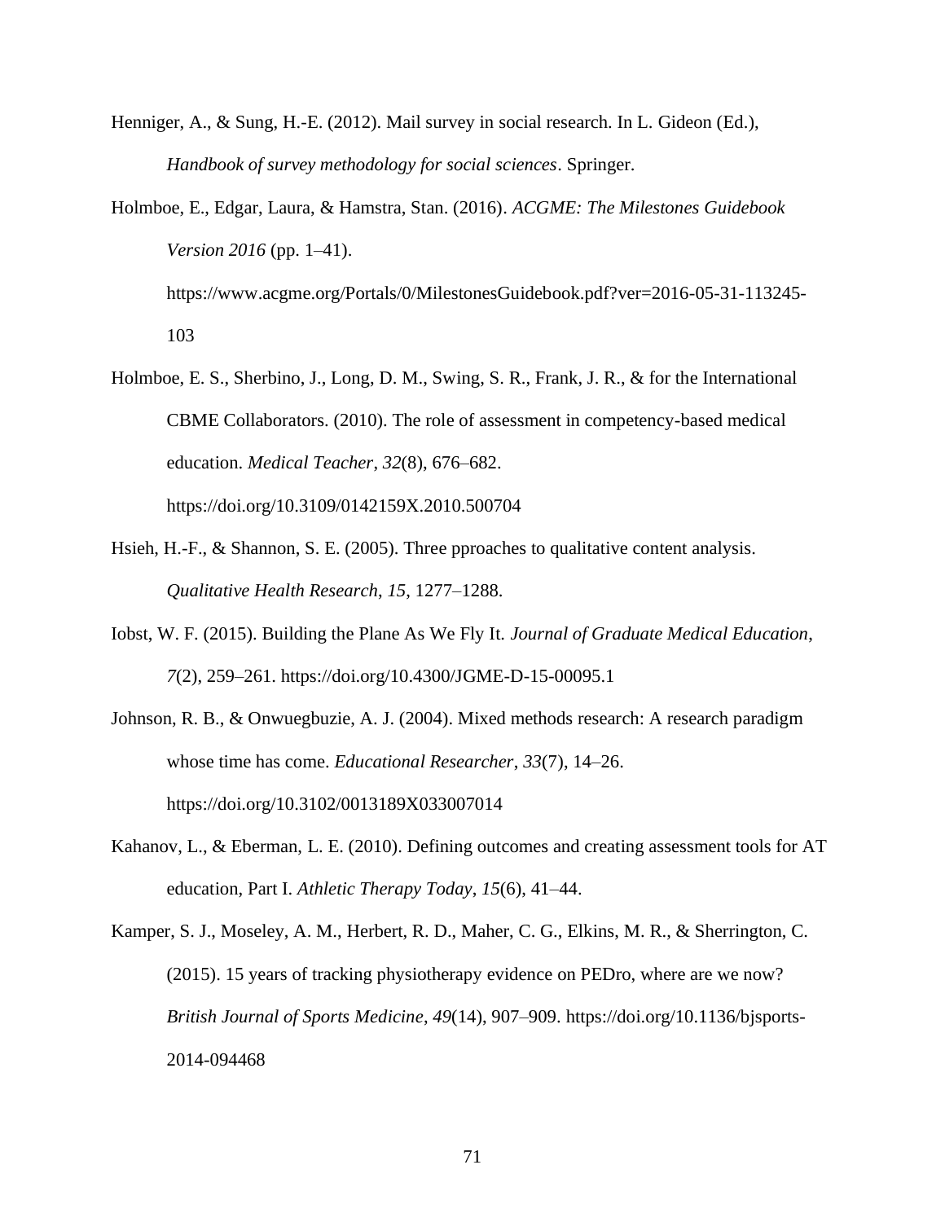Henniger, A., & Sung, H.-E. (2012). Mail survey in social research. In L. Gideon (Ed.), *Handbook of survey methodology for social sciences*. Springer.

Holmboe, E., Edgar, Laura, & Hamstra, Stan. (2016). *ACGME: The Milestones Guidebook Version 2016* (pp. 1–41). https://www.acgme.org/Portals/0/MilestonesGuidebook.pdf?ver=2016-05-31-113245-103

Holmboe, E. S., Sherbino, J., Long, D. M., Swing, S. R., Frank, J. R., & for the International CBME Collaborators. (2010). The role of assessment in competency-based medical education. *Medical Teacher*, *32*(8), 676–682. https://doi.org/10.3109/0142159X.2010.500704

Hsieh, H.-F., & Shannon, S. E. (2005). Three pproaches to qualitative content analysis. *Qualitative Health Research*, *15*, 1277–1288.

Iobst, W. F. (2015). Building the Plane As We Fly It. *Journal of Graduate Medical Education*, *7*(2), 259–261. https://doi.org/10.4300/JGME-D-15-00095.1

Johnson, R. B., & Onwuegbuzie, A. J. (2004). Mixed methods research: A research paradigm whose time has come. *Educational Researcher*, *33*(7), 14–26. https://doi.org/10.3102/0013189X033007014

Kahanov, L., & Eberman, L. E. (2010). Defining outcomes and creating assessment tools for AT education, Part I. *Athletic Therapy Today*, *15*(6), 41–44.

Kamper, S. J., Moseley, A. M., Herbert, R. D., Maher, C. G., Elkins, M. R., & Sherrington, C. (2015). 15 years of tracking physiotherapy evidence on PEDro, where are we now? *British Journal of Sports Medicine*, *49*(14), 907–909. https://doi.org/10.1136/bjsports-2014-094468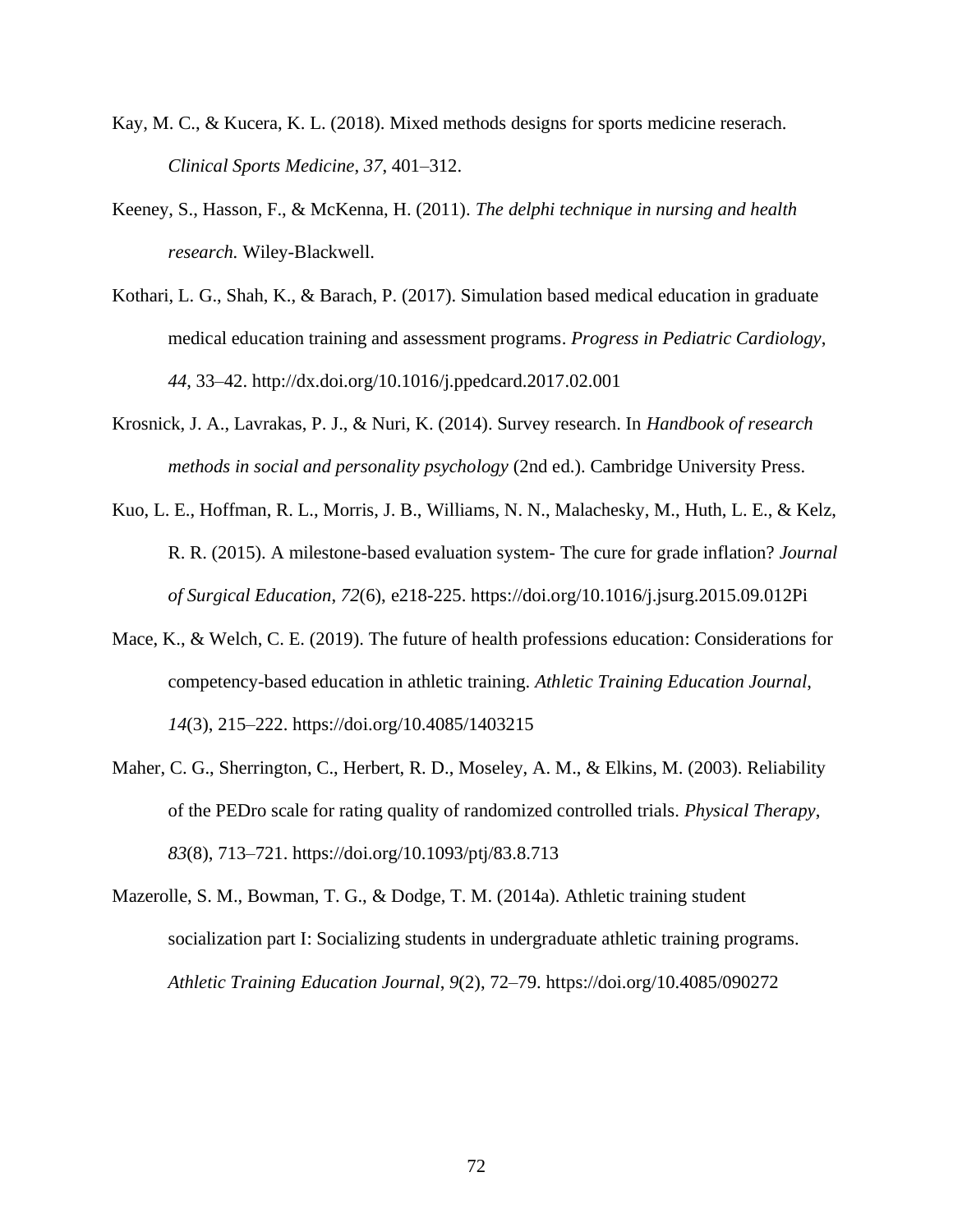Kay, M. C., & Kucera, K. L. (2018). Mixed methods designs for sports medicine reserach. *Clinical Sports Medicine*, *37*, 401–312.

Keeney, S., Hasson, F., & McKenna, H. (2011). *The delphi technique in nursing and health research.* Wiley-Blackwell.

Kothari, L. G., Shah, K., & Barach, P. (2017). Simulation based medical education in graduate medical education training and assessment programs. *Progress in Pediatric Cardiology*, *44*, 33–42. http://dx.doi.org/10.1016/j.ppedcard.2017.02.001

Krosnick, J. A., Lavrakas, P. J., & Nuri, K. (2014). Survey research. In *Handbook of research methods in social and personality psychology* (2nd ed.). Cambridge University Press.

Kuo, L. E., Hoffman, R. L., Morris, J. B., Williams, N. N., Malachesky, M., Huth, L. E., & Kelz, R. R. (2015). A milestone-based evaluation system- The cure for grade inflation? *Journal of Surgical Education*, *72*(6), e218-225. https://doi.org/10.1016/j.jsurg.2015.09.012Pi

Mace, K., & Welch, C. E. (2019). The future of health professions education: Considerations for competency-based education in athletic training. *Athletic Training Education Journal*, *14*(3), 215–222. https://doi.org/10.4085/1403215

Maher, C. G., Sherrington, C., Herbert, R. D., Moseley, A. M., & Elkins, M. (2003). Reliability of the PEDro scale for rating quality of randomized controlled trials. *Physical Therapy*, *83*(8), 713–721. https://doi.org/10.1093/ptj/83.8.713

Mazerolle, S. M., Bowman, T. G., & Dodge, T. M. (2014a). Athletic training student socialization part I: Socializing students in undergraduate athletic training programs. *Athletic Training Education Journal*, *9*(2), 72–79. https://doi.org/10.4085/090272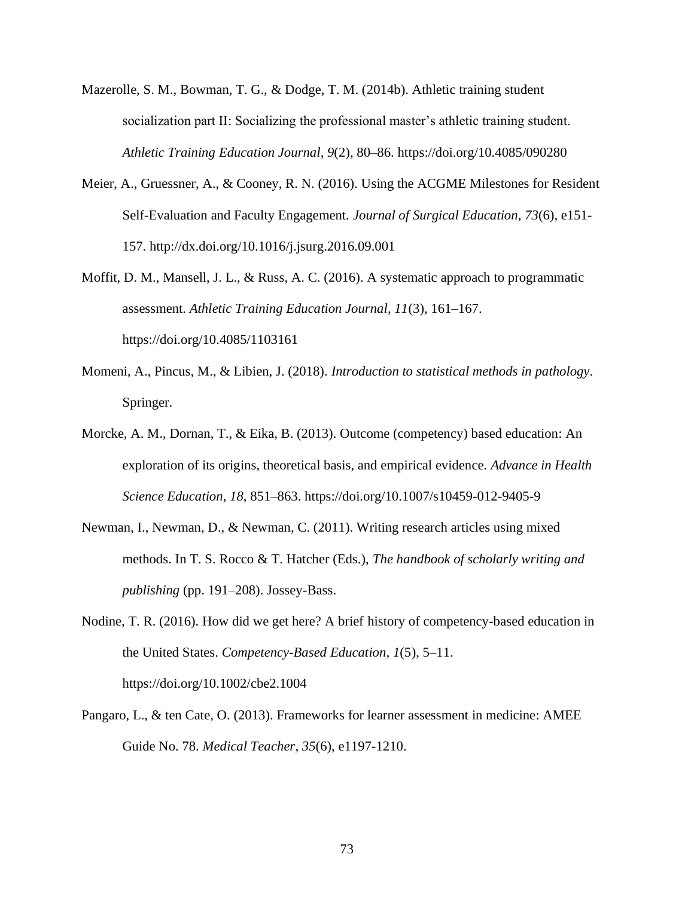Mazerolle, S. M., Bowman, T. G., & Dodge, T. M. (2014b). Athletic training student socialization part II: Socializing the professional master's athletic training student. *Athletic Training Education Journal*, *9*(2), 80–86. https://doi.org/10.4085/090280

Meier, A., Gruessner, A., & Cooney, R. N. (2016). Using the ACGME Milestones for Resident Self-Evaluation and Faculty Engagement. *Journal of Surgical Education*, *73*(6), e151-157. http://dx.doi.org/10.1016/j.jsurg.2016.09.001

Moffit, D. M., Mansell, J. L., & Russ, A. C. (2016). A systematic approach to programmatic assessment. *Athletic Training Education Journal*, *11*(3), 161–167. https://doi.org/10.4085/1103161

Momeni, A., Pincus, M., & Libien, J. (2018). *Introduction to statistical methods in pathology*. Springer.

Morcke, A. M., Dornan, T., & Eika, B. (2013). Outcome (competency) based education: An exploration of its origins, theoretical basis, and empirical evidence. *Advance in Health Science Education*, *18*, 851–863. https://doi.org/10.1007/s10459-012-9405-9

Newman, I., Newman, D., & Newman, C. (2011). Writing research articles using mixed methods. In T. S. Rocco & T. Hatcher (Eds.), *The handbook of scholarly writing and publishing* (pp. 191–208). Jossey-Bass.

Nodine, T. R. (2016). How did we get here? A brief history of competency-based education in the United States. *Competency-Based Education*, *1*(5), 5–11. https://doi.org/10.1002/cbe2.1004

Pangaro, L., & ten Cate, O. (2013). Frameworks for learner assessment in medicine: AMEE Guide No. 78. *Medical Teacher*, *35*(6), e1197-1210.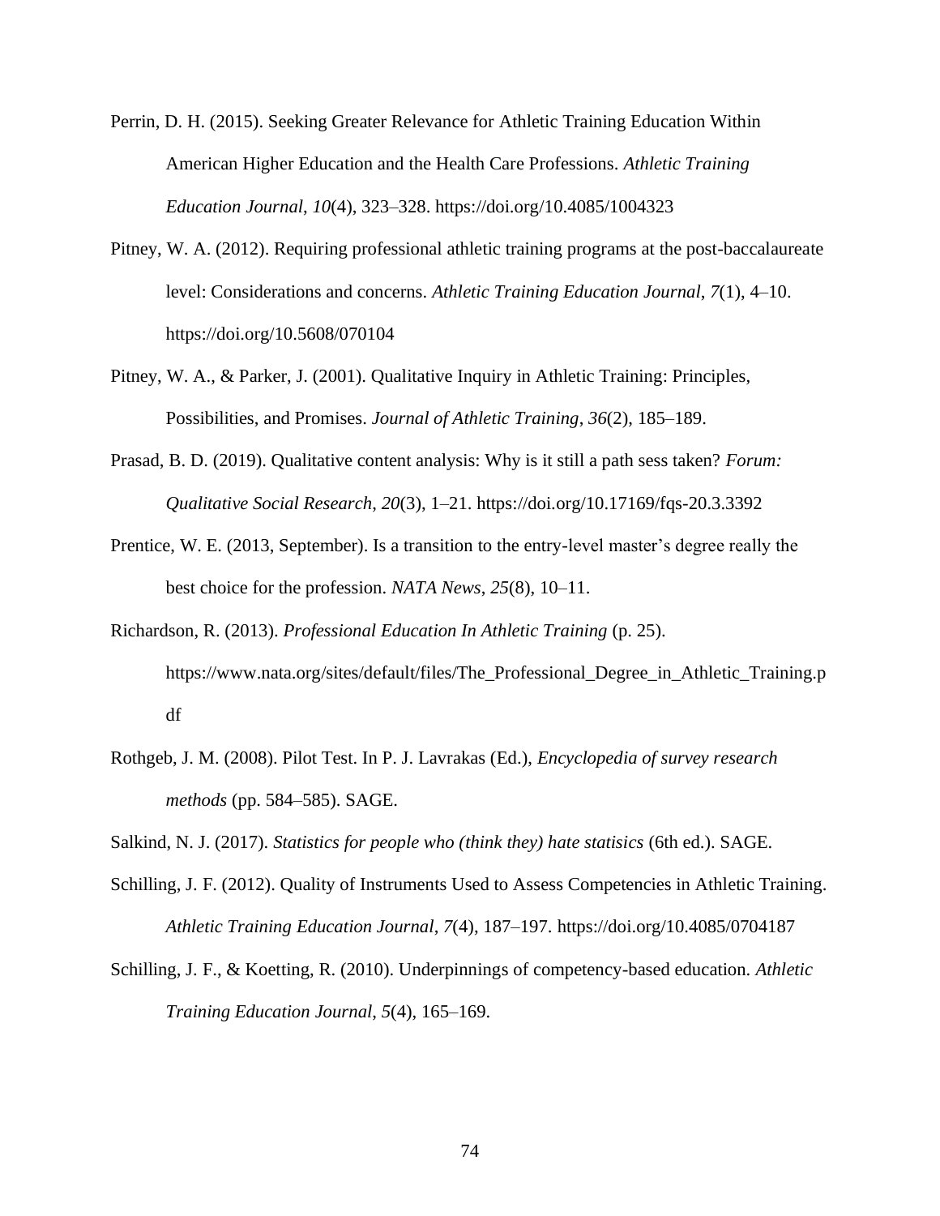Perrin, D. H. (2015). Seeking Greater Relevance for Athletic Training Education Within American Higher Education and the Health Care Professions. *Athletic Training Education Journal*, *10*(4), 323–328. https://doi.org/10.4085/1004323

Pitney, W. A. (2012). Requiring professional athletic training programs at the post-baccalaureate level: Considerations and concerns. *Athletic Training Education Journal*, *7*(1), 4–10. https://doi.org/10.5608/070104

Pitney, W. A., & Parker, J. (2001). Qualitative Inquiry in Athletic Training: Principles, Possibilities, and Promises. *Journal of Athletic Training*, *36*(2), 185–189.

Prasad, B. D. (2019). Qualitative content analysis: Why is it still a path sess taken? *Forum: Qualitative Social Research*, *20*(3), 1–21. https://doi.org/10.17169/fqs-20.3.3392

Prentice, W. E. (2013, September). Is a transition to the entry-level master's degree really the best choice for the profession. *NATA News*, *25*(8), 10–11.

Richardson, R. (2013). *Professional Education In Athletic Training* (p. 25). https://www.nata.org/sites/default/files/The_Professional_Degree_in_Athletic_Training.pdf

Rothgeb, J. M. (2008). Pilot Test. In P. J. Lavrakas (Ed.), *Encyclopedia of survey research methods* (pp. 584–585). SAGE.

Salkind, N. J. (2017). *Statistics for people who (think they) hate statisics* (6th ed.). SAGE.

Schilling, J. F. (2012). Quality of Instruments Used to Assess Competencies in Athletic Training. *Athletic Training Education Journal*, *7*(4), 187–197. https://doi.org/10.4085/0704187

Schilling, J. F., & Koetting, R. (2010). Underpinnings of competency-based education. *Athletic Training Education Journal*, *5*(4), 165–169.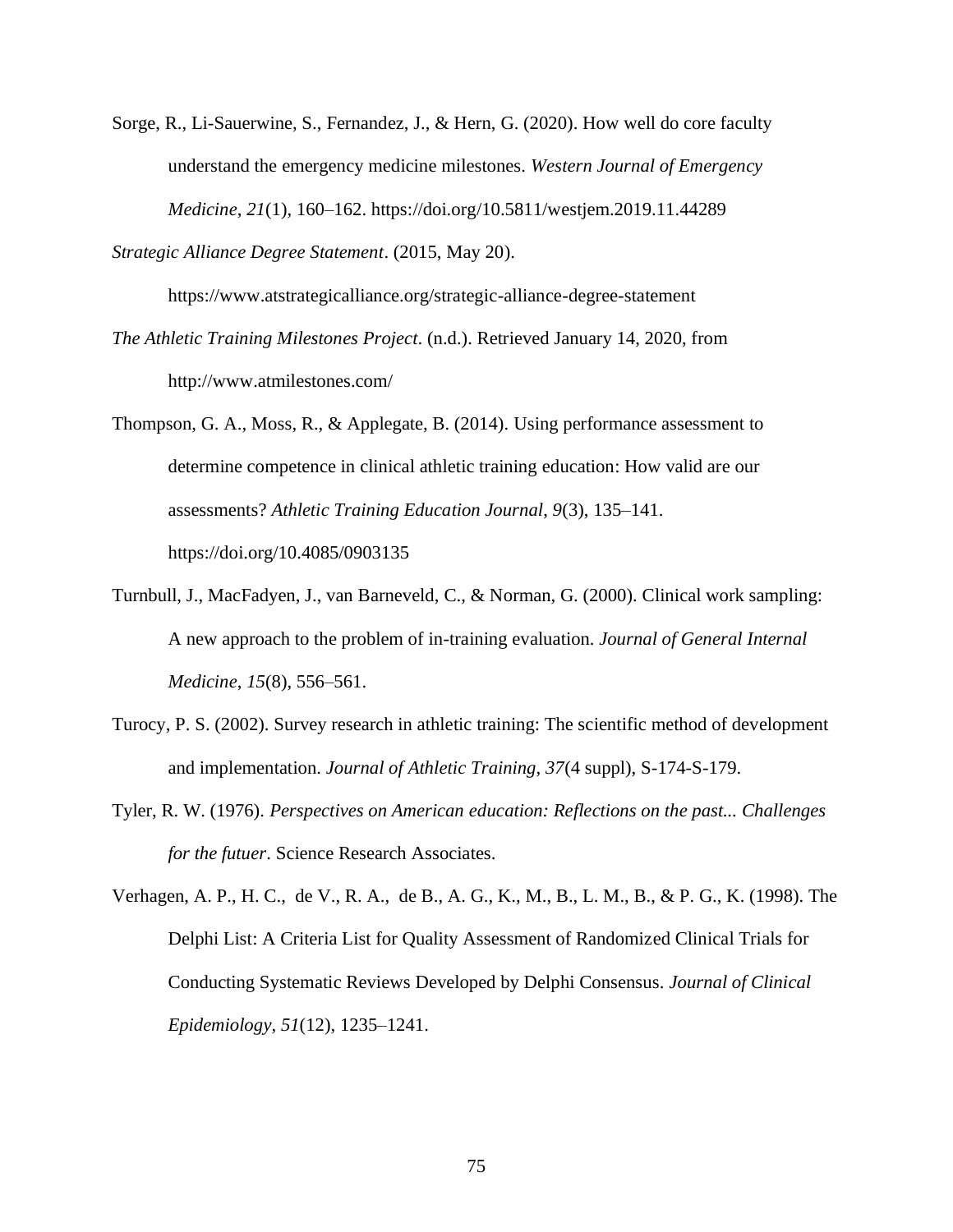Sorge, R., Li-Sauerwine, S., Fernandez, J., & Hern, G. (2020). How well do core faculty understand the emergency medicine milestones. *Western Journal of Emergency Medicine*, *21*(1), 160–162. https://doi.org/10.5811/westjem.2019.11.44289

*Strategic Alliance Degree Statement*. (2015, May 20). https://www.atstrategicalliance.org/strategic-alliance-degree-statement

*The Athletic Training Milestones Project*. (n.d.). Retrieved January 14, 2020, from http://www.atmilestones.com/

Thompson, G. A., Moss, R., & Applegate, B. (2014). Using performance assessment to determine competence in clinical athletic training education: How valid are our assessments? *Athletic Training Education Journal*, *9*(3), 135–141. https://doi.org/10.4085/0903135

Turnbull, J., MacFadyen, J., van Barneveld, C., & Norman, G. (2000). Clinical work sampling: A new approach to the problem of in-training evaluation. *Journal of General Internal Medicine*, *15*(8), 556–561.

Turocy, P. S. (2002). Survey research in athletic training: The scientific method of development and implementation. *Journal of Athletic Training*, *37*(4 suppl), S-174-S-179.

Tyler, R. W. (1976). *Perspectives on American education: Reflections on the past... Challenges for the futuer*. Science Research Associates.

Verhagen, A. P., H. C., de V., R. A., de B., A. G., K., M., B., L. M., B., & P. G., K. (1998). The Delphi List: A Criteria List for Quality Assessment of Randomized Clinical Trials for Conducting Systematic Reviews Developed by Delphi Consensus. *Journal of Clinical Epidemiology*, *51*(12), 1235–1241.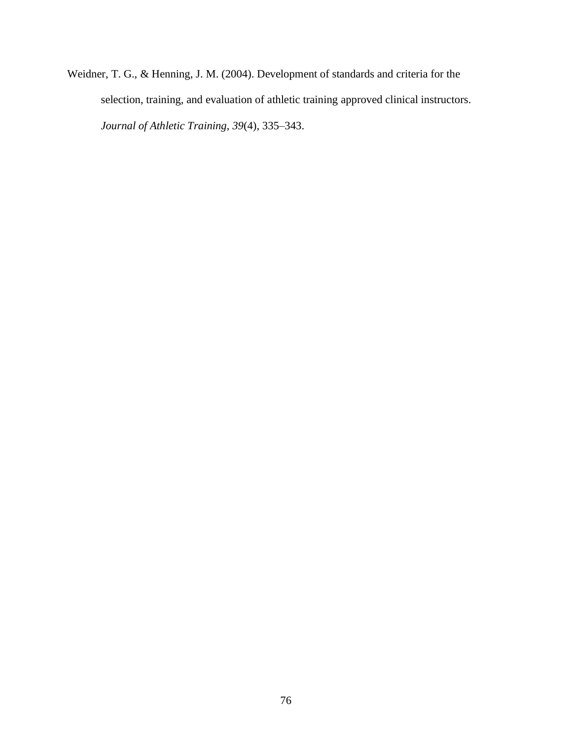Weidner, T. G., & Henning, J. M. (2004). Development of standards and criteria for the selection, training, and evaluation of athletic training approved clinical instructors. *Journal of Athletic Training*, *39*(4), 335–343.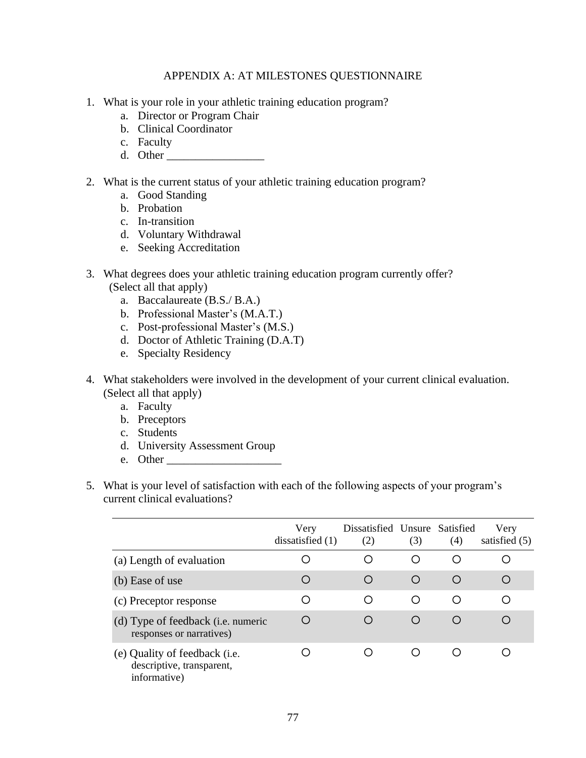## APPENDIX A: AT MILESTONES QUESTIONNAIRE

1. What is your role in your athletic training education program?
   a. Director or Program Chair
   b. Clinical Coordinator
   c. Faculty
   d. Other _________________

2. What is the current status of your athletic training education program?
   a. Good Standing
   b. Probation
   c. In-transition
   d. Voluntary Withdrawal
   e. Seeking Accreditation

3. What degrees does your athletic training education program currently offer? (Select all that apply)
   a. Baccalaureate (B.S./ B.A.)
   b. Professional Master's (M.A.T.)
   c. Post-professional Master's (M.S.)
   d. Doctor of Athletic Training (D.A.T)
   e. Specialty Residency

4. What stakeholders were involved in the development of your current clinical evaluation. (Select all that apply)
   a. Faculty
   b. Preceptors
   c. Students
   d. University Assessment Group
   e. Other ____________________

5. What is your level of satisfaction with each of the following aspects of your program's current clinical evaluations?

| | Very dissatisfied (1) | Dissatisfied (2) | Unsure (3) | Satisfied (4) | Very satisfied (5) |
|---|---|---|---|---|---|
| (a) Length of evaluation | ○ | ○ | ○ | ○ | ○ |
| (b) Ease of use | ○ | ○ | ○ | ○ | ○ |
| (c) Preceptor response | ○ | ○ | ○ | ○ | ○ |
| (d) Type of feedback (i.e. numeric responses or narratives) | ○ | ○ | ○ | ○ | ○ |
| (e) Quality of feedback (i.e. descriptive, transparent, informative) | ○ | ○ | ○ | ○ | ○ |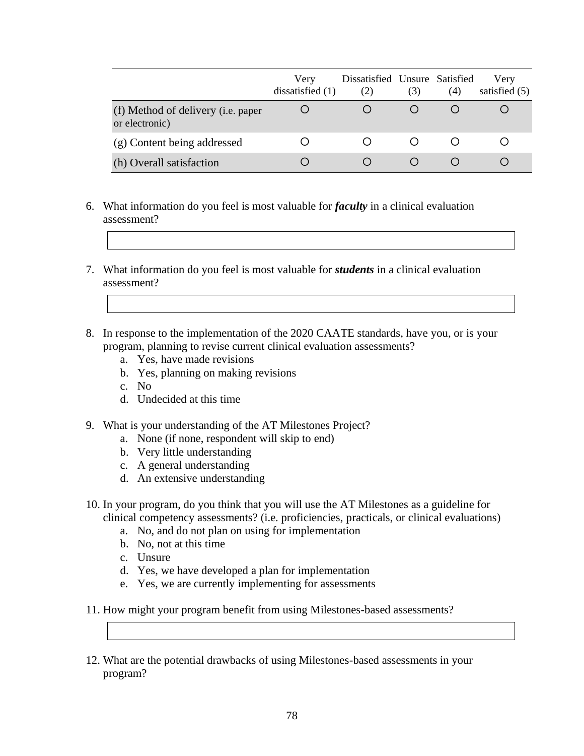| | Very dissatisfied (1) | Dissatisfied (2) | Unsure (3) | Satisfied (4) | Very satisfied (5) |
|---|---|---|---|---|---|
| (f) Method of delivery (i.e. paper or electronic) | ○ | ○ | ○ | ○ | ○ |
| (g) Content being addressed | ○ | ○ | ○ | ○ | ○ |
| (h) Overall satisfaction | ○ | ○ | ○ | ○ | ○ |

6. What information do you feel is most valuable for ***faculty*** in a clinical evaluation assessment?

7. What information do you feel is most valuable for ***students*** in a clinical evaluation assessment?

8. In response to the implementation of the 2020 CAATE standards, have you, or is your program, planning to revise current clinical evaluation assessments?
   a. Yes, have made revisions
   b. Yes, planning on making revisions
   c. No
   d. Undecided at this time

9. What is your understanding of the AT Milestones Project?
   a. None (if none, respondent will skip to end)
   b. Very little understanding
   c. A general understanding
   d. An extensive understanding

10. In your program, do you think that you will use the AT Milestones as a guideline for clinical competency assessments? (i.e. proficiencies, practicals, or clinical evaluations)
    a. No, and do not plan on using for implementation
    b. No, not at this time
    c. Unsure
    d. Yes, we have developed a plan for implementation
    e. Yes, we are currently implementing for assessments

11. How might your program benefit from using Milestones-based assessments?

12. What are the potential drawbacks of using Milestones-based assessments in your program?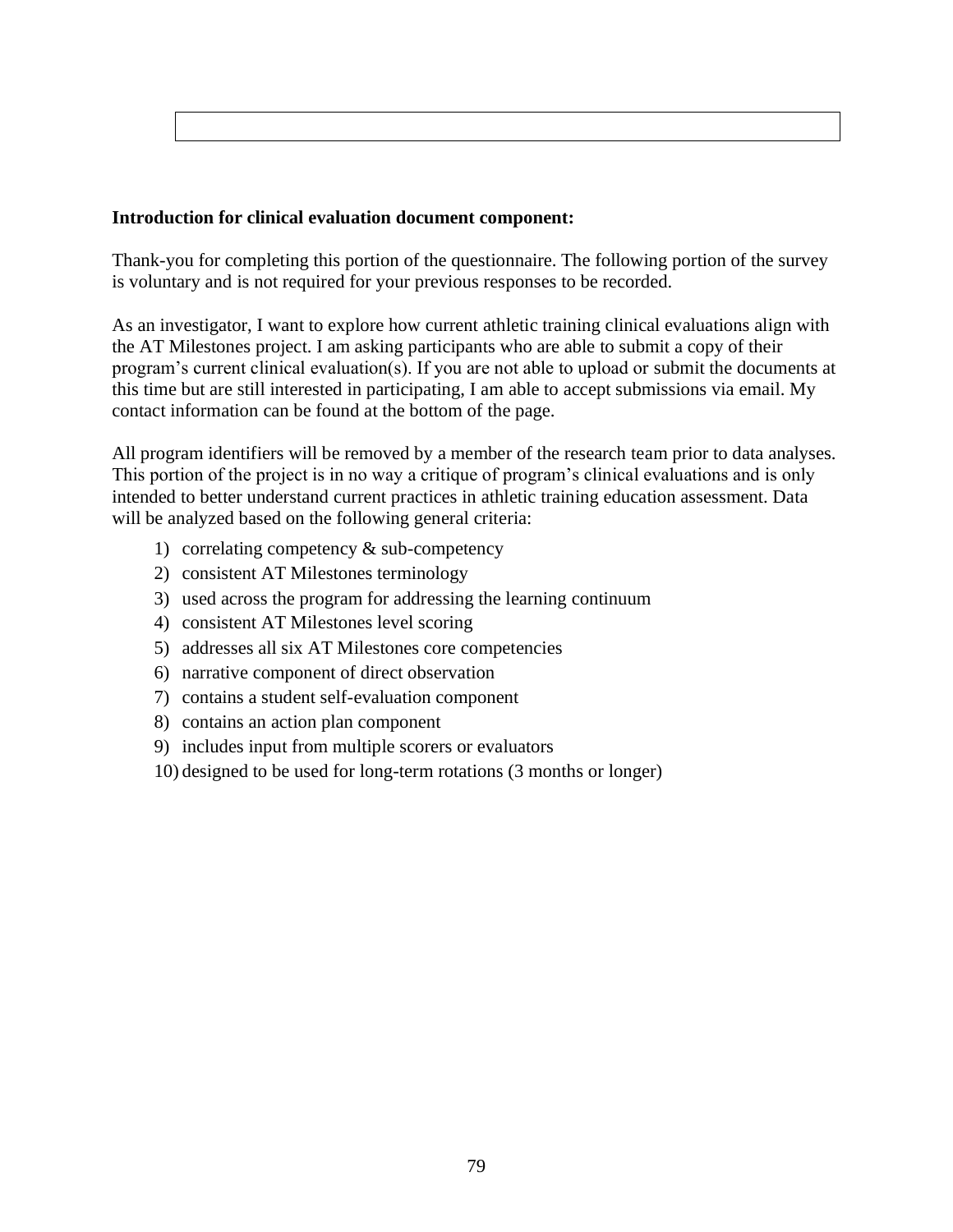**Introduction for clinical evaluation document component:**

Thank-you for completing this portion of the questionnaire. The following portion of the survey is voluntary and is not required for your previous responses to be recorded.

As an investigator, I want to explore how current athletic training clinical evaluations align with the AT Milestones project. I am asking participants who are able to submit a copy of their program's current clinical evaluation(s). If you are not able to upload or submit the documents at this time but are still interested in participating, I am able to accept submissions via email. My contact information can be found at the bottom of the page.

All program identifiers will be removed by a member of the research team prior to data analyses. This portion of the project is in no way a critique of program's clinical evaluations and is only intended to better understand current practices in athletic training education assessment. Data will be analyzed based on the following general criteria:

1) correlating competency & sub-competency
2) consistent AT Milestones terminology
3) used across the program for addressing the learning continuum
4) consistent AT Milestones level scoring
5) addresses all six AT Milestones core competencies
6) narrative component of direct observation
7) contains a student self-evaluation component
8) contains an action plan component
9) includes input from multiple scorers or evaluators
10) designed to be used for long-term rotations (3 months or longer)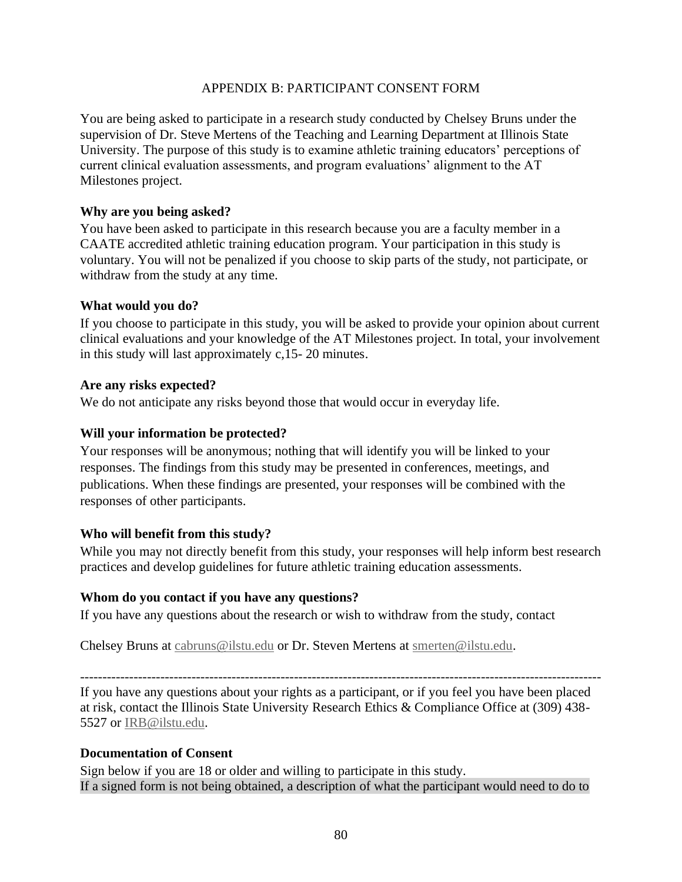# APPENDIX B: PARTICIPANT CONSENT FORM

You are being asked to participate in a research study conducted by Chelsey Bruns under the supervision of Dr. Steve Mertens of the Teaching and Learning Department at Illinois State University. The purpose of this study is to examine athletic training educators' perceptions of current clinical evaluation assessments, and program evaluations' alignment to the AT Milestones project.

**Why are you being asked?**

You have been asked to participate in this research because you are a faculty member in a CAATE accredited athletic training education program. Your participation in this study is voluntary. You will not be penalized if you choose to skip parts of the study, not participate, or withdraw from the study at any time.

**What would you do?**

If you choose to participate in this study, you will be asked to provide your opinion about current clinical evaluations and your knowledge of the AT Milestones project. In total, your involvement in this study will last approximately c,15- 20 minutes.

**Are any risks expected?**

We do not anticipate any risks beyond those that would occur in everyday life.

**Will your information be protected?**

Your responses will be anonymous; nothing that will identify you will be linked to your responses. The findings from this study may be presented in conferences, meetings, and publications. When these findings are presented, your responses will be combined with the responses of other participants.

**Who will benefit from this study?**

While you may not directly benefit from this study, your responses will help inform best research practices and develop guidelines for future athletic training education assessments.

**Whom do you contact if you have any questions?**

If you have any questions about the research or wish to withdraw from the study, contact

Chelsey Bruns at cabruns@ilstu.edu or Dr. Steven Mertens at smerten@ilstu.edu.

---

If you have any questions about your rights as a participant, or if you feel you have been placed at risk, contact the Illinois State University Research Ethics & Compliance Office at (309) 438-5527 or IRB@ilstu.edu.

**Documentation of Consent**

Sign below if you are 18 or older and willing to participate in this study.

If a signed form is not being obtained, a description of what the participant would need to do to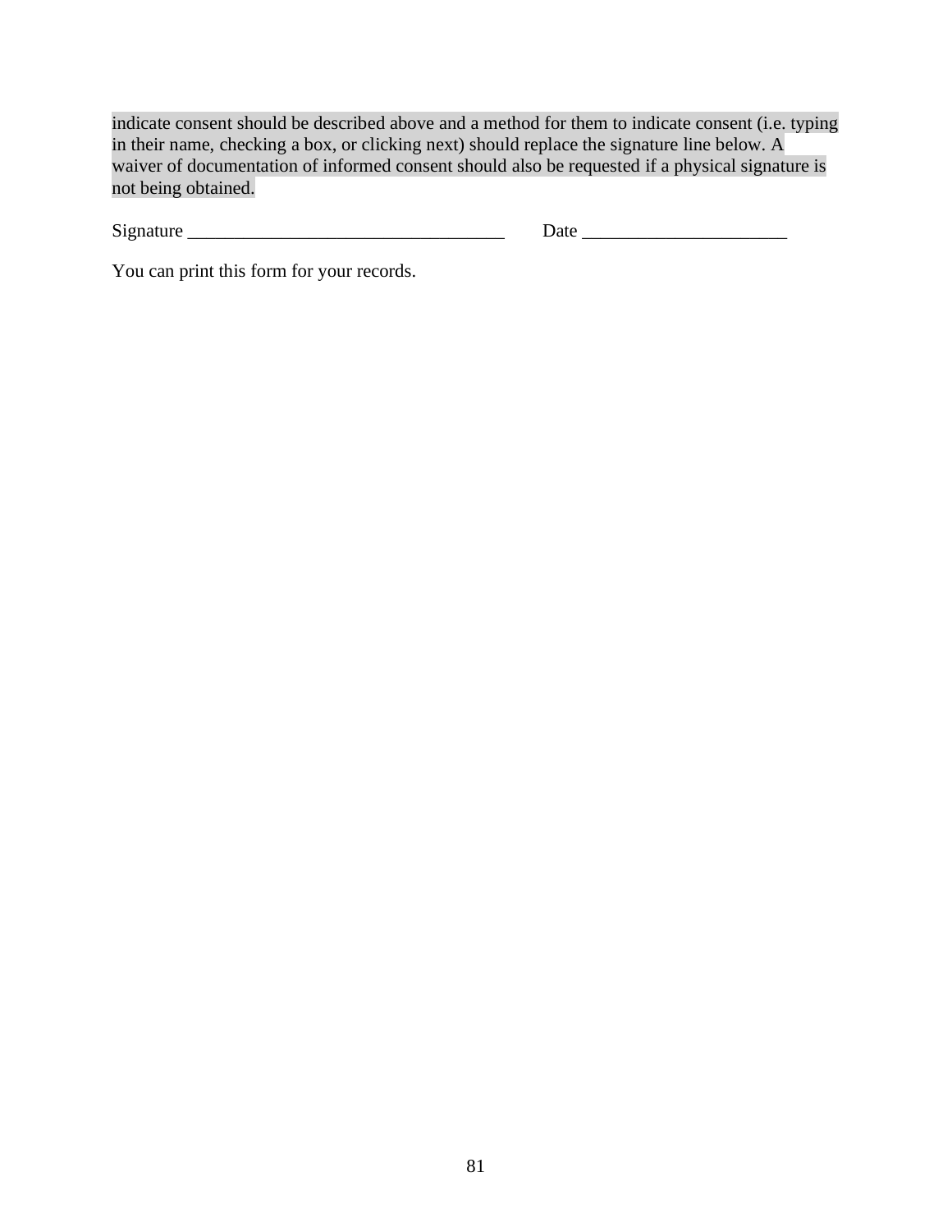indicate consent should be described above and a method for them to indicate consent (i.e. typing in their name, checking a box, or clicking next) should replace the signature line below. A waiver of documentation of informed consent should also be requested if a physical signature is not being obtained.

Signature ___________________________________ Date ______________________

You can print this form for your records.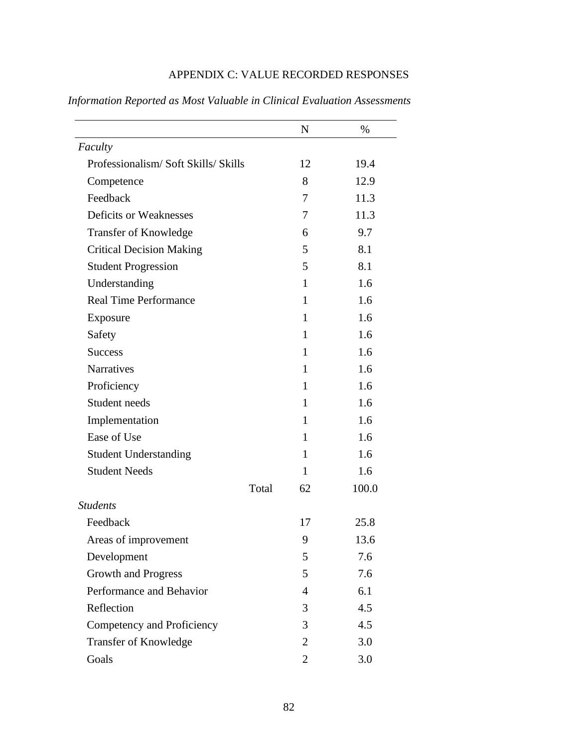# APPENDIX C: VALUE RECORDED RESPONSES

*Information Reported as Most Valuable in Clinical Evaluation Assessments*

| | N | % |
|---|---|---|
| *Faculty* | | |
| Professionalism/ Soft Skills/ Skills | 12 | 19.4 |
| Competence | 8 | 12.9 |
| Feedback | 7 | 11.3 |
| Deficits or Weaknesses | 7 | 11.3 |
| Transfer of Knowledge | 6 | 9.7 |
| Critical Decision Making | 5 | 8.1 |
| Student Progression | 5 | 8.1 |
| Understanding | 1 | 1.6 |
| Real Time Performance | 1 | 1.6 |
| Exposure | 1 | 1.6 |
| Safety | 1 | 1.6 |
| Success | 1 | 1.6 |
| Narratives | 1 | 1.6 |
| Proficiency | 1 | 1.6 |
| Student needs | 1 | 1.6 |
| Implementation | 1 | 1.6 |
| Ease of Use | 1 | 1.6 |
| Student Understanding | 1 | 1.6 |
| Student Needs | 1 | 1.6 |
| Total | 62 | 100.0 |
| *Students* | | |
| Feedback | 17 | 25.8 |
| Areas of improvement | 9 | 13.6 |
| Development | 5 | 7.6 |
| Growth and Progress | 5 | 7.6 |
| Performance and Behavior | 4 | 6.1 |
| Reflection | 3 | 4.5 |
| Competency and Proficiency | 3 | 4.5 |
| Transfer of Knowledge | 2 | 3.0 |
| Goals | 2 | 3.0 |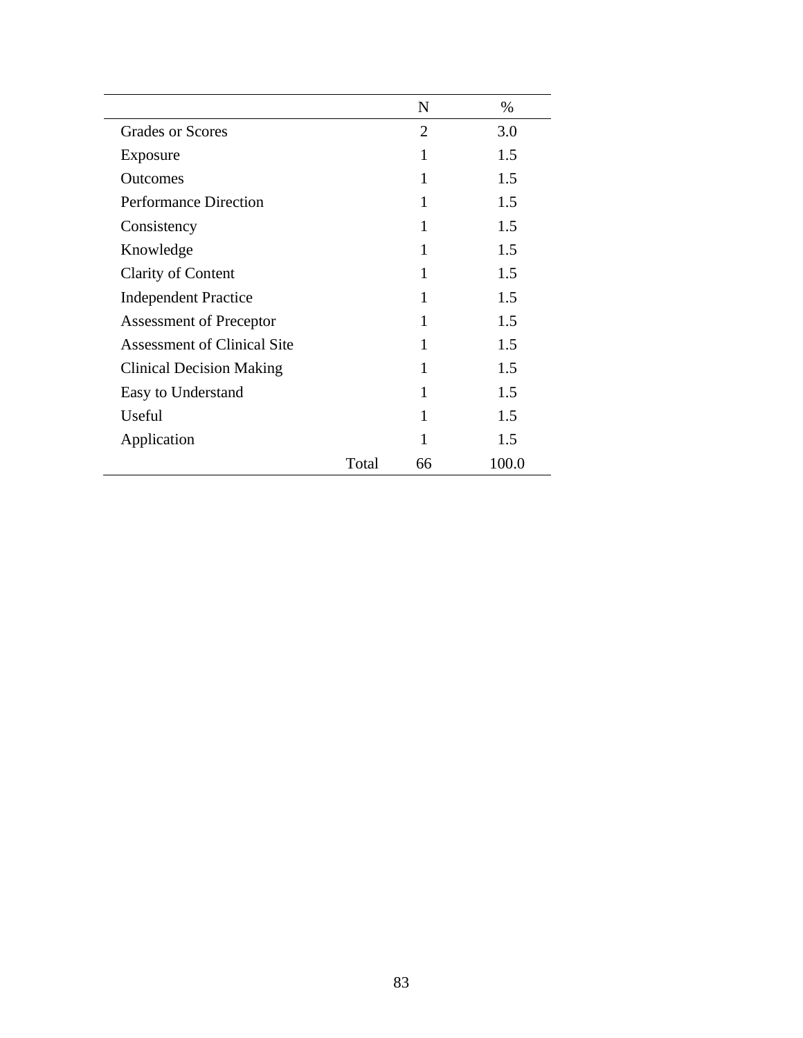| | N | % |
|---|---|---|
| Grades or Scores | 2 | 3.0 |
| Exposure | 1 | 1.5 |
| Outcomes | 1 | 1.5 |
| Performance Direction | 1 | 1.5 |
| Consistency | 1 | 1.5 |
| Knowledge | 1 | 1.5 |
| Clarity of Content | 1 | 1.5 |
| Independent Practice | 1 | 1.5 |
| Assessment of Preceptor | 1 | 1.5 |
| Assessment of Clinical Site | 1 | 1.5 |
| Clinical Decision Making | 1 | 1.5 |
| Easy to Understand | 1 | 1.5 |
| Useful | 1 | 1.5 |
| Application | 1 | 1.5 |
| Total | 66 | 100.0 |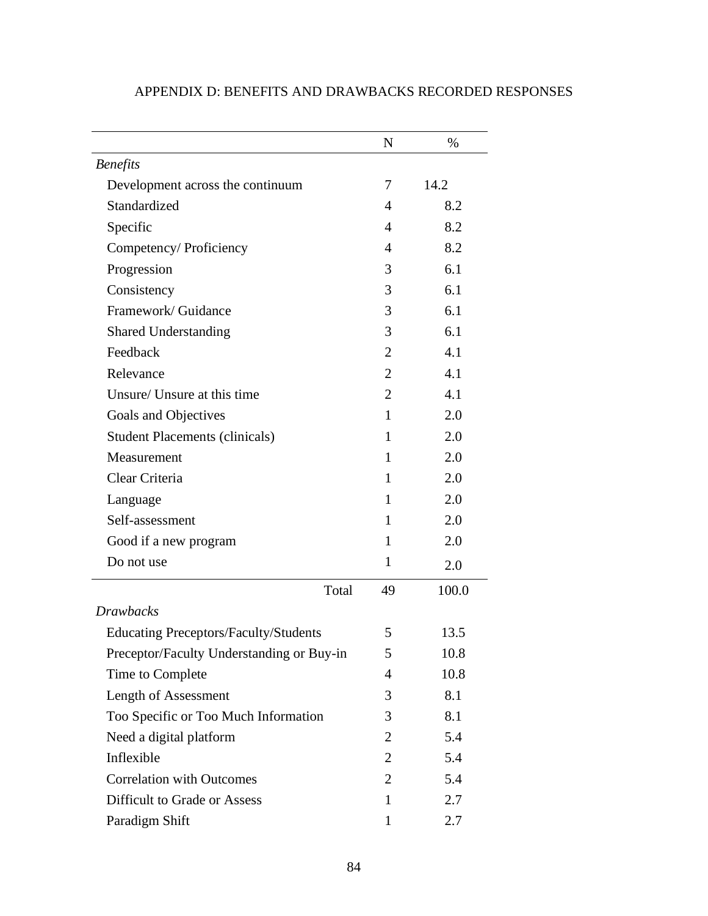# APPENDIX D: BENEFITS AND DRAWBACKS RECORDED RESPONSES

| | N | % |
|---|---|---|
| *Benefits* | | |
| Development across the continuum | 7 | 14.2 |
| Standardized | 4 | 8.2 |
| Specific | 4 | 8.2 |
| Competency/ Proficiency | 4 | 8.2 |
| Progression | 3 | 6.1 |
| Consistency | 3 | 6.1 |
| Framework/ Guidance | 3 | 6.1 |
| Shared Understanding | 3 | 6.1 |
| Feedback | 2 | 4.1 |
| Relevance | 2 | 4.1 |
| Unsure/ Unsure at this time | 2 | 4.1 |
| Goals and Objectives | 1 | 2.0 |
| Student Placements (clinicals) | 1 | 2.0 |
| Measurement | 1 | 2.0 |
| Clear Criteria | 1 | 2.0 |
| Language | 1 | 2.0 |
| Self-assessment | 1 | 2.0 |
| Good if a new program | 1 | 2.0 |
| Do not use | 1 | 2.0 |
| Total | 49 | 100.0 |
| *Drawbacks* | | |
| Educating Preceptors/Faculty/Students | 5 | 13.5 |
| Preceptor/Faculty Understanding or Buy-in | 5 | 10.8 |
| Time to Complete | 4 | 10.8 |
| Length of Assessment | 3 | 8.1 |
| Too Specific or Too Much Information | 3 | 8.1 |
| Need a digital platform | 2 | 5.4 |
| Inflexible | 2 | 5.4 |
| Correlation with Outcomes | 2 | 5.4 |
| Difficult to Grade or Assess | 1 | 2.7 |
| Paradigm Shift | 1 | 2.7 |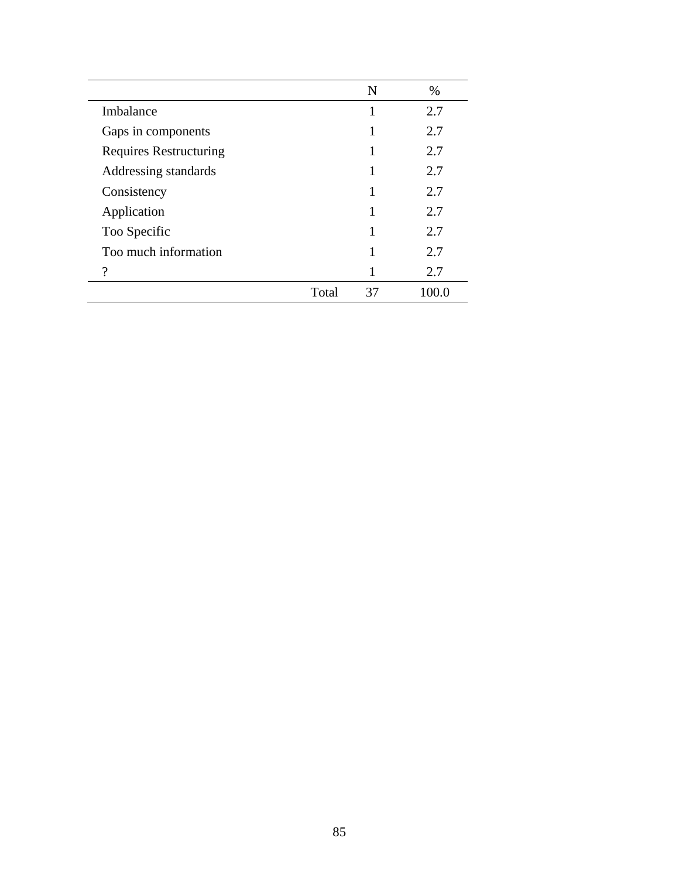| | N | % |
|---|---|---|
| Imbalance | 1 | 2.7 |
| Gaps in components | 1 | 2.7 |
| Requires Restructuring | 1 | 2.7 |
| Addressing standards | 1 | 2.7 |
| Consistency | 1 | 2.7 |
| Application | 1 | 2.7 |
| Too Specific | 1 | 2.7 |
| Too much information | 1 | 2.7 |
| ? | 1 | 2.7 |
| Total | 37 | 100.0 |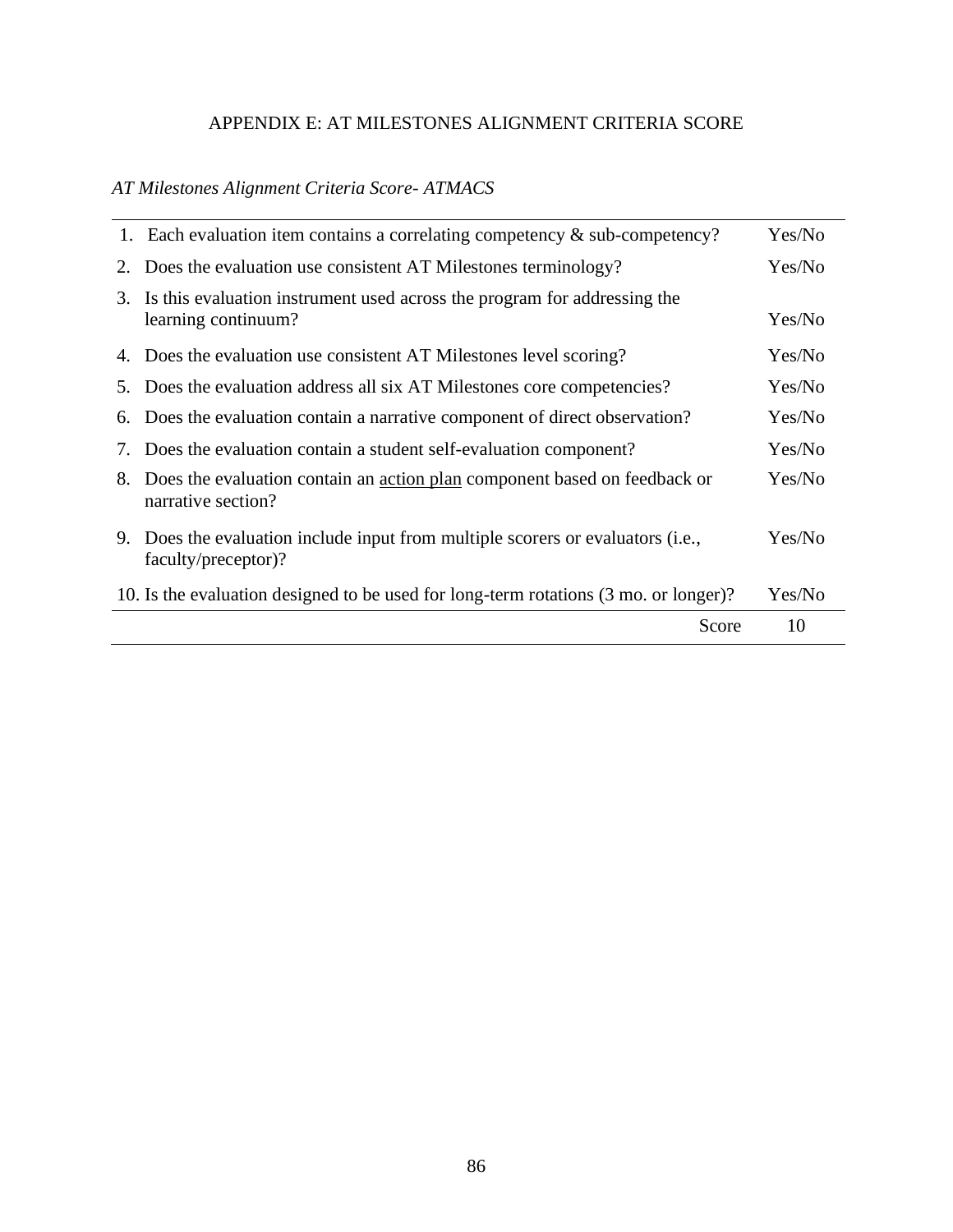# APPENDIX E: AT MILESTONES ALIGNMENT CRITERIA SCORE

*AT Milestones Alignment Criteria Score- ATMACS*

| | |
|---|---|
| 1. Each evaluation item contains a correlating competency & sub-competency? | Yes/No |
| 2. Does the evaluation use consistent AT Milestones terminology? | Yes/No |
| 3. Is this evaluation instrument used across the program for addressing the learning continuum? | Yes/No |
| 4. Does the evaluation use consistent AT Milestones level scoring? | Yes/No |
| 5. Does the evaluation address all six AT Milestones core competencies? | Yes/No |
| 6. Does the evaluation contain a narrative component of direct observation? | Yes/No |
| 7. Does the evaluation contain a student self-evaluation component? | Yes/No |
| 8. Does the evaluation contain an <u>action plan</u> component based on feedback or narrative section? | Yes/No |
| 9. Does the evaluation include input from multiple scorers or evaluators (i.e., faculty/preceptor)? | Yes/No |
| 10. Is the evaluation designed to be used for long-term rotations (3 mo. or longer)? | Yes/No |
| Score | 10 |